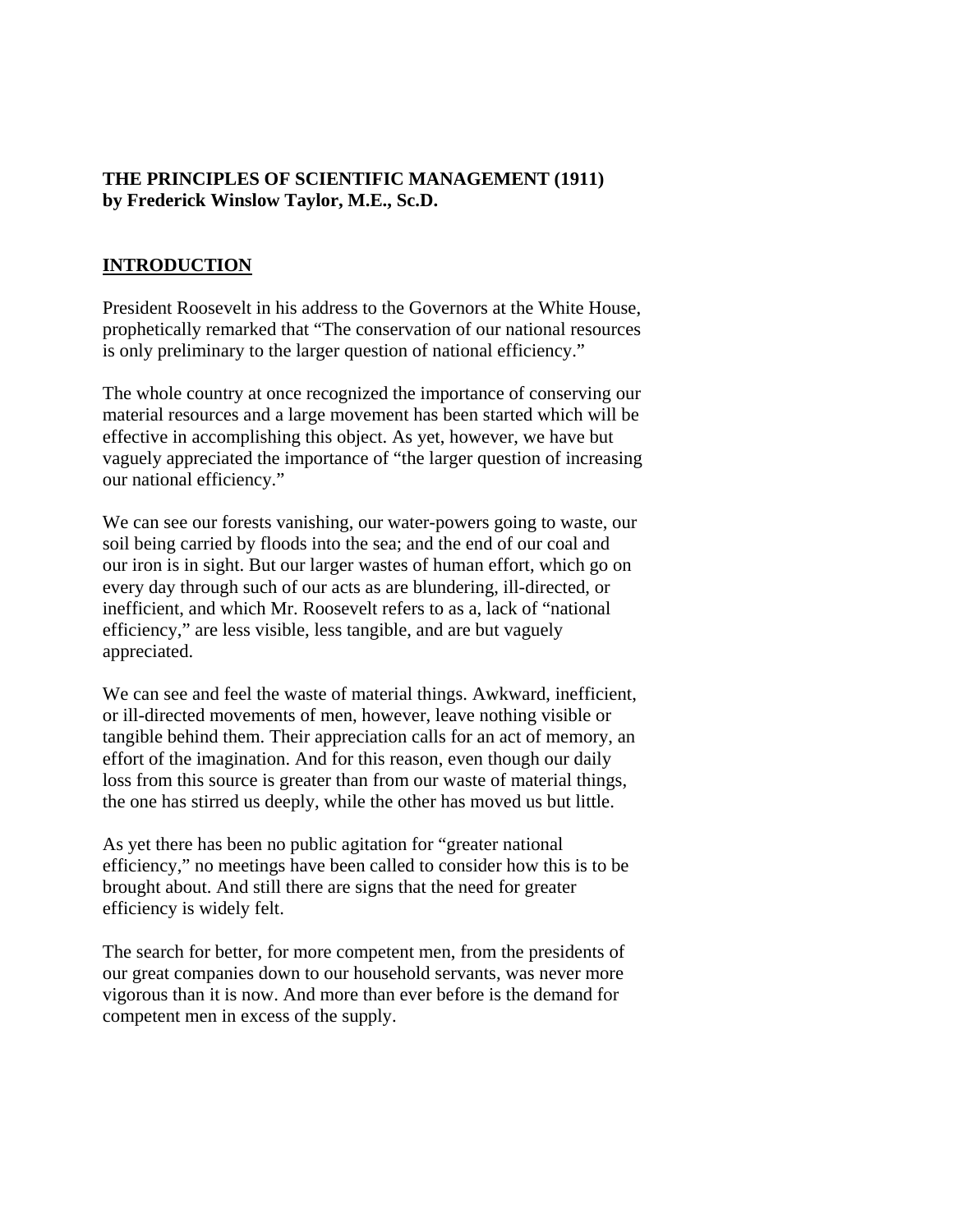**THE PRINCIPLES OF SCIENTIFIC MANAGEMENT (1911)**
**by Frederick Winslow Taylor, M.E., Sc.D.**

## INTRODUCTION

President Roosevelt in his address to the Governors at the White House, prophetically remarked that "The conservation of our national resources is only preliminary to the larger question of national efficiency."

The whole country at once recognized the importance of conserving our material resources and a large movement has been started which will be effective in accomplishing this object. As yet, however, we have but vaguely appreciated the importance of "the larger question of increasing our national efficiency."

We can see our forests vanishing, our water-powers going to waste, our soil being carried by floods into the sea; and the end of our coal and our iron is in sight. But our larger wastes of human effort, which go on every day through such of our acts as are blundering, ill-directed, or inefficient, and which Mr. Roosevelt refers to as a, lack of "national efficiency," are less visible, less tangible, and are but vaguely appreciated.

We can see and feel the waste of material things. Awkward, inefficient, or ill-directed movements of men, however, leave nothing visible or tangible behind them. Their appreciation calls for an act of memory, an effort of the imagination. And for this reason, even though our daily loss from this source is greater than from our waste of material things, the one has stirred us deeply, while the other has moved us but little.

As yet there has been no public agitation for "greater national efficiency," no meetings have been called to consider how this is to be brought about. And still there are signs that the need for greater efficiency is widely felt.

The search for better, for more competent men, from the presidents of our great companies down to our household servants, was never more vigorous than it is now. And more than ever before is the demand for competent men in excess of the supply.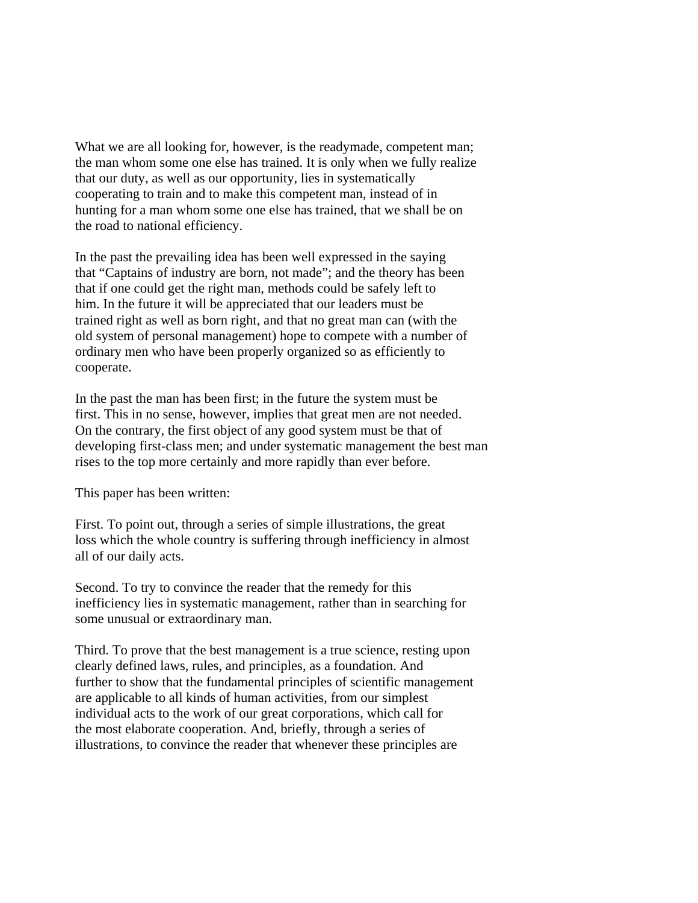What we are all looking for, however, is the readymade, competent man; the man whom some one else has trained. It is only when we fully realize that our duty, as well as our opportunity, lies in systematically cooperating to train and to make this competent man, instead of in hunting for a man whom some one else has trained, that we shall be on the road to national efficiency.

In the past the prevailing idea has been well expressed in the saying that "Captains of industry are born, not made"; and the theory has been that if one could get the right man, methods could be safely left to him. In the future it will be appreciated that our leaders must be trained right as well as born right, and that no great man can (with the old system of personal management) hope to compete with a number of ordinary men who have been properly organized so as efficiently to cooperate.

In the past the man has been first; in the future the system must be first. This in no sense, however, implies that great men are not needed. On the contrary, the first object of any good system must be that of developing first-class men; and under systematic management the best man rises to the top more certainly and more rapidly than ever before.

This paper has been written:

First. To point out, through a series of simple illustrations, the great loss which the whole country is suffering through inefficiency in almost all of our daily acts.

Second. To try to convince the reader that the remedy for this inefficiency lies in systematic management, rather than in searching for some unusual or extraordinary man.

Third. To prove that the best management is a true science, resting upon clearly defined laws, rules, and principles, as a foundation. And further to show that the fundamental principles of scientific management are applicable to all kinds of human activities, from our simplest individual acts to the work of our great corporations, which call for the most elaborate cooperation. And, briefly, through a series of illustrations, to convince the reader that whenever these principles are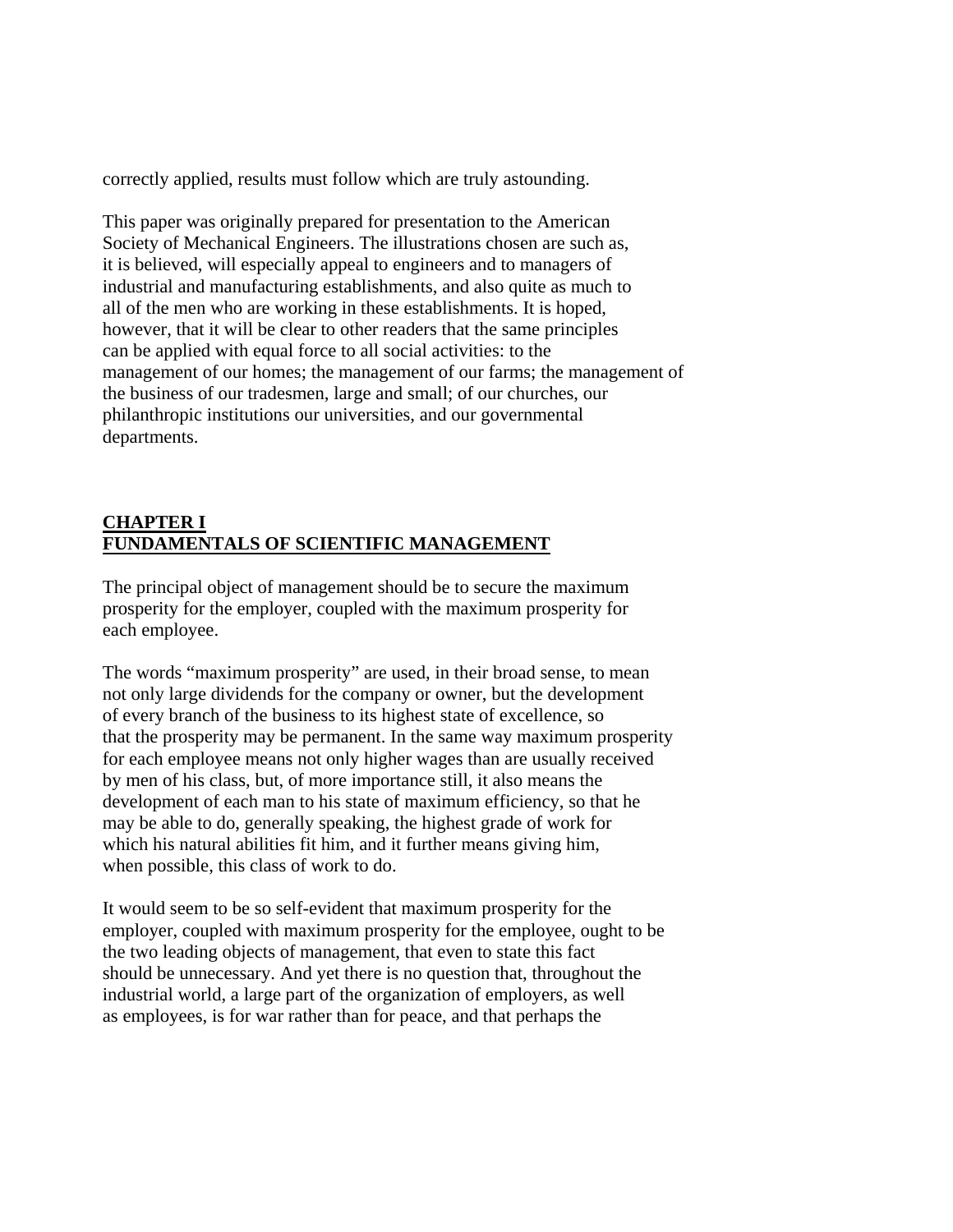correctly applied, results must follow which are truly astounding.

This paper was originally prepared for presentation to the American Society of Mechanical Engineers. The illustrations chosen are such as, it is believed, will especially appeal to engineers and to managers of industrial and manufacturing establishments, and also quite as much to all of the men who are working in these establishments. It is hoped, however, that it will be clear to other readers that the same principles can be applied with equal force to all social activities: to the management of our homes; the management of our farms; the management of the business of our tradesmen, large and small; of our churches, our philanthropic institutions our universities, and our governmental departments.

## CHAPTER I
## FUNDAMENTALS OF SCIENTIFIC MANAGEMENT

The principal object of management should be to secure the maximum prosperity for the employer, coupled with the maximum prosperity for each employee.

The words "maximum prosperity" are used, in their broad sense, to mean not only large dividends for the company or owner, but the development of every branch of the business to its highest state of excellence, so that the prosperity may be permanent. In the same way maximum prosperity for each employee means not only higher wages than are usually received by men of his class, but, of more importance still, it also means the development of each man to his state of maximum efficiency, so that he may be able to do, generally speaking, the highest grade of work for which his natural abilities fit him, and it further means giving him, when possible, this class of work to do.

It would seem to be so self-evident that maximum prosperity for the employer, coupled with maximum prosperity for the employee, ought to be the two leading objects of management, that even to state this fact should be unnecessary. And yet there is no question that, throughout the industrial world, a large part of the organization of employers, as well as employees, is for war rather than for peace, and that perhaps the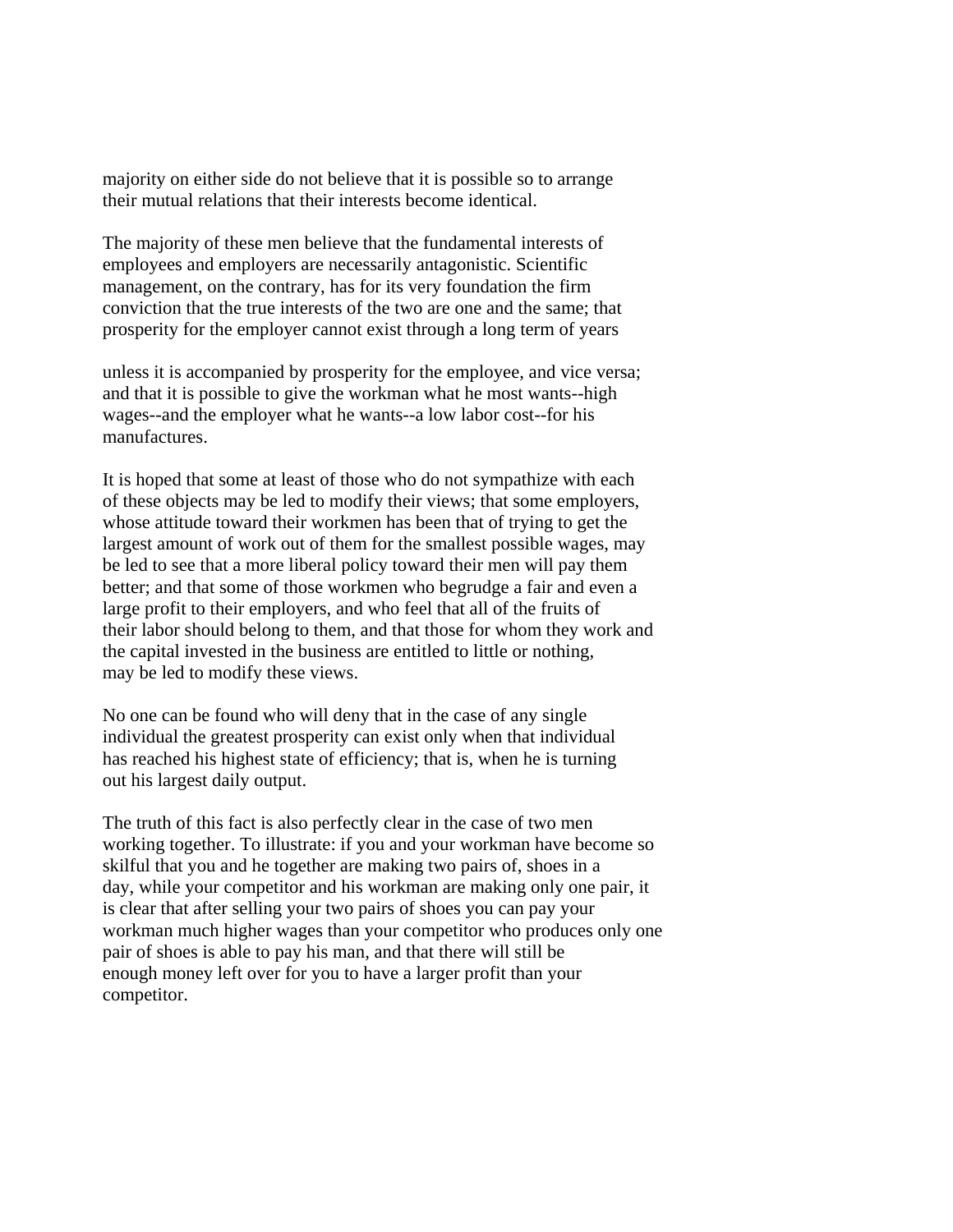majority on either side do not believe that it is possible so to arrange their mutual relations that their interests become identical.

The majority of these men believe that the fundamental interests of employees and employers are necessarily antagonistic. Scientific management, on the contrary, has for its very foundation the firm conviction that the true interests of the two are one and the same; that prosperity for the employer cannot exist through a long term of years unless it is accompanied by prosperity for the employee, and vice versa; and that it is possible to give the workman what he most wants--high wages--and the employer what he wants--a low labor cost--for his manufactures.

It is hoped that some at least of those who do not sympathize with each of these objects may be led to modify their views; that some employers, whose attitude toward their workmen has been that of trying to get the largest amount of work out of them for the smallest possible wages, may be led to see that a more liberal policy toward their men will pay them better; and that some of those workmen who begrudge a fair and even a large profit to their employers, and who feel that all of the fruits of their labor should belong to them, and that those for whom they work and the capital invested in the business are entitled to little or nothing, may be led to modify these views.

No one can be found who will deny that in the case of any single individual the greatest prosperity can exist only when that individual has reached his highest state of efficiency; that is, when he is turning out his largest daily output.

The truth of this fact is also perfectly clear in the case of two men working together. To illustrate: if you and your workman have become so skilful that you and he together are making two pairs of, shoes in a day, while your competitor and his workman are making only one pair, it is clear that after selling your two pairs of shoes you can pay your workman much higher wages than your competitor who produces only one pair of shoes is able to pay his man, and that there will still be enough money left over for you to have a larger profit than your competitor.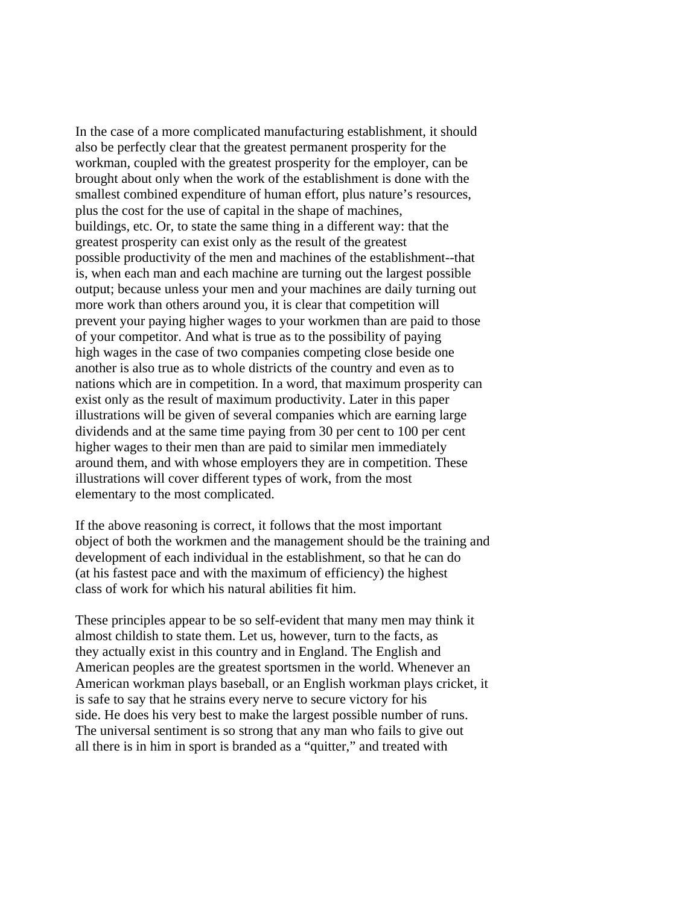In the case of a more complicated manufacturing establishment, it should also be perfectly clear that the greatest permanent prosperity for the workman, coupled with the greatest prosperity for the employer, can be brought about only when the work of the establishment is done with the smallest combined expenditure of human effort, plus nature's resources, plus the cost for the use of capital in the shape of machines, buildings, etc. Or, to state the same thing in a different way: that the greatest prosperity can exist only as the result of the greatest possible productivity of the men and machines of the establishment--that is, when each man and each machine are turning out the largest possible output; because unless your men and your machines are daily turning out more work than others around you, it is clear that competition will prevent your paying higher wages to your workmen than are paid to those of your competitor. And what is true as to the possibility of paying high wages in the case of two companies competing close beside one another is also true as to whole districts of the country and even as to nations which are in competition. In a word, that maximum prosperity can exist only as the result of maximum productivity. Later in this paper illustrations will be given of several companies which are earning large dividends and at the same time paying from 30 per cent to 100 per cent higher wages to their men than are paid to similar men immediately around them, and with whose employers they are in competition. These illustrations will cover different types of work, from the most elementary to the most complicated.

If the above reasoning is correct, it follows that the most important object of both the workmen and the management should be the training and development of each individual in the establishment, so that he can do (at his fastest pace and with the maximum of efficiency) the highest class of work for which his natural abilities fit him.

These principles appear to be so self-evident that many men may think it almost childish to state them. Let us, however, turn to the facts, as they actually exist in this country and in England. The English and American peoples are the greatest sportsmen in the world. Whenever an American workman plays baseball, or an English workman plays cricket, it is safe to say that he strains every nerve to secure victory for his side. He does his very best to make the largest possible number of runs. The universal sentiment is so strong that any man who fails to give out all there is in him in sport is branded as a "quitter," and treated with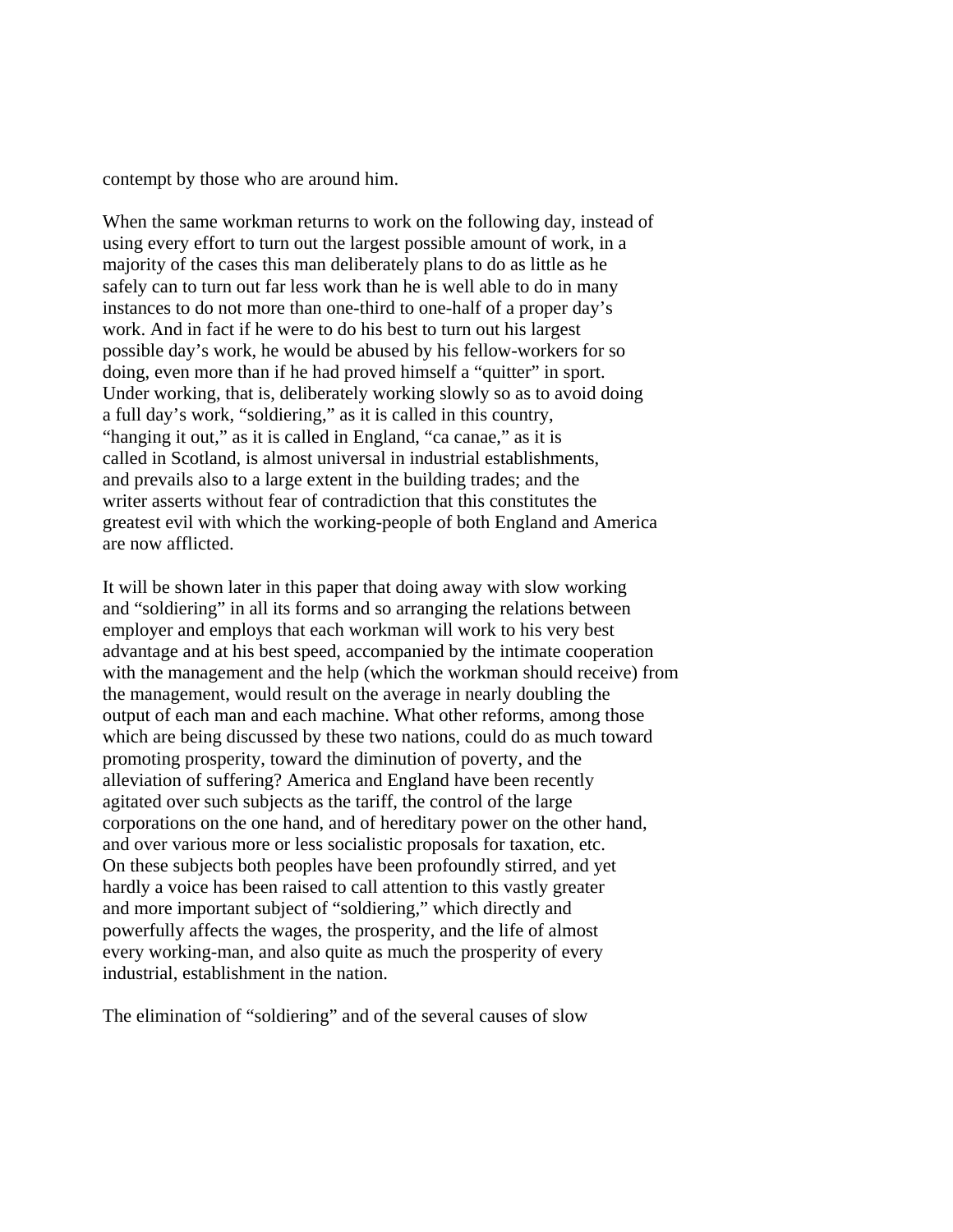contempt by those who are around him.

When the same workman returns to work on the following day, instead of using every effort to turn out the largest possible amount of work, in a majority of the cases this man deliberately plans to do as little as he safely can to turn out far less work than he is well able to do in many instances to do not more than one-third to one-half of a proper day's work. And in fact if he were to do his best to turn out his largest possible day's work, he would be abused by his fellow-workers for so doing, even more than if he had proved himself a "quitter" in sport. Under working, that is, deliberately working slowly so as to avoid doing a full day's work, "soldiering," as it is called in this country, "hanging it out," as it is called in England, "ca canae," as it is called in Scotland, is almost universal in industrial establishments, and prevails also to a large extent in the building trades; and the writer asserts without fear of contradiction that this constitutes the greatest evil with which the working-people of both England and America are now afflicted.

It will be shown later in this paper that doing away with slow working and "soldiering" in all its forms and so arranging the relations between employer and employs that each workman will work to his very best advantage and at his best speed, accompanied by the intimate cooperation with the management and the help (which the workman should receive) from the management, would result on the average in nearly doubling the output of each man and each machine. What other reforms, among those which are being discussed by these two nations, could do as much toward promoting prosperity, toward the diminution of poverty, and the alleviation of suffering? America and England have been recently agitated over such subjects as the tariff, the control of the large corporations on the one hand, and of hereditary power on the other hand, and over various more or less socialistic proposals for taxation, etc. On these subjects both peoples have been profoundly stirred, and yet hardly a voice has been raised to call attention to this vastly greater and more important subject of "soldiering," which directly and powerfully affects the wages, the prosperity, and the life of almost every working-man, and also quite as much the prosperity of every industrial, establishment in the nation.

The elimination of "soldiering" and of the several causes of slow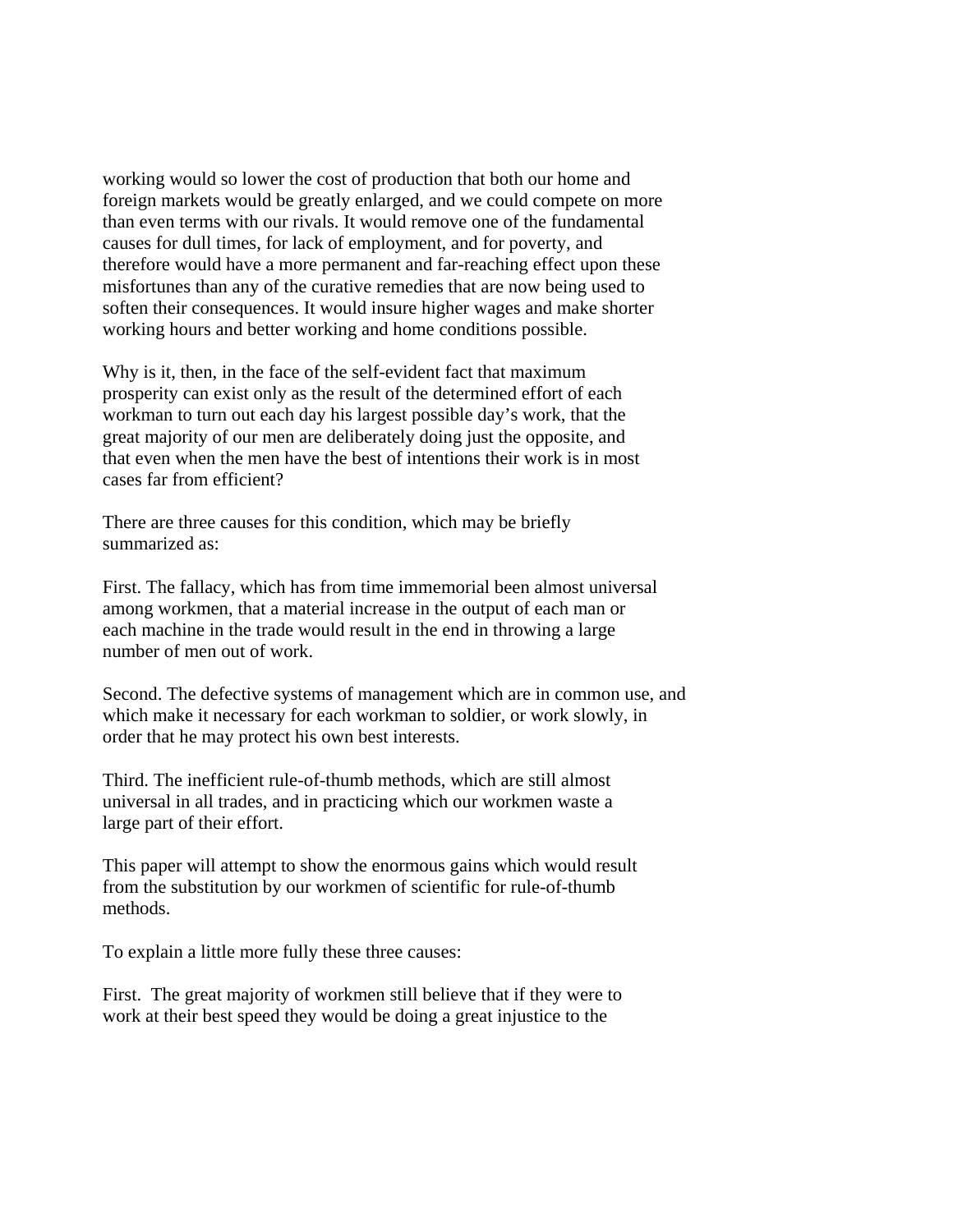working would so lower the cost of production that both our home and foreign markets would be greatly enlarged, and we could compete on more than even terms with our rivals. It would remove one of the fundamental causes for dull times, for lack of employment, and for poverty, and therefore would have a more permanent and far-reaching effect upon these misfortunes than any of the curative remedies that are now being used to soften their consequences. It would insure higher wages and make shorter working hours and better working and home conditions possible.

Why is it, then, in the face of the self-evident fact that maximum prosperity can exist only as the result of the determined effort of each workman to turn out each day his largest possible day's work, that the great majority of our men are deliberately doing just the opposite, and that even when the men have the best of intentions their work is in most cases far from efficient?

There are three causes for this condition, which may be briefly summarized as:

First. The fallacy, which has from time immemorial been almost universal among workmen, that a material increase in the output of each man or each machine in the trade would result in the end in throwing a large number of men out of work.

Second. The defective systems of management which are in common use, and which make it necessary for each workman to soldier, or work slowly, in order that he may protect his own best interests.

Third. The inefficient rule-of-thumb methods, which are still almost universal in all trades, and in practicing which our workmen waste a large part of their effort.

This paper will attempt to show the enormous gains which would result from the substitution by our workmen of scientific for rule-of-thumb methods.

To explain a little more fully these three causes:

First. The great majority of workmen still believe that if they were to work at their best speed they would be doing a great injustice to the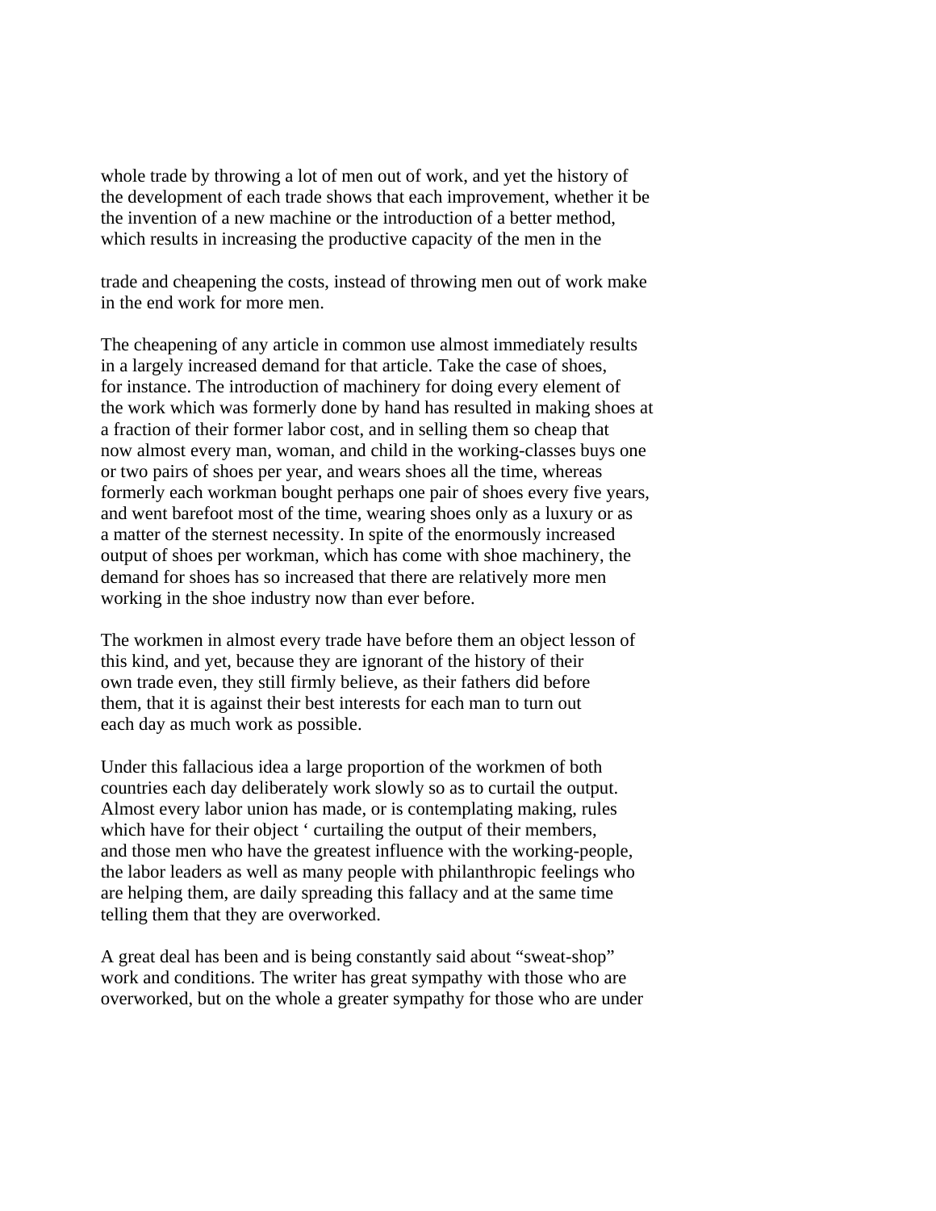whole trade by throwing a lot of men out of work, and yet the history of the development of each trade shows that each improvement, whether it be the invention of a new machine or the introduction of a better method, which results in increasing the productive capacity of the men in the trade and cheapening the costs, instead of throwing men out of work make in the end work for more men.

The cheapening of any article in common use almost immediately results in a largely increased demand for that article. Take the case of shoes, for instance. The introduction of machinery for doing every element of the work which was formerly done by hand has resulted in making shoes at a fraction of their former labor cost, and in selling them so cheap that now almost every man, woman, and child in the working-classes buys one or two pairs of shoes per year, and wears shoes all the time, whereas formerly each workman bought perhaps one pair of shoes every five years, and went barefoot most of the time, wearing shoes only as a luxury or as a matter of the sternest necessity. In spite of the enormously increased output of shoes per workman, which has come with shoe machinery, the demand for shoes has so increased that there are relatively more men working in the shoe industry now than ever before.

The workmen in almost every trade have before them an object lesson of this kind, and yet, because they are ignorant of the history of their own trade even, they still firmly believe, as their fathers did before them, that it is against their best interests for each man to turn out each day as much work as possible.

Under this fallacious idea a large proportion of the workmen of both countries each day deliberately work slowly so as to curtail the output. Almost every labor union has made, or is contemplating making, rules which have for their object ‘ curtailing the output of their members, and those men who have the greatest influence with the working-people, the labor leaders as well as many people with philanthropic feelings who are helping them, are daily spreading this fallacy and at the same time telling them that they are overworked.

A great deal has been and is being constantly said about “sweat-shop” work and conditions. The writer has great sympathy with those who are overworked, but on the whole a greater sympathy for those who are under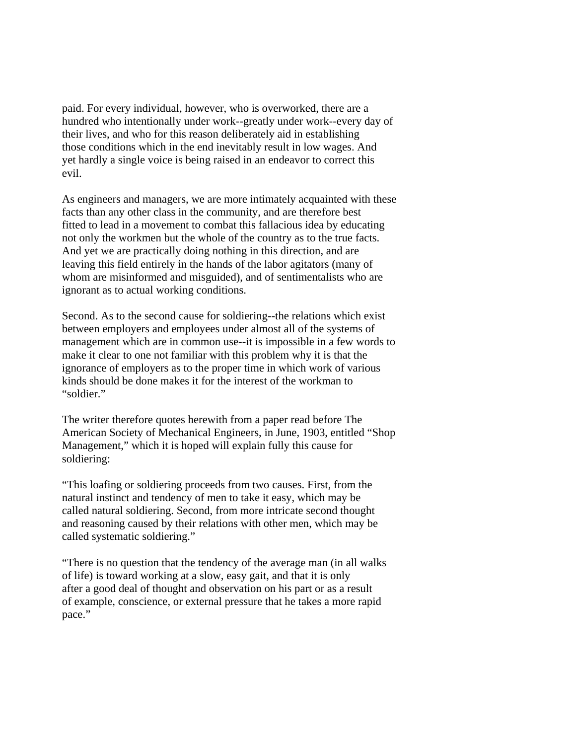paid. For every individual, however, who is overworked, there are a hundred who intentionally under work--greatly under work--every day of their lives, and who for this reason deliberately aid in establishing those conditions which in the end inevitably result in low wages. And yet hardly a single voice is being raised in an endeavor to correct this evil.

As engineers and managers, we are more intimately acquainted with these facts than any other class in the community, and are therefore best fitted to lead in a movement to combat this fallacious idea by educating not only the workmen but the whole of the country as to the true facts. And yet we are practically doing nothing in this direction, and are leaving this field entirely in the hands of the labor agitators (many of whom are misinformed and misguided), and of sentimentalists who are ignorant as to actual working conditions.

Second. As to the second cause for soldiering--the relations which exist between employers and employees under almost all of the systems of management which are in common use--it is impossible in a few words to make it clear to one not familiar with this problem why it is that the ignorance of employers as to the proper time in which work of various kinds should be done makes it for the interest of the workman to "soldier."

The writer therefore quotes herewith from a paper read before The American Society of Mechanical Engineers, in June, 1903, entitled "Shop Management," which it is hoped will explain fully this cause for soldiering:

"This loafing or soldiering proceeds from two causes. First, from the natural instinct and tendency of men to take it easy, which may be called natural soldiering. Second, from more intricate second thought and reasoning caused by their relations with other men, which may be called systematic soldiering."

"There is no question that the tendency of the average man (in all walks of life) is toward working at a slow, easy gait, and that it is only after a good deal of thought and observation on his part or as a result of example, conscience, or external pressure that he takes a more rapid pace."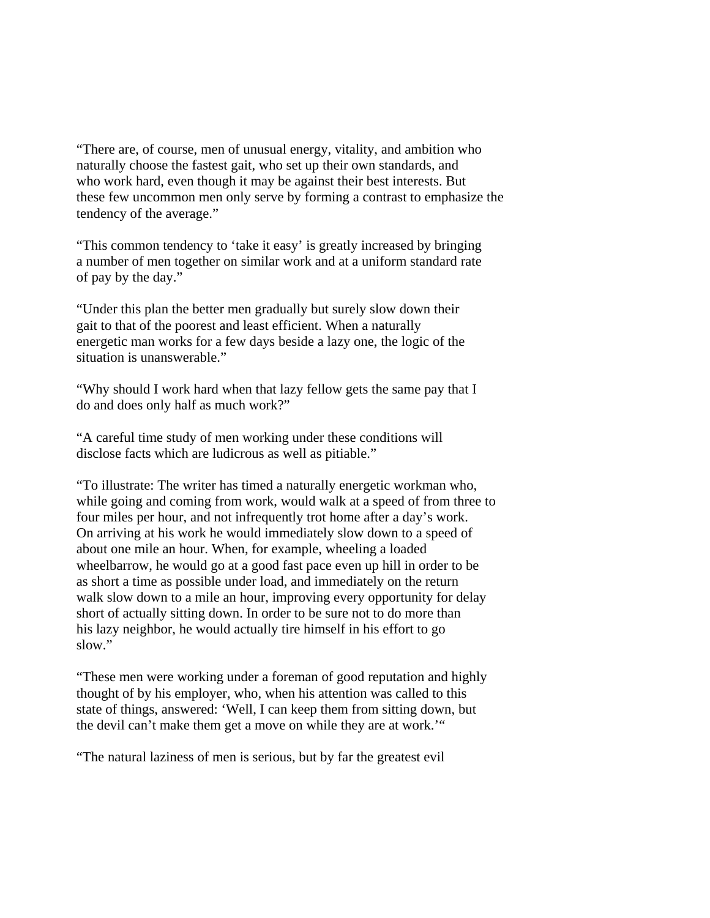“There are, of course, men of unusual energy, vitality, and ambition who naturally choose the fastest gait, who set up their own standards, and who work hard, even though it may be against their best interests. But these few uncommon men only serve by forming a contrast to emphasize the tendency of the average.”

“This common tendency to ‘take it easy’ is greatly increased by bringing a number of men together on similar work and at a uniform standard rate of pay by the day.”

“Under this plan the better men gradually but surely slow down their gait to that of the poorest and least efficient. When a naturally energetic man works for a few days beside a lazy one, the logic of the situation is unanswerable.”

“Why should I work hard when that lazy fellow gets the same pay that I do and does only half as much work?”

“A careful time study of men working under these conditions will disclose facts which are ludicrous as well as pitiable.”

“To illustrate: The writer has timed a naturally energetic workman who, while going and coming from work, would walk at a speed of from three to four miles per hour, and not infrequently trot home after a day’s work. On arriving at his work he would immediately slow down to a speed of about one mile an hour. When, for example, wheeling a loaded wheelbarrow, he would go at a good fast pace even up hill in order to be as short a time as possible under load, and immediately on the return walk slow down to a mile an hour, improving every opportunity for delay short of actually sitting down. In order to be sure not to do more than his lazy neighbor, he would actually tire himself in his effort to go slow.”

“These men were working under a foreman of good reputation and highly thought of by his employer, who, when his attention was called to this state of things, answered: ‘Well, I can keep them from sitting down, but the devil can’t make them get a move on while they are at work.’“

“The natural laziness of men is serious, but by far the greatest evil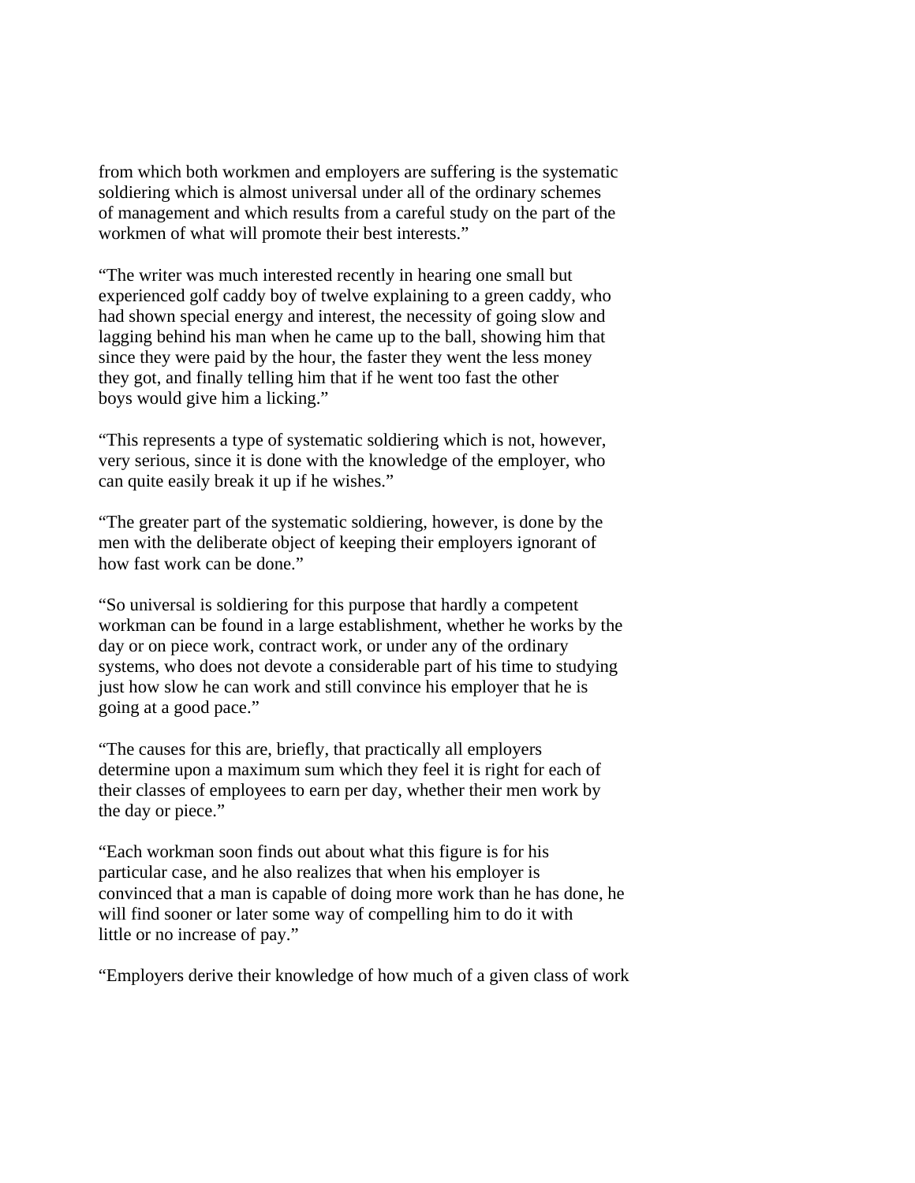from which both workmen and employers are suffering is the systematic soldiering which is almost universal under all of the ordinary schemes of management and which results from a careful study on the part of the workmen of what will promote their best interests."

"The writer was much interested recently in hearing one small but experienced golf caddy boy of twelve explaining to a green caddy, who had shown special energy and interest, the necessity of going slow and lagging behind his man when he came up to the ball, showing him that since they were paid by the hour, the faster they went the less money they got, and finally telling him that if he went too fast the other boys would give him a licking."

"This represents a type of systematic soldiering which is not, however, very serious, since it is done with the knowledge of the employer, who can quite easily break it up if he wishes."

"The greater part of the systematic soldiering, however, is done by the men with the deliberate object of keeping their employers ignorant of how fast work can be done."

"So universal is soldiering for this purpose that hardly a competent workman can be found in a large establishment, whether he works by the day or on piece work, contract work, or under any of the ordinary systems, who does not devote a considerable part of his time to studying just how slow he can work and still convince his employer that he is going at a good pace."

"The causes for this are, briefly, that practically all employers determine upon a maximum sum which they feel it is right for each of their classes of employees to earn per day, whether their men work by the day or piece."

"Each workman soon finds out about what this figure is for his particular case, and he also realizes that when his employer is convinced that a man is capable of doing more work than he has done, he will find sooner or later some way of compelling him to do it with little or no increase of pay."

"Employers derive their knowledge of how much of a given class of work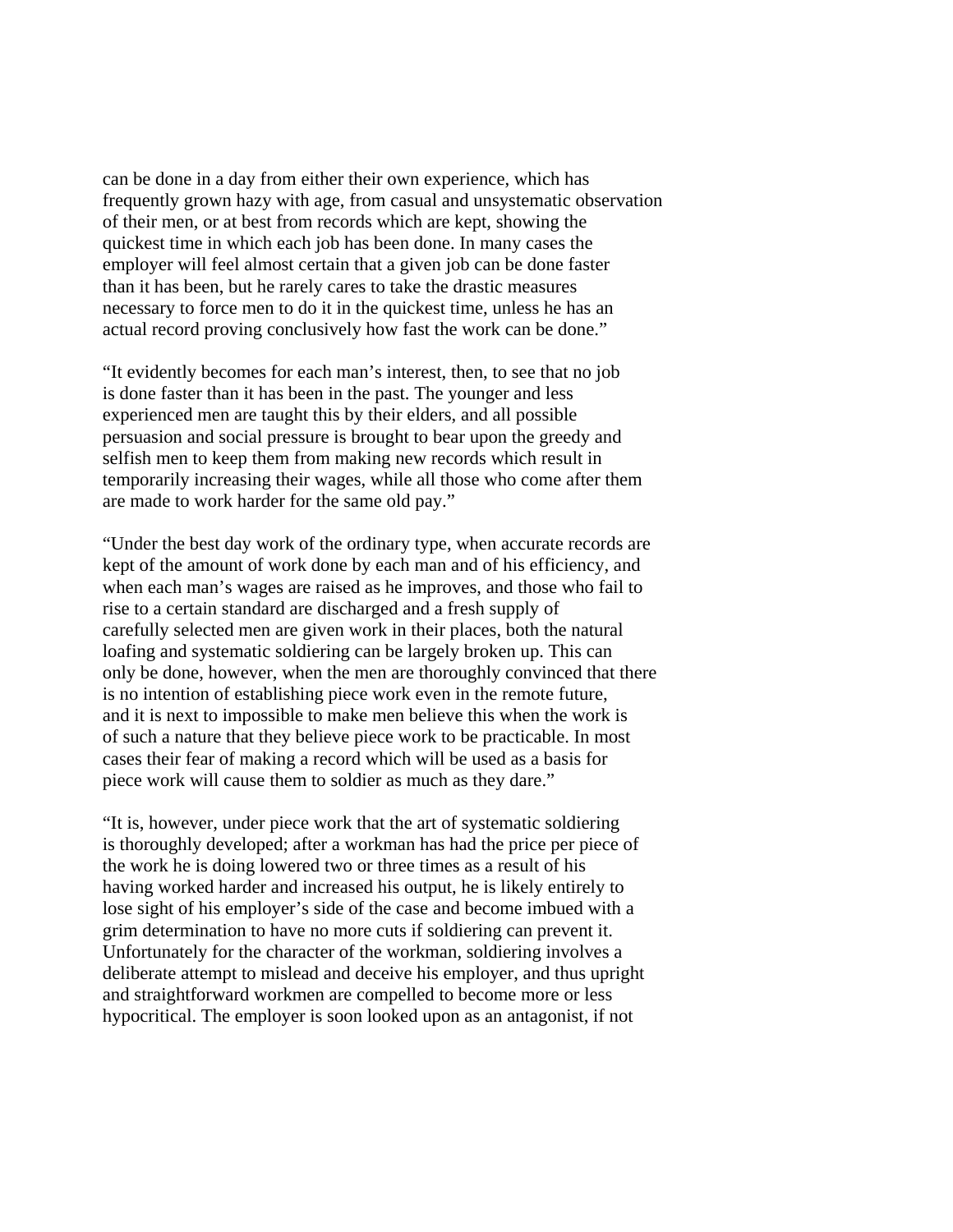can be done in a day from either their own experience, which has frequently grown hazy with age, from casual and unsystematic observation of their men, or at best from records which are kept, showing the quickest time in which each job has been done. In many cases the employer will feel almost certain that a given job can be done faster than it has been, but he rarely cares to take the drastic measures necessary to force men to do it in the quickest time, unless he has an actual record proving conclusively how fast the work can be done."

"It evidently becomes for each man's interest, then, to see that no job is done faster than it has been in the past. The younger and less experienced men are taught this by their elders, and all possible persuasion and social pressure is brought to bear upon the greedy and selfish men to keep them from making new records which result in temporarily increasing their wages, while all those who come after them are made to work harder for the same old pay."

"Under the best day work of the ordinary type, when accurate records are kept of the amount of work done by each man and of his efficiency, and when each man's wages are raised as he improves, and those who fail to rise to a certain standard are discharged and a fresh supply of carefully selected men are given work in their places, both the natural loafing and systematic soldiering can be largely broken up. This can only be done, however, when the men are thoroughly convinced that there is no intention of establishing piece work even in the remote future, and it is next to impossible to make men believe this when the work is of such a nature that they believe piece work to be practicable. In most cases their fear of making a record which will be used as a basis for piece work will cause them to soldier as much as they dare."

"It is, however, under piece work that the art of systematic soldiering is thoroughly developed; after a workman has had the price per piece of the work he is doing lowered two or three times as a result of his having worked harder and increased his output, he is likely entirely to lose sight of his employer's side of the case and become imbued with a grim determination to have no more cuts if soldiering can prevent it. Unfortunately for the character of the workman, soldiering involves a deliberate attempt to mislead and deceive his employer, and thus upright and straightforward workmen are compelled to become more or less hypocritical. The employer is soon looked upon as an antagonist, if not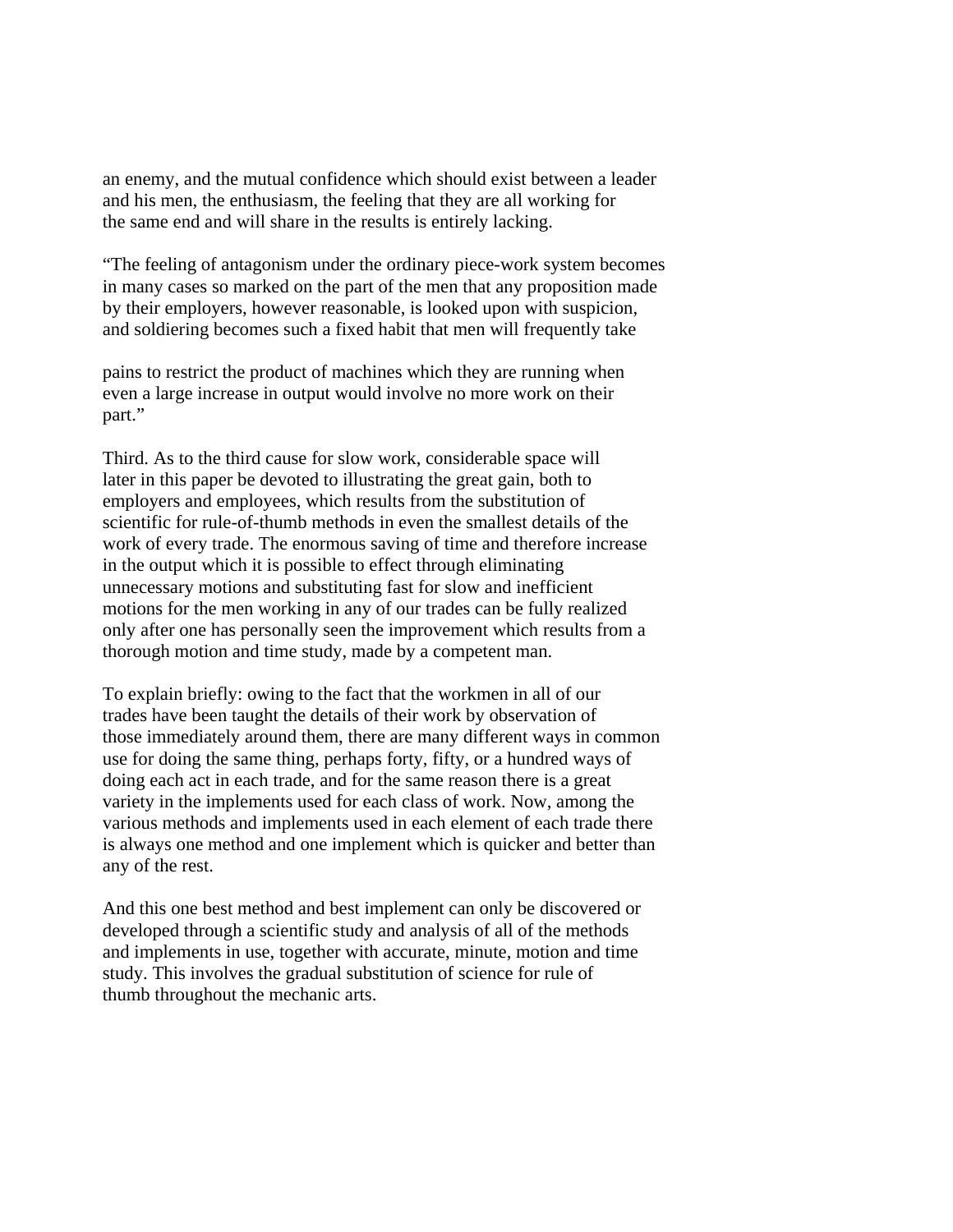an enemy, and the mutual confidence which should exist between a leader and his men, the enthusiasm, the feeling that they are all working for the same end and will share in the results is entirely lacking.

"The feeling of antagonism under the ordinary piece-work system becomes in many cases so marked on the part of the men that any proposition made by their employers, however reasonable, is looked upon with suspicion, and soldiering becomes such a fixed habit that men will frequently take pains to restrict the product of machines which they are running when even a large increase in output would involve no more work on their part."

Third. As to the third cause for slow work, considerable space will later in this paper be devoted to illustrating the great gain, both to employers and employees, which results from the substitution of scientific for rule-of-thumb methods in even the smallest details of the work of every trade. The enormous saving of time and therefore increase in the output which it is possible to effect through eliminating unnecessary motions and substituting fast for slow and inefficient motions for the men working in any of our trades can be fully realized only after one has personally seen the improvement which results from a thorough motion and time study, made by a competent man.

To explain briefly: owing to the fact that the workmen in all of our trades have been taught the details of their work by observation of those immediately around them, there are many different ways in common use for doing the same thing, perhaps forty, fifty, or a hundred ways of doing each act in each trade, and for the same reason there is a great variety in the implements used for each class of work. Now, among the various methods and implements used in each element of each trade there is always one method and one implement which is quicker and better than any of the rest.

And this one best method and best implement can only be discovered or developed through a scientific study and analysis of all of the methods and implements in use, together with accurate, minute, motion and time study. This involves the gradual substitution of science for rule of thumb throughout the mechanic arts.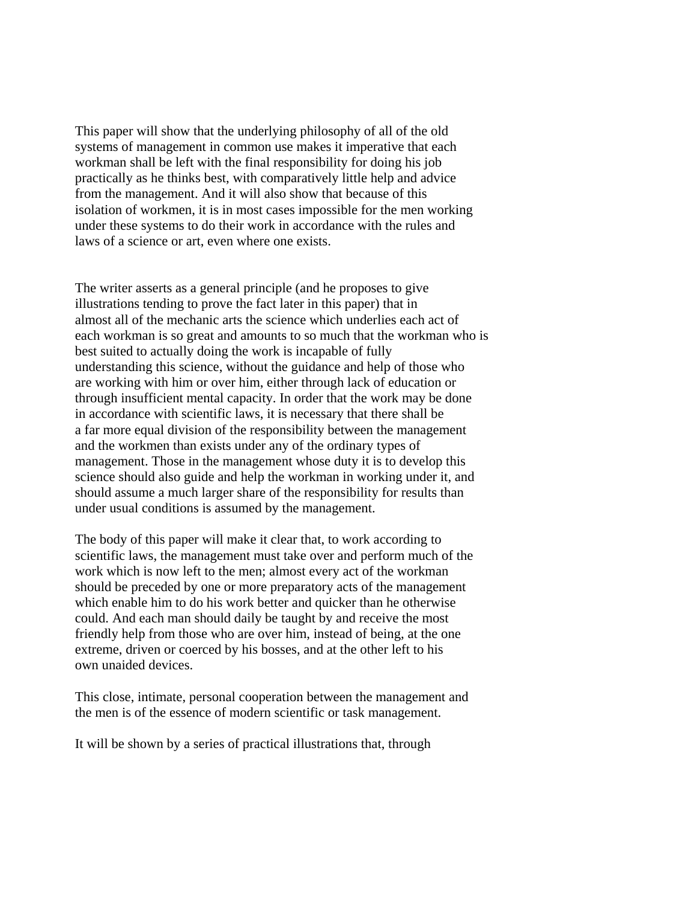This paper will show that the underlying philosophy of all of the old systems of management in common use makes it imperative that each workman shall be left with the final responsibility for doing his job practically as he thinks best, with comparatively little help and advice from the management. And it will also show that because of this isolation of workmen, it is in most cases impossible for the men working under these systems to do their work in accordance with the rules and laws of a science or art, even where one exists.

The writer asserts as a general principle (and he proposes to give illustrations tending to prove the fact later in this paper) that in almost all of the mechanic arts the science which underlies each act of each workman is so great and amounts to so much that the workman who is best suited to actually doing the work is incapable of fully understanding this science, without the guidance and help of those who are working with him or over him, either through lack of education or through insufficient mental capacity. In order that the work may be done in accordance with scientific laws, it is necessary that there shall be a far more equal division of the responsibility between the management and the workmen than exists under any of the ordinary types of management. Those in the management whose duty it is to develop this science should also guide and help the workman in working under it, and should assume a much larger share of the responsibility for results than under usual conditions is assumed by the management.

The body of this paper will make it clear that, to work according to scientific laws, the management must take over and perform much of the work which is now left to the men; almost every act of the workman should be preceded by one or more preparatory acts of the management which enable him to do his work better and quicker than he otherwise could. And each man should daily be taught by and receive the most friendly help from those who are over him, instead of being, at the one extreme, driven or coerced by his bosses, and at the other left to his own unaided devices.

This close, intimate, personal cooperation between the management and the men is of the essence of modern scientific or task management.

It will be shown by a series of practical illustrations that, through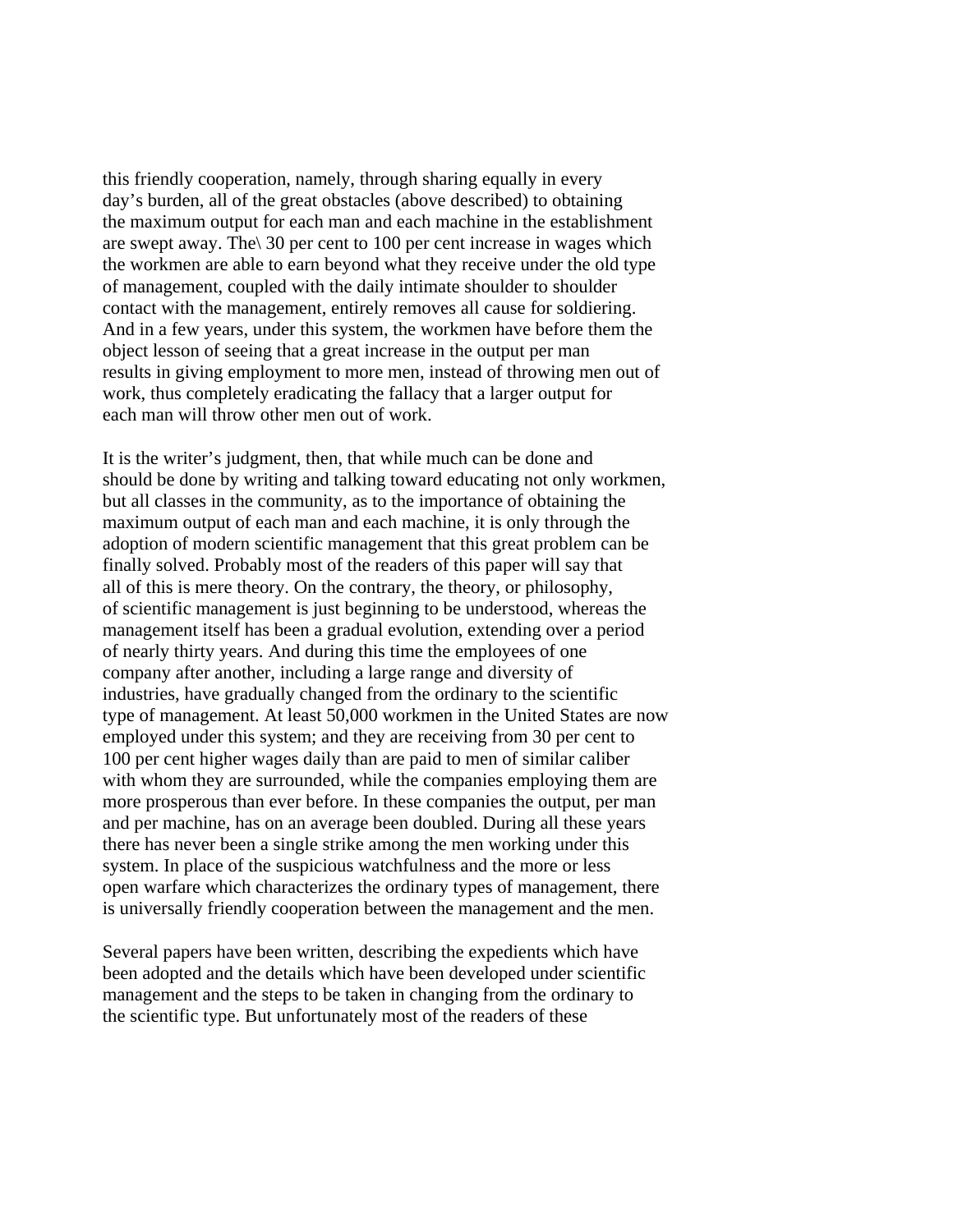this friendly cooperation, namely, through sharing equally in every day's burden, all of the great obstacles (above described) to obtaining the maximum output for each man and each machine in the establishment are swept away. The\ 30 per cent to 100 per cent increase in wages which the workmen are able to earn beyond what they receive under the old type of management, coupled with the daily intimate shoulder to shoulder contact with the management, entirely removes all cause for soldiering. And in a few years, under this system, the workmen have before them the object lesson of seeing that a great increase in the output per man results in giving employment to more men, instead of throwing men out of work, thus completely eradicating the fallacy that a larger output for each man will throw other men out of work.

It is the writer's judgment, then, that while much can be done and should be done by writing and talking toward educating not only workmen, but all classes in the community, as to the importance of obtaining the maximum output of each man and each machine, it is only through the adoption of modern scientific management that this great problem can be finally solved. Probably most of the readers of this paper will say that all of this is mere theory. On the contrary, the theory, or philosophy, of scientific management is just beginning to be understood, whereas the management itself has been a gradual evolution, extending over a period of nearly thirty years. And during this time the employees of one company after another, including a large range and diversity of industries, have gradually changed from the ordinary to the scientific type of management. At least 50,000 workmen in the United States are now employed under this system; and they are receiving from 30 per cent to 100 per cent higher wages daily than are paid to men of similar caliber with whom they are surrounded, while the companies employing them are more prosperous than ever before. In these companies the output, per man and per machine, has on an average been doubled. During all these years there has never been a single strike among the men working under this system. In place of the suspicious watchfulness and the more or less open warfare which characterizes the ordinary types of management, there is universally friendly cooperation between the management and the men.

Several papers have been written, describing the expedients which have been adopted and the details which have been developed under scientific management and the steps to be taken in changing from the ordinary to the scientific type. But unfortunately most of the readers of these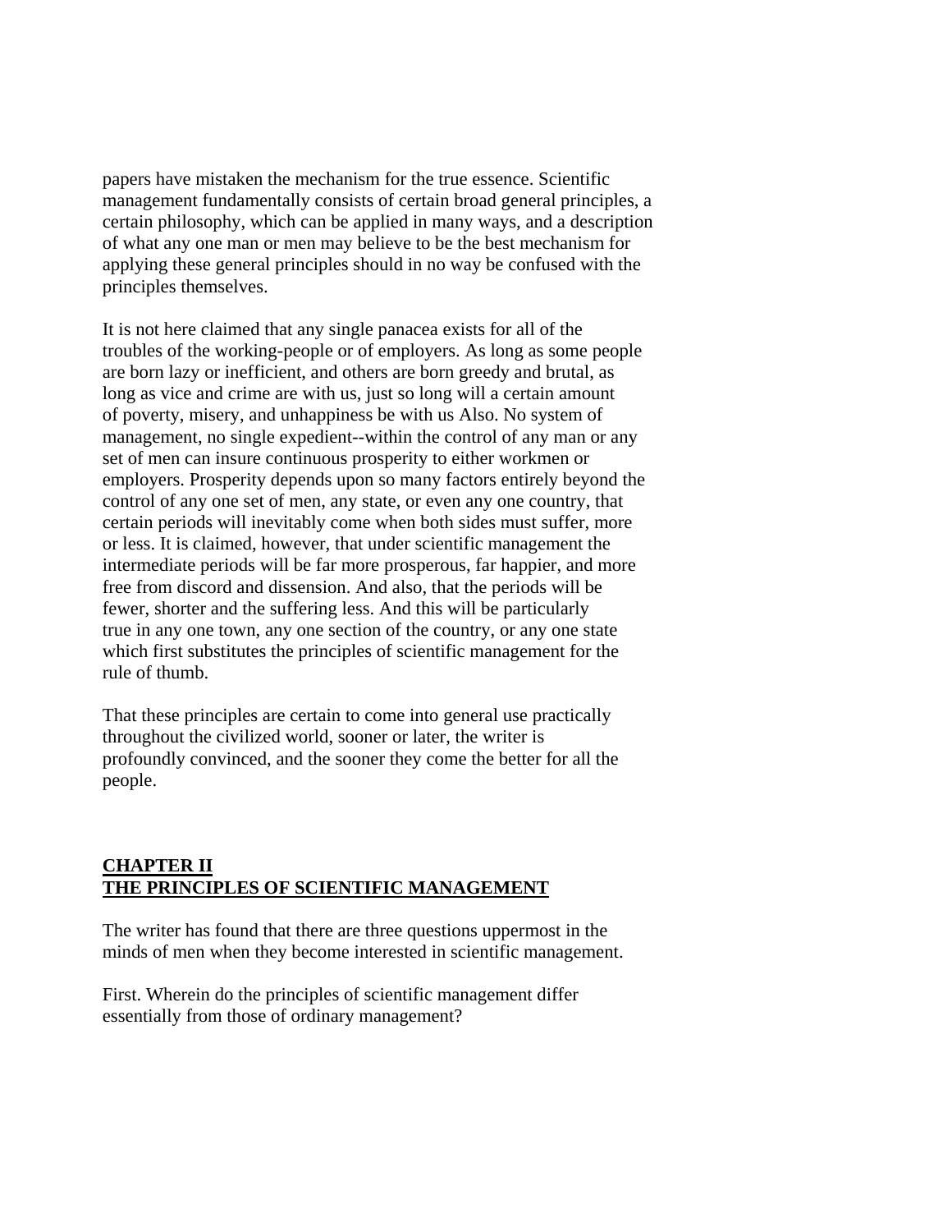papers have mistaken the mechanism for the true essence. Scientific management fundamentally consists of certain broad general principles, a certain philosophy, which can be applied in many ways, and a description of what any one man or men may believe to be the best mechanism for applying these general principles should in no way be confused with the principles themselves.

It is not here claimed that any single panacea exists for all of the troubles of the working-people or of employers. As long as some people are born lazy or inefficient, and others are born greedy and brutal, as long as vice and crime are with us, just so long will a certain amount of poverty, misery, and unhappiness be with us Also. No system of management, no single expedient--within the control of any man or any set of men can insure continuous prosperity to either workmen or employers. Prosperity depends upon so many factors entirely beyond the control of any one set of men, any state, or even any one country, that certain periods will inevitably come when both sides must suffer, more or less. It is claimed, however, that under scientific management the intermediate periods will be far more prosperous, far happier, and more free from discord and dissension. And also, that the periods will be fewer, shorter and the suffering less. And this will be particularly true in any one town, any one section of the country, or any one state which first substitutes the principles of scientific management for the rule of thumb.

That these principles are certain to come into general use practically throughout the civilized world, sooner or later, the writer is profoundly convinced, and the sooner they come the better for all the people.

## CHAPTER II
## THE PRINCIPLES OF SCIENTIFIC MANAGEMENT

The writer has found that there are three questions uppermost in the minds of men when they become interested in scientific management.

First. Wherein do the principles of scientific management differ essentially from those of ordinary management?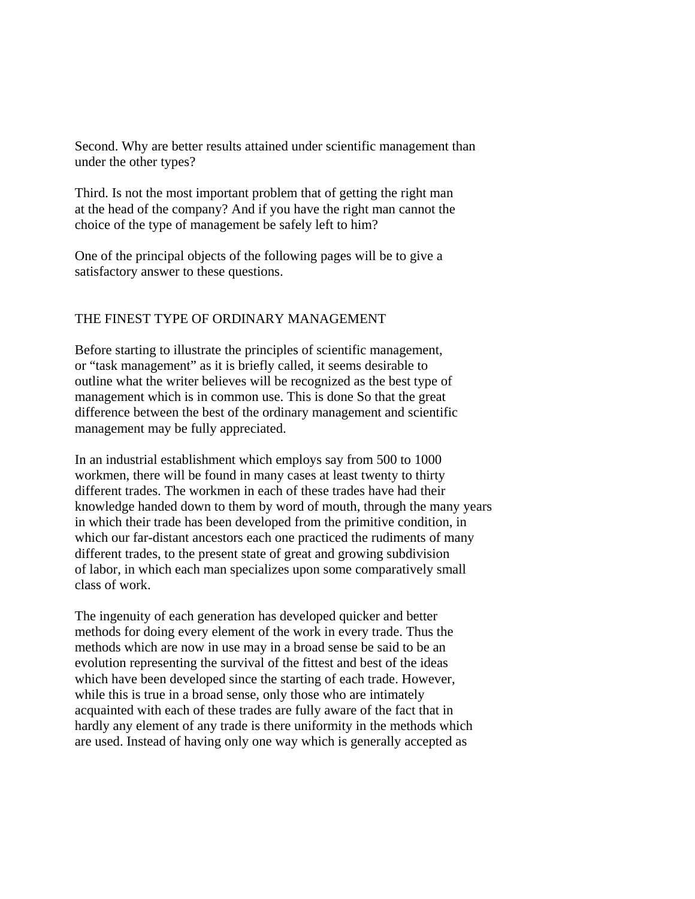Second. Why are better results attained under scientific management than under the other types?

Third. Is not the most important problem that of getting the right man at the head of the company? And if you have the right man cannot the choice of the type of management be safely left to him?

One of the principal objects of the following pages will be to give a satisfactory answer to these questions.

## THE FINEST TYPE OF ORDINARY MANAGEMENT

Before starting to illustrate the principles of scientific management, or "task management" as it is briefly called, it seems desirable to outline what the writer believes will be recognized as the best type of management which is in common use. This is done So that the great difference between the best of the ordinary management and scientific management may be fully appreciated.

In an industrial establishment which employs say from 500 to 1000 workmen, there will be found in many cases at least twenty to thirty different trades. The workmen in each of these trades have had their knowledge handed down to them by word of mouth, through the many years in which their trade has been developed from the primitive condition, in which our far-distant ancestors each one practiced the rudiments of many different trades, to the present state of great and growing subdivision of labor, in which each man specializes upon some comparatively small class of work.

The ingenuity of each generation has developed quicker and better methods for doing every element of the work in every trade. Thus the methods which are now in use may in a broad sense be said to be an evolution representing the survival of the fittest and best of the ideas which have been developed since the starting of each trade. However, while this is true in a broad sense, only those who are intimately acquainted with each of these trades are fully aware of the fact that in hardly any element of any trade is there uniformity in the methods which are used. Instead of having only one way which is generally accepted as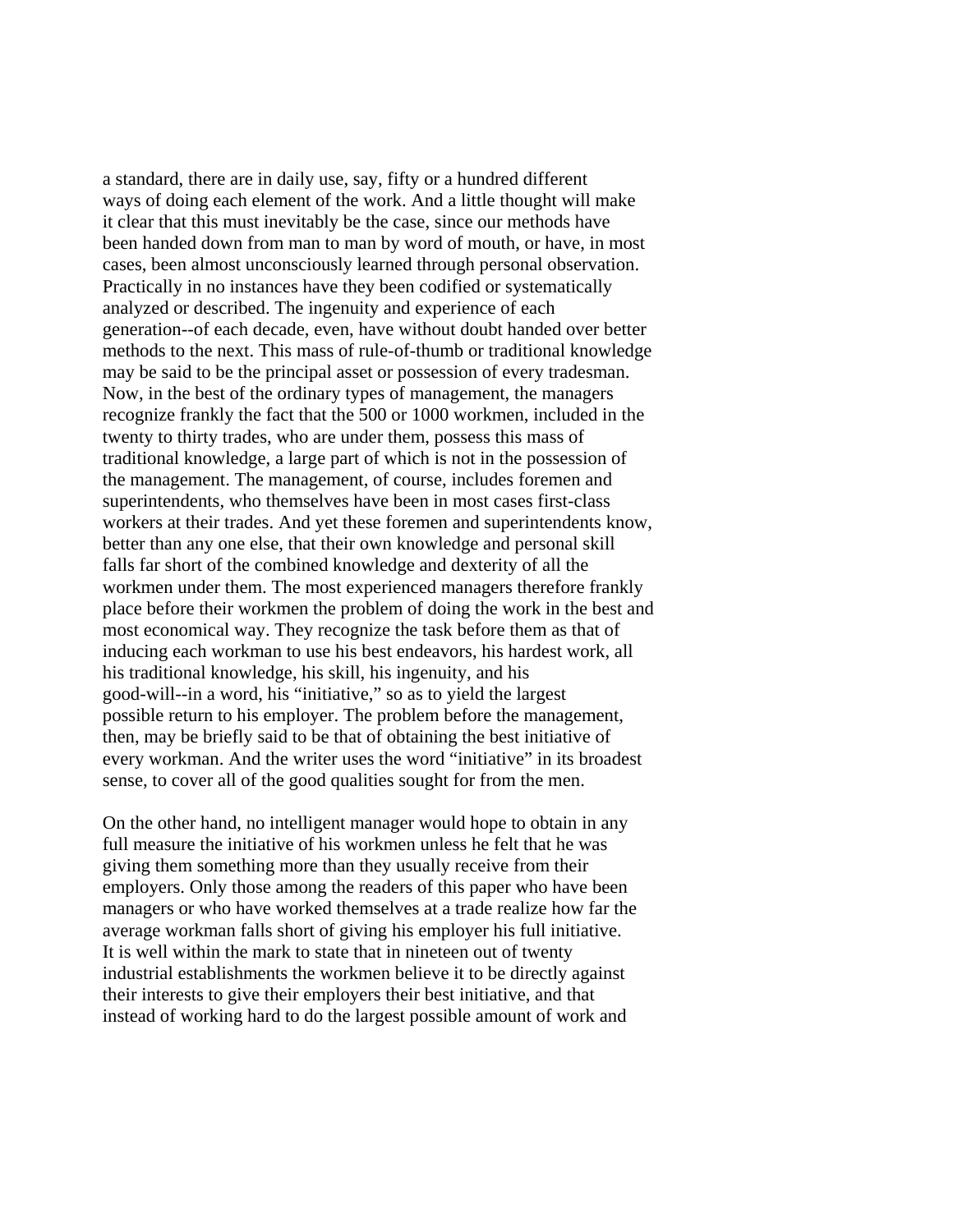a standard, there are in daily use, say, fifty or a hundred different ways of doing each element of the work. And a little thought will make it clear that this must inevitably be the case, since our methods have been handed down from man to man by word of mouth, or have, in most cases, been almost unconsciously learned through personal observation. Practically in no instances have they been codified or systematically analyzed or described. The ingenuity and experience of each generation--of each decade, even, have without doubt handed over better methods to the next. This mass of rule-of-thumb or traditional knowledge may be said to be the principal asset or possession of every tradesman. Now, in the best of the ordinary types of management, the managers recognize frankly the fact that the 500 or 1000 workmen, included in the twenty to thirty trades, who are under them, possess this mass of traditional knowledge, a large part of which is not in the possession of the management. The management, of course, includes foremen and superintendents, who themselves have been in most cases first-class workers at their trades. And yet these foremen and superintendents know, better than any one else, that their own knowledge and personal skill falls far short of the combined knowledge and dexterity of all the workmen under them. The most experienced managers therefore frankly place before their workmen the problem of doing the work in the best and most economical way. They recognize the task before them as that of inducing each workman to use his best endeavors, his hardest work, all his traditional knowledge, his skill, his ingenuity, and his good-will--in a word, his "initiative," so as to yield the largest possible return to his employer. The problem before the management, then, may be briefly said to be that of obtaining the best initiative of every workman. And the writer uses the word "initiative" in its broadest sense, to cover all of the good qualities sought for from the men.

On the other hand, no intelligent manager would hope to obtain in any full measure the initiative of his workmen unless he felt that he was giving them something more than they usually receive from their employers. Only those among the readers of this paper who have been managers or who have worked themselves at a trade realize how far the average workman falls short of giving his employer his full initiative. It is well within the mark to state that in nineteen out of twenty industrial establishments the workmen believe it to be directly against their interests to give their employers their best initiative, and that instead of working hard to do the largest possible amount of work and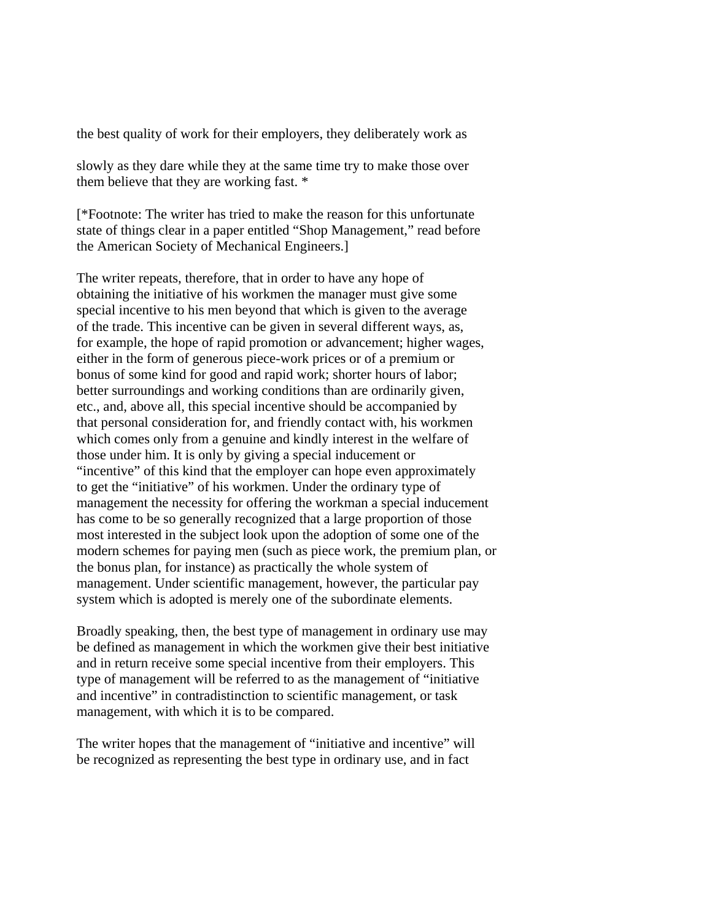the best quality of work for their employers, they deliberately work as

slowly as they dare while they at the same time try to make those over them believe that they are working fast. *

[*Footnote: The writer has tried to make the reason for this unfortunate state of things clear in a paper entitled "Shop Management," read before the American Society of Mechanical Engineers.]

The writer repeats, therefore, that in order to have any hope of obtaining the initiative of his workmen the manager must give some special incentive to his men beyond that which is given to the average of the trade. This incentive can be given in several different ways, as, for example, the hope of rapid promotion or advancement; higher wages, either in the form of generous piece-work prices or of a premium or bonus of some kind for good and rapid work; shorter hours of labor; better surroundings and working conditions than are ordinarily given, etc., and, above all, this special incentive should be accompanied by that personal consideration for, and friendly contact with, his workmen which comes only from a genuine and kindly interest in the welfare of those under him. It is only by giving a special inducement or "incentive" of this kind that the employer can hope even approximately to get the "initiative" of his workmen. Under the ordinary type of management the necessity for offering the workman a special inducement has come to be so generally recognized that a large proportion of those most interested in the subject look upon the adoption of some one of the modern schemes for paying men (such as piece work, the premium plan, or the bonus plan, for instance) as practically the whole system of management. Under scientific management, however, the particular pay system which is adopted is merely one of the subordinate elements.

Broadly speaking, then, the best type of management in ordinary use may be defined as management in which the workmen give their best initiative and in return receive some special incentive from their employers. This type of management will be referred to as the management of "initiative and incentive" in contradistinction to scientific management, or task management, with which it is to be compared.

The writer hopes that the management of "initiative and incentive" will be recognized as representing the best type in ordinary use, and in fact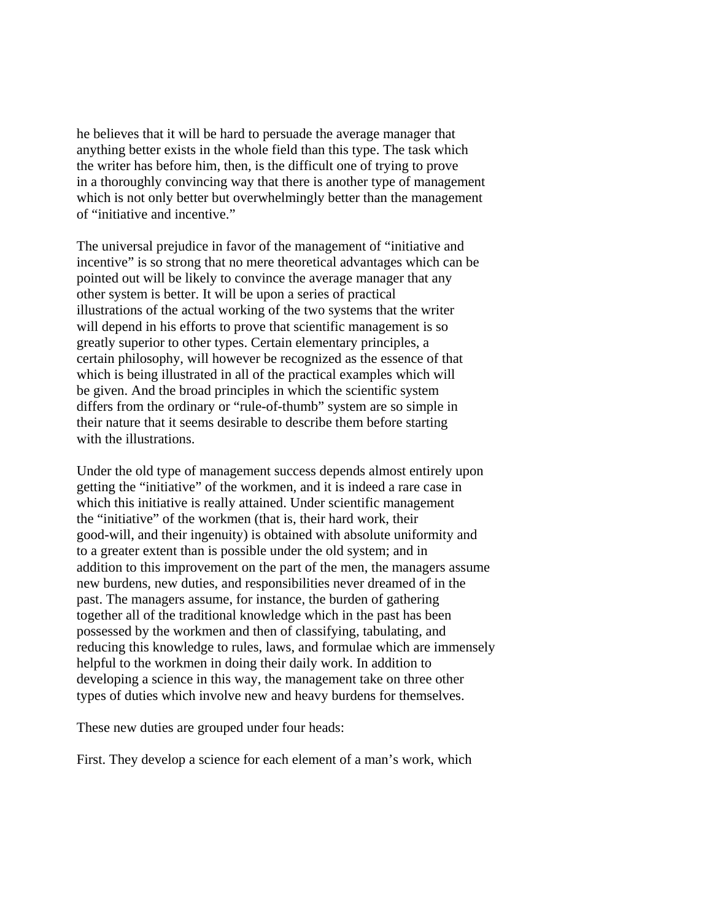he believes that it will be hard to persuade the average manager that anything better exists in the whole field than this type. The task which the writer has before him, then, is the difficult one of trying to prove in a thoroughly convincing way that there is another type of management which is not only better but overwhelmingly better than the management of “initiative and incentive.”

The universal prejudice in favor of the management of “initiative and incentive” is so strong that no mere theoretical advantages which can be pointed out will be likely to convince the average manager that any other system is better. It will be upon a series of practical illustrations of the actual working of the two systems that the writer will depend in his efforts to prove that scientific management is so greatly superior to other types. Certain elementary principles, a certain philosophy, will however be recognized as the essence of that which is being illustrated in all of the practical examples which will be given. And the broad principles in which the scientific system differs from the ordinary or “rule-of-thumb” system are so simple in their nature that it seems desirable to describe them before starting with the illustrations.

Under the old type of management success depends almost entirely upon getting the “initiative” of the workmen, and it is indeed a rare case in which this initiative is really attained. Under scientific management the “initiative” of the workmen (that is, their hard work, their good-will, and their ingenuity) is obtained with absolute uniformity and to a greater extent than is possible under the old system; and in addition to this improvement on the part of the men, the managers assume new burdens, new duties, and responsibilities never dreamed of in the past. The managers assume, for instance, the burden of gathering together all of the traditional knowledge which in the past has been possessed by the workmen and then of classifying, tabulating, and reducing this knowledge to rules, laws, and formulae which are immensely helpful to the workmen in doing their daily work. In addition to developing a science in this way, the management take on three other types of duties which involve new and heavy burdens for themselves.

These new duties are grouped under four heads:

First. They develop a science for each element of a man’s work, which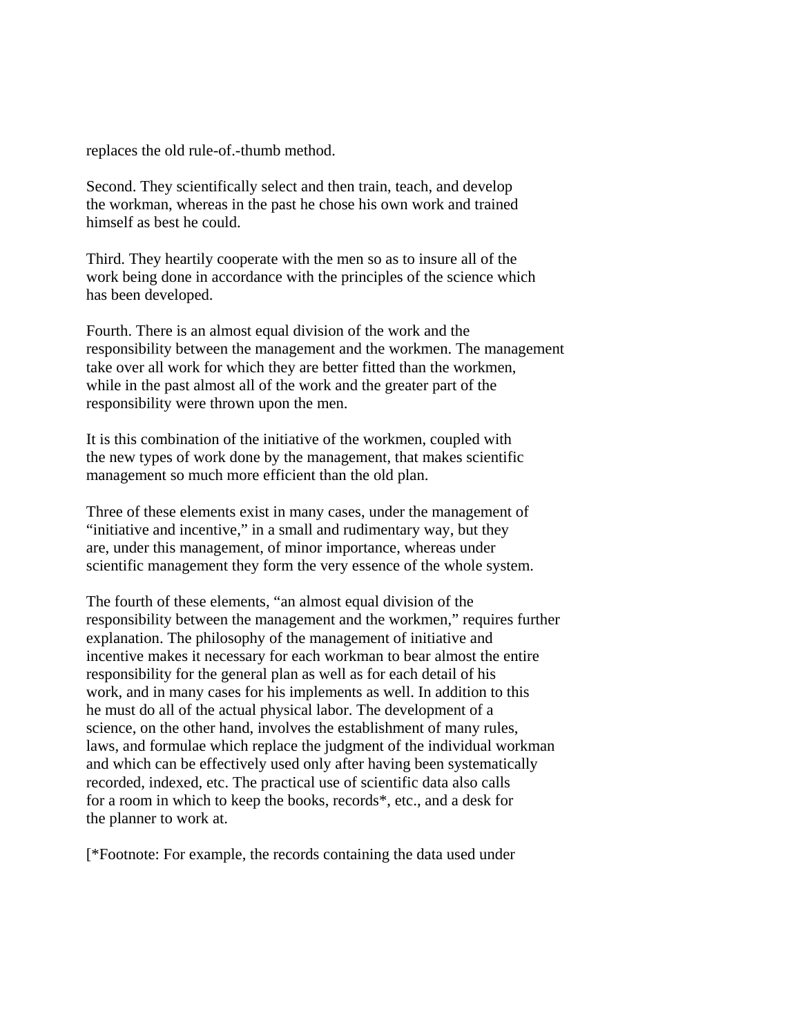replaces the old rule-of.-thumb method.

Second. They scientifically select and then train, teach, and develop the workman, whereas in the past he chose his own work and trained himself as best he could.

Third. They heartily cooperate with the men so as to insure all of the work being done in accordance with the principles of the science which has been developed.

Fourth. There is an almost equal division of the work and the responsibility between the management and the workmen. The management take over all work for which they are better fitted than the workmen, while in the past almost all of the work and the greater part of the responsibility were thrown upon the men.

It is this combination of the initiative of the workmen, coupled with the new types of work done by the management, that makes scientific management so much more efficient than the old plan.

Three of these elements exist in many cases, under the management of “initiative and incentive,” in a small and rudimentary way, but they are, under this management, of minor importance, whereas under scientific management they form the very essence of the whole system.

The fourth of these elements, “an almost equal division of the responsibility between the management and the workmen,” requires further explanation. The philosophy of the management of initiative and incentive makes it necessary for each workman to bear almost the entire responsibility for the general plan as well as for each detail of his work, and in many cases for his implements as well. In addition to this he must do all of the actual physical labor. The development of a science, on the other hand, involves the establishment of many rules, laws, and formulae which replace the judgment of the individual workman and which can be effectively used only after having been systematically recorded, indexed, etc. The practical use of scientific data also calls for a room in which to keep the books, records*, etc., and a desk for the planner to work at.

[*Footnote: For example, the records containing the data used under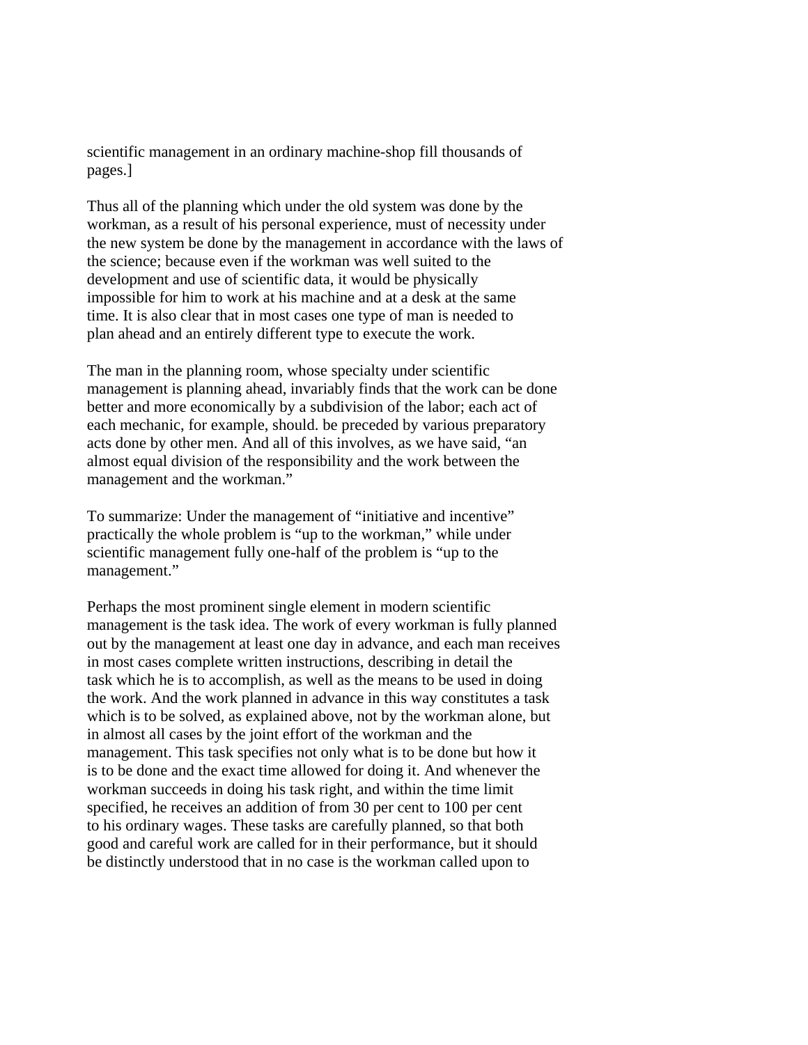scientific management in an ordinary machine-shop fill thousands of pages.]

Thus all of the planning which under the old system was done by the workman, as a result of his personal experience, must of necessity under the new system be done by the management in accordance with the laws of the science; because even if the workman was well suited to the development and use of scientific data, it would be physically impossible for him to work at his machine and at a desk at the same time. It is also clear that in most cases one type of man is needed to plan ahead and an entirely different type to execute the work.

The man in the planning room, whose specialty under scientific management is planning ahead, invariably finds that the work can be done better and more economically by a subdivision of the labor; each act of each mechanic, for example, should. be preceded by various preparatory acts done by other men. And all of this involves, as we have said, "an almost equal division of the responsibility and the work between the management and the workman."

To summarize: Under the management of "initiative and incentive" practically the whole problem is "up to the workman," while under scientific management fully one-half of the problem is "up to the management."

Perhaps the most prominent single element in modern scientific management is the task idea. The work of every workman is fully planned out by the management at least one day in advance, and each man receives in most cases complete written instructions, describing in detail the task which he is to accomplish, as well as the means to be used in doing the work. And the work planned in advance in this way constitutes a task which is to be solved, as explained above, not by the workman alone, but in almost all cases by the joint effort of the workman and the management. This task specifies not only what is to be done but how it is to be done and the exact time allowed for doing it. And whenever the workman succeeds in doing his task right, and within the time limit specified, he receives an addition of from 30 per cent to 100 per cent to his ordinary wages. These tasks are carefully planned, so that both good and careful work are called for in their performance, but it should be distinctly understood that in no case is the workman called upon to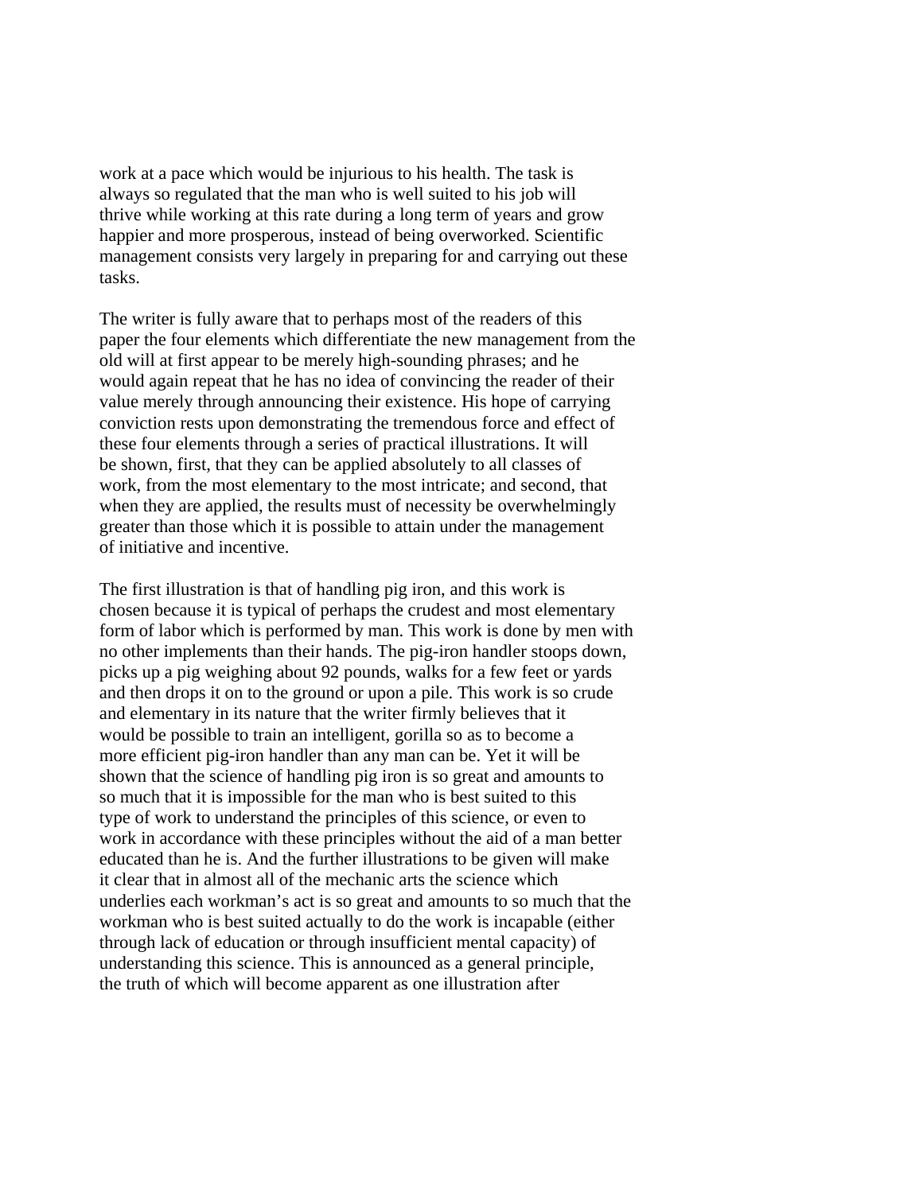work at a pace which would be injurious to his health. The task is always so regulated that the man who is well suited to his job will thrive while working at this rate during a long term of years and grow happier and more prosperous, instead of being overworked. Scientific management consists very largely in preparing for and carrying out these tasks.

The writer is fully aware that to perhaps most of the readers of this paper the four elements which differentiate the new management from the old will at first appear to be merely high-sounding phrases; and he would again repeat that he has no idea of convincing the reader of their value merely through announcing their existence. His hope of carrying conviction rests upon demonstrating the tremendous force and effect of these four elements through a series of practical illustrations. It will be shown, first, that they can be applied absolutely to all classes of work, from the most elementary to the most intricate; and second, that when they are applied, the results must of necessity be overwhelmingly greater than those which it is possible to attain under the management of initiative and incentive.

The first illustration is that of handling pig iron, and this work is chosen because it is typical of perhaps the crudest and most elementary form of labor which is performed by man. This work is done by men with no other implements than their hands. The pig-iron handler stoops down, picks up a pig weighing about 92 pounds, walks for a few feet or yards and then drops it on to the ground or upon a pile. This work is so crude and elementary in its nature that the writer firmly believes that it would be possible to train an intelligent, gorilla so as to become a more efficient pig-iron handler than any man can be. Yet it will be shown that the science of handling pig iron is so great and amounts to so much that it is impossible for the man who is best suited to this type of work to understand the principles of this science, or even to work in accordance with these principles without the aid of a man better educated than he is. And the further illustrations to be given will make it clear that in almost all of the mechanic arts the science which underlies each workman's act is so great and amounts to so much that the workman who is best suited actually to do the work is incapable (either through lack of education or through insufficient mental capacity) of understanding this science. This is announced as a general principle, the truth of which will become apparent as one illustration after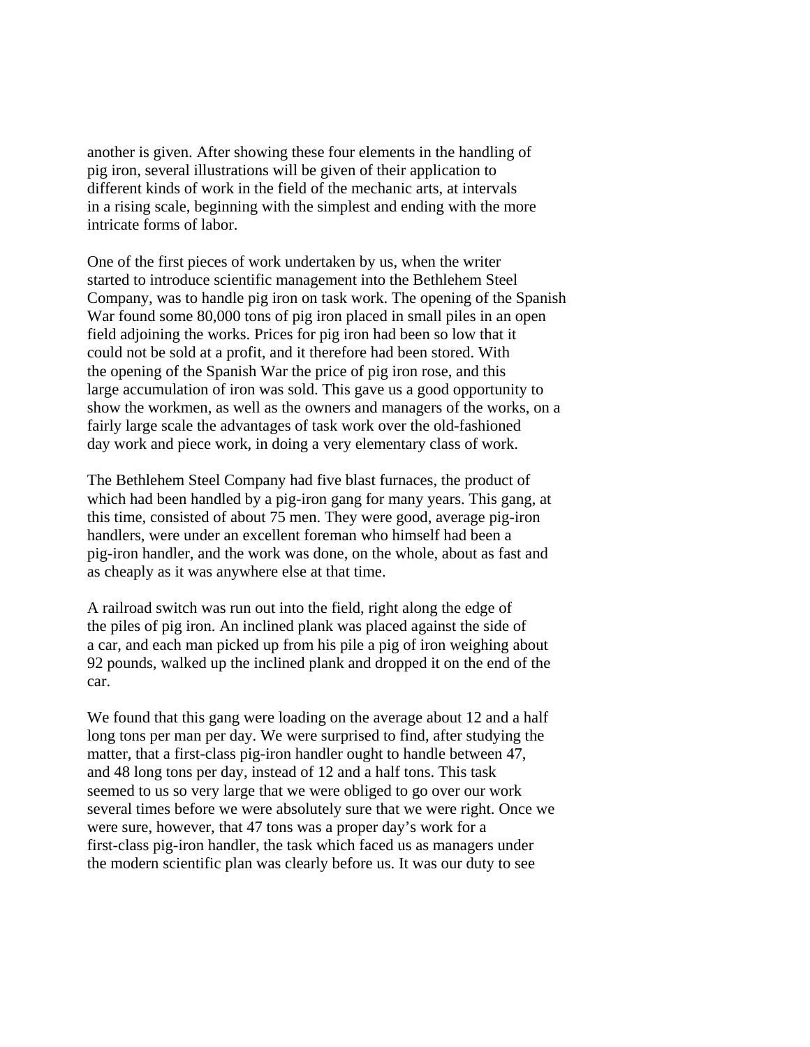another is given. After showing these four elements in the handling of pig iron, several illustrations will be given of their application to different kinds of work in the field of the mechanic arts, at intervals in a rising scale, beginning with the simplest and ending with the more intricate forms of labor.

One of the first pieces of work undertaken by us, when the writer started to introduce scientific management into the Bethlehem Steel Company, was to handle pig iron on task work. The opening of the Spanish War found some 80,000 tons of pig iron placed in small piles in an open field adjoining the works. Prices for pig iron had been so low that it could not be sold at a profit, and it therefore had been stored. With the opening of the Spanish War the price of pig iron rose, and this large accumulation of iron was sold. This gave us a good opportunity to show the workmen, as well as the owners and managers of the works, on a fairly large scale the advantages of task work over the old-fashioned day work and piece work, in doing a very elementary class of work.

The Bethlehem Steel Company had five blast furnaces, the product of which had been handled by a pig-iron gang for many years. This gang, at this time, consisted of about 75 men. They were good, average pig-iron handlers, were under an excellent foreman who himself had been a pig-iron handler, and the work was done, on the whole, about as fast and as cheaply as it was anywhere else at that time.

A railroad switch was run out into the field, right along the edge of the piles of pig iron. An inclined plank was placed against the side of a car, and each man picked up from his pile a pig of iron weighing about 92 pounds, walked up the inclined plank and dropped it on the end of the car.

We found that this gang were loading on the average about 12 and a half long tons per man per day. We were surprised to find, after studying the matter, that a first-class pig-iron handler ought to handle between 47, and 48 long tons per day, instead of 12 and a half tons. This task seemed to us so very large that we were obliged to go over our work several times before we were absolutely sure that we were right. Once we were sure, however, that 47 tons was a proper day's work for a first-class pig-iron handler, the task which faced us as managers under the modern scientific plan was clearly before us. It was our duty to see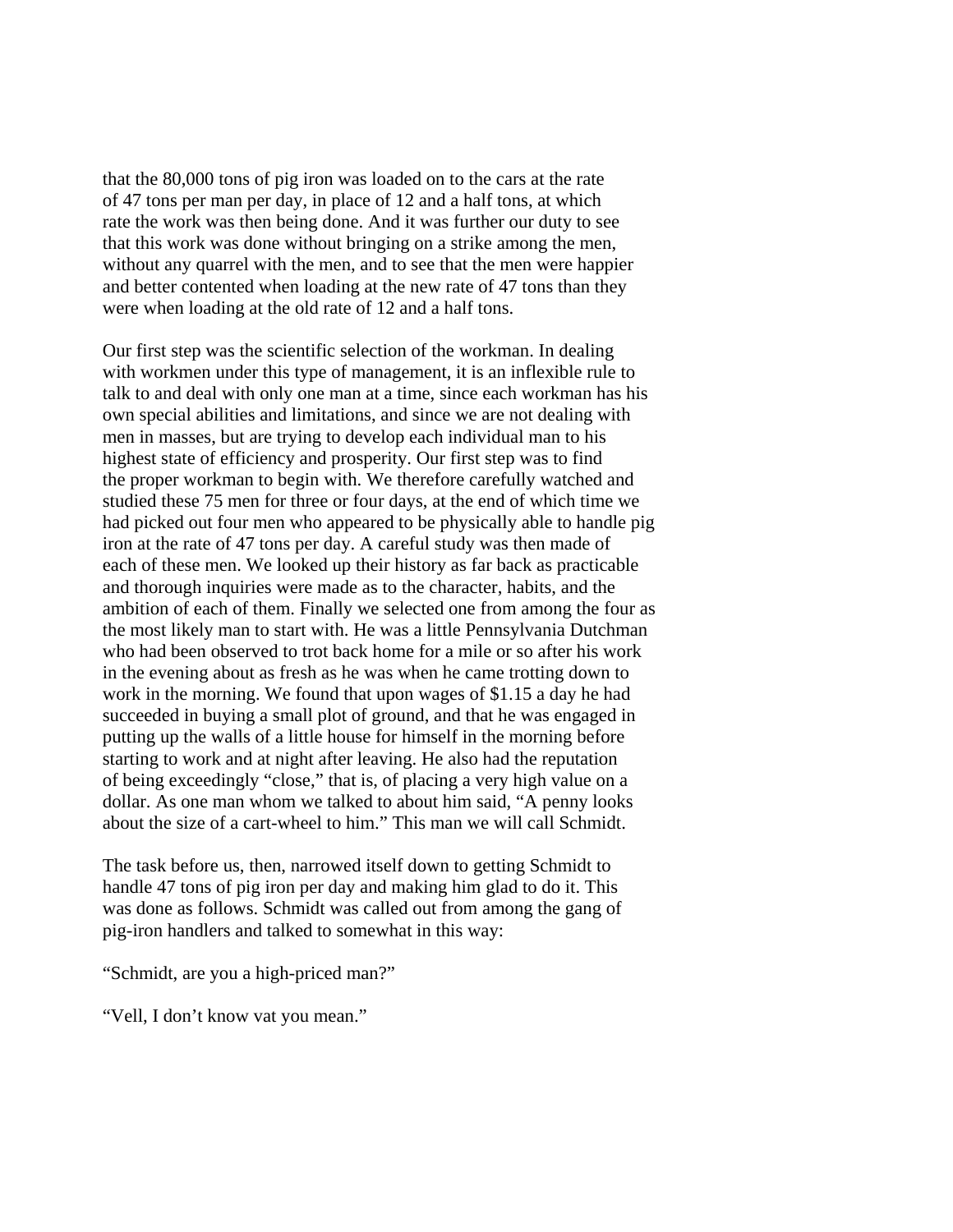that the 80,000 tons of pig iron was loaded on to the cars at the rate of 47 tons per man per day, in place of 12 and a half tons, at which rate the work was then being done. And it was further our duty to see that this work was done without bringing on a strike among the men, without any quarrel with the men, and to see that the men were happier and better contented when loading at the new rate of 47 tons than they were when loading at the old rate of 12 and a half tons.

Our first step was the scientific selection of the workman. In dealing with workmen under this type of management, it is an inflexible rule to talk to and deal with only one man at a time, since each workman has his own special abilities and limitations, and since we are not dealing with men in masses, but are trying to develop each individual man to his highest state of efficiency and prosperity. Our first step was to find the proper workman to begin with. We therefore carefully watched and studied these 75 men for three or four days, at the end of which time we had picked out four men who appeared to be physically able to handle pig iron at the rate of 47 tons per day. A careful study was then made of each of these men. We looked up their history as far back as practicable and thorough inquiries were made as to the character, habits, and the ambition of each of them. Finally we selected one from among the four as the most likely man to start with. He was a little Pennsylvania Dutchman who had been observed to trot back home for a mile or so after his work in the evening about as fresh as he was when he came trotting down to work in the morning. We found that upon wages of $1.15 a day he had succeeded in buying a small plot of ground, and that he was engaged in putting up the walls of a little house for himself in the morning before starting to work and at night after leaving. He also had the reputation of being exceedingly "close," that is, of placing a very high value on a dollar. As one man whom we talked to about him said, "A penny looks about the size of a cart-wheel to him." This man we will call Schmidt.

The task before us, then, narrowed itself down to getting Schmidt to handle 47 tons of pig iron per day and making him glad to do it. This was done as follows. Schmidt was called out from among the gang of pig-iron handlers and talked to somewhat in this way:

"Schmidt, are you a high-priced man?"

"Vell, I don't know vat you mean."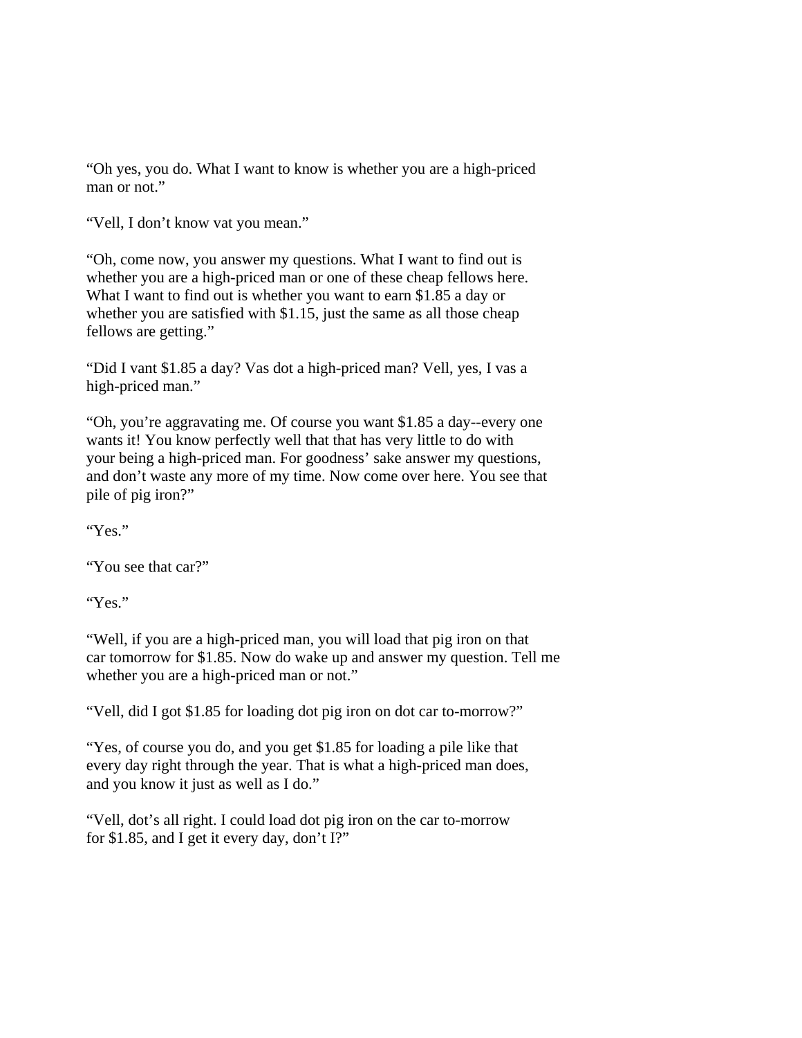"Oh yes, you do. What I want to know is whether you are a high-priced man or not."

"Vell, I don't know vat you mean."

"Oh, come now, you answer my questions. What I want to find out is whether you are a high-priced man or one of these cheap fellows here. What I want to find out is whether you want to earn $1.85 a day or whether you are satisfied with $1.15, just the same as all those cheap fellows are getting."

"Did I vant $1.85 a day? Vas dot a high-priced man? Vell, yes, I vas a high-priced man."

"Oh, you're aggravating me. Of course you want $1.85 a day--every one wants it! You know perfectly well that that has very little to do with your being a high-priced man. For goodness' sake answer my questions, and don't waste any more of my time. Now come over here. You see that pile of pig iron?"

"Yes."

"You see that car?"

"Yes."

"Well, if you are a high-priced man, you will load that pig iron on that car tomorrow for $1.85. Now do wake up and answer my question. Tell me whether you are a high-priced man or not."

"Vell, did I got $1.85 for loading dot pig iron on dot car to-morrow?"

"Yes, of course you do, and you get $1.85 for loading a pile like that every day right through the year. That is what a high-priced man does, and you know it just as well as I do."

"Vell, dot's all right. I could load dot pig iron on the car to-morrow for $1.85, and I get it every day, don't I?"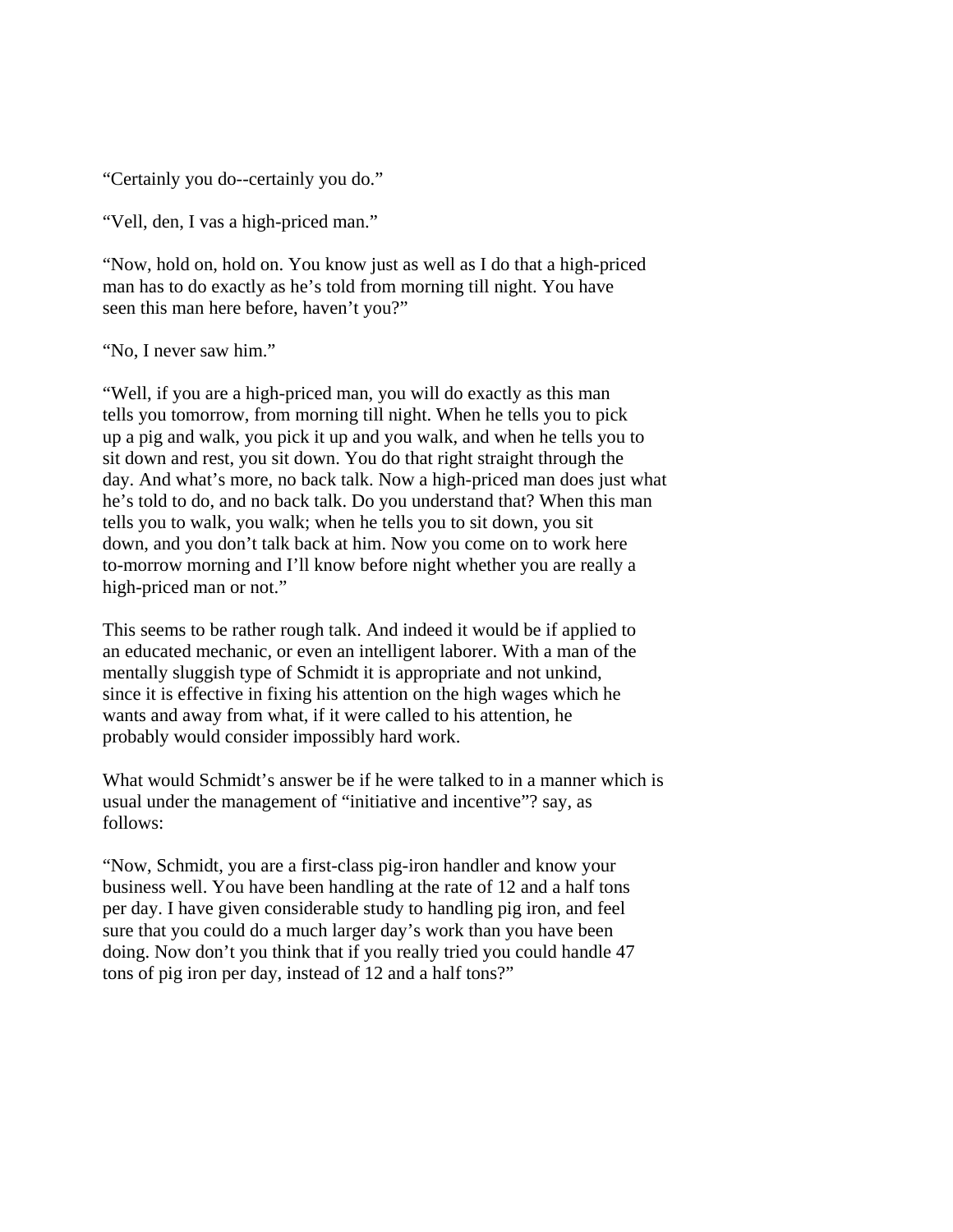"Certainly you do--certainly you do."

"Vell, den, I vas a high-priced man."

"Now, hold on, hold on. You know just as well as I do that a high-priced man has to do exactly as he's told from morning till night. You have seen this man here before, haven't you?"

"No, I never saw him."

"Well, if you are a high-priced man, you will do exactly as this man tells you tomorrow, from morning till night. When he tells you to pick up a pig and walk, you pick it up and you walk, and when he tells you to sit down and rest, you sit down. You do that right straight through the day. And what's more, no back talk. Now a high-priced man does just what he's told to do, and no back talk. Do you understand that? When this man tells you to walk, you walk; when he tells you to sit down, you sit down, and you don't talk back at him. Now you come on to work here to-morrow morning and I'll know before night whether you are really a high-priced man or not."

This seems to be rather rough talk. And indeed it would be if applied to an educated mechanic, or even an intelligent laborer. With a man of the mentally sluggish type of Schmidt it is appropriate and not unkind, since it is effective in fixing his attention on the high wages which he wants and away from what, if it were called to his attention, he probably would consider impossibly hard work.

What would Schmidt's answer be if he were talked to in a manner which is usual under the management of "initiative and incentive"? say, as follows:

"Now, Schmidt, you are a first-class pig-iron handler and know your business well. You have been handling at the rate of 12 and a half tons per day. I have given considerable study to handling pig iron, and feel sure that you could do a much larger day's work than you have been doing. Now don't you think that if you really tried you could handle 47 tons of pig iron per day, instead of 12 and a half tons?"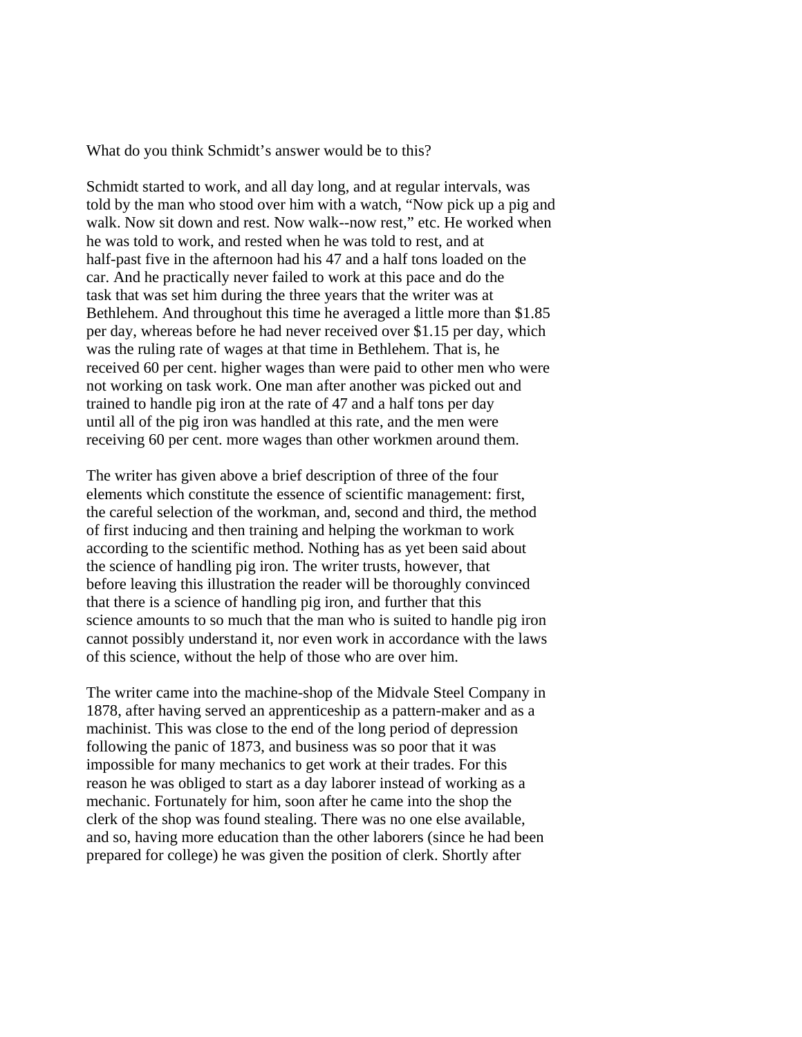What do you think Schmidt's answer would be to this?

Schmidt started to work, and all day long, and at regular intervals, was told by the man who stood over him with a watch, "Now pick up a pig and walk. Now sit down and rest. Now walk--now rest," etc. He worked when he was told to work, and rested when he was told to rest, and at half-past five in the afternoon had his 47 and a half tons loaded on the car. And he practically never failed to work at this pace and do the task that was set him during the three years that the writer was at Bethlehem. And throughout this time he averaged a little more than $1.85 per day, whereas before he had never received over $1.15 per day, which was the ruling rate of wages at that time in Bethlehem. That is, he received 60 per cent. higher wages than were paid to other men who were not working on task work. One man after another was picked out and trained to handle pig iron at the rate of 47 and a half tons per day until all of the pig iron was handled at this rate, and the men were receiving 60 per cent. more wages than other workmen around them.

The writer has given above a brief description of three of the four elements which constitute the essence of scientific management: first, the careful selection of the workman, and, second and third, the method of first inducing and then training and helping the workman to work according to the scientific method. Nothing has as yet been said about the science of handling pig iron. The writer trusts, however, that before leaving this illustration the reader will be thoroughly convinced that there is a science of handling pig iron, and further that this science amounts to so much that the man who is suited to handle pig iron cannot possibly understand it, nor even work in accordance with the laws of this science, without the help of those who are over him.

The writer came into the machine-shop of the Midvale Steel Company in 1878, after having served an apprenticeship as a pattern-maker and as a machinist. This was close to the end of the long period of depression following the panic of 1873, and business was so poor that it was impossible for many mechanics to get work at their trades. For this reason he was obliged to start as a day laborer instead of working as a mechanic. Fortunately for him, soon after he came into the shop the clerk of the shop was found stealing. There was no one else available, and so, having more education than the other laborers (since he had been prepared for college) he was given the position of clerk. Shortly after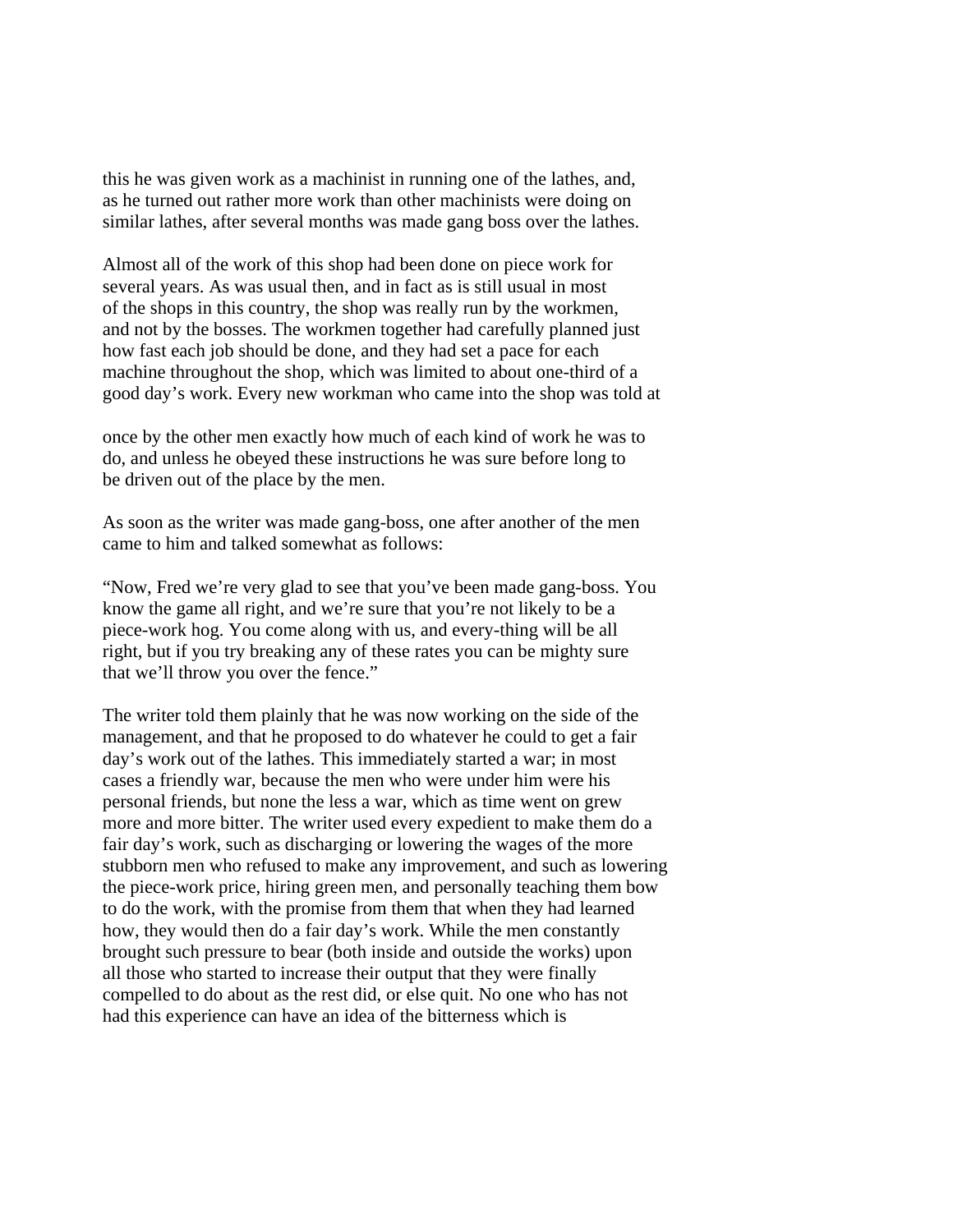this he was given work as a machinist in running one of the lathes, and, as he turned out rather more work than other machinists were doing on similar lathes, after several months was made gang boss over the lathes.

Almost all of the work of this shop had been done on piece work for several years. As was usual then, and in fact as is still usual in most of the shops in this country, the shop was really run by the workmen, and not by the bosses. The workmen together had carefully planned just how fast each job should be done, and they had set a pace for each machine throughout the shop, which was limited to about one-third of a good day's work. Every new workman who came into the shop was told at once by the other men exactly how much of each kind of work he was to do, and unless he obeyed these instructions he was sure before long to be driven out of the place by the men.

As soon as the writer was made gang-boss, one after another of the men came to him and talked somewhat as follows:

"Now, Fred we're very glad to see that you've been made gang-boss. You know the game all right, and we're sure that you're not likely to be a piece-work hog. You come along with us, and every-thing will be all right, but if you try breaking any of these rates you can be mighty sure that we'll throw you over the fence."

The writer told them plainly that he was now working on the side of the management, and that he proposed to do whatever he could to get a fair day's work out of the lathes. This immediately started a war; in most cases a friendly war, because the men who were under him were his personal friends, but none the less a war, which as time went on grew more and more bitter. The writer used every expedient to make them do a fair day's work, such as discharging or lowering the wages of the more stubborn men who refused to make any improvement, and such as lowering the piece-work price, hiring green men, and personally teaching them bow to do the work, with the promise from them that when they had learned how, they would then do a fair day's work. While the men constantly brought such pressure to bear (both inside and outside the works) upon all those who started to increase their output that they were finally compelled to do about as the rest did, or else quit. No one who has not had this experience can have an idea of the bitterness which is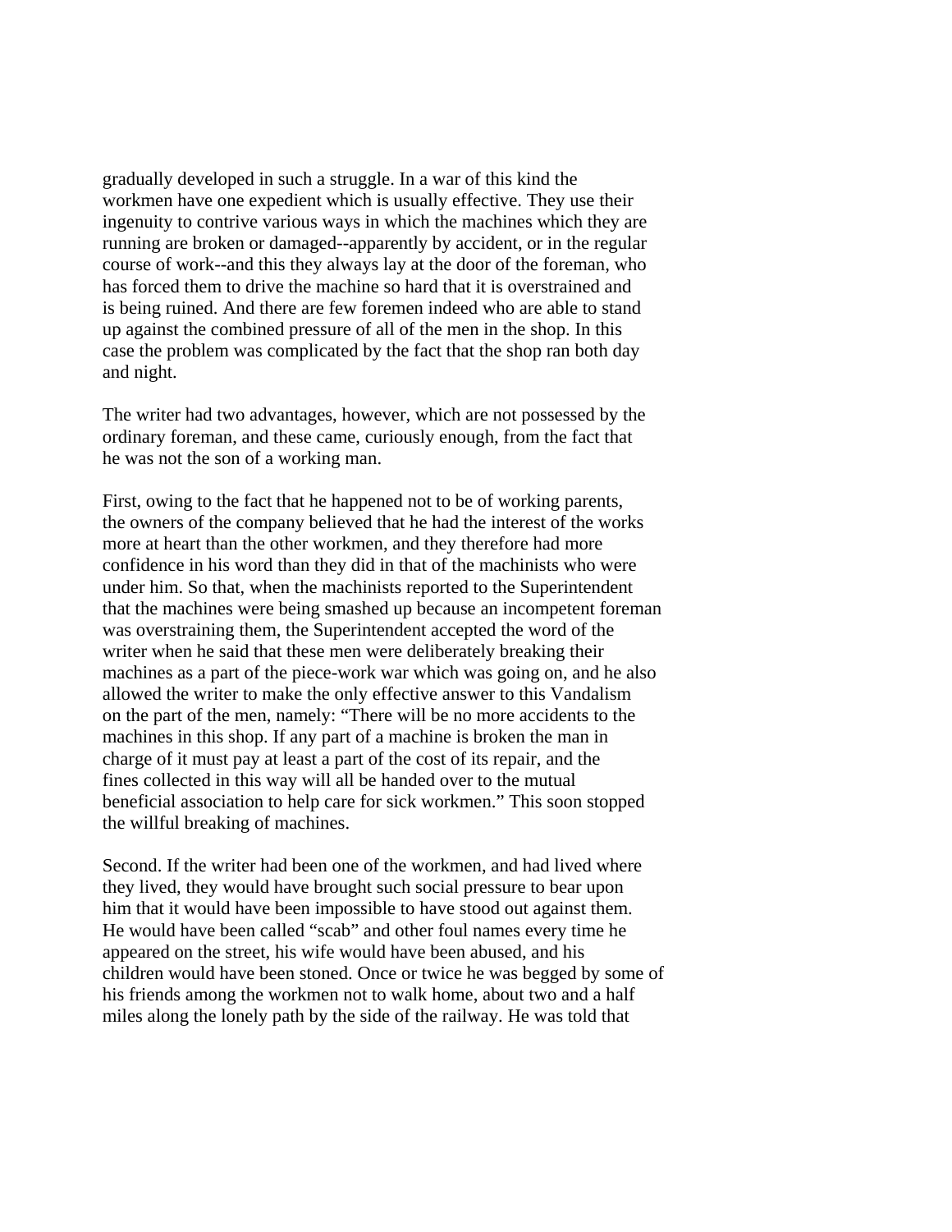gradually developed in such a struggle. In a war of this kind the workmen have one expedient which is usually effective. They use their ingenuity to contrive various ways in which the machines which they are running are broken or damaged--apparently by accident, or in the regular course of work--and this they always lay at the door of the foreman, who has forced them to drive the machine so hard that it is overstrained and is being ruined. And there are few foremen indeed who are able to stand up against the combined pressure of all of the men in the shop. In this case the problem was complicated by the fact that the shop ran both day and night.

The writer had two advantages, however, which are not possessed by the ordinary foreman, and these came, curiously enough, from the fact that he was not the son of a working man.

First, owing to the fact that he happened not to be of working parents, the owners of the company believed that he had the interest of the works more at heart than the other workmen, and they therefore had more confidence in his word than they did in that of the machinists who were under him. So that, when the machinists reported to the Superintendent that the machines were being smashed up because an incompetent foreman was overstraining them, the Superintendent accepted the word of the writer when he said that these men were deliberately breaking their machines as a part of the piece-work war which was going on, and he also allowed the writer to make the only effective answer to this Vandalism on the part of the men, namely: “There will be no more accidents to the machines in this shop. If any part of a machine is broken the man in charge of it must pay at least a part of the cost of its repair, and the fines collected in this way will all be handed over to the mutual beneficial association to help care for sick workmen.” This soon stopped the willful breaking of machines.

Second. If the writer had been one of the workmen, and had lived where they lived, they would have brought such social pressure to bear upon him that it would have been impossible to have stood out against them. He would have been called “scab” and other foul names every time he appeared on the street, his wife would have been abused, and his children would have been stoned. Once or twice he was begged by some of his friends among the workmen not to walk home, about two and a half miles along the lonely path by the side of the railway. He was told that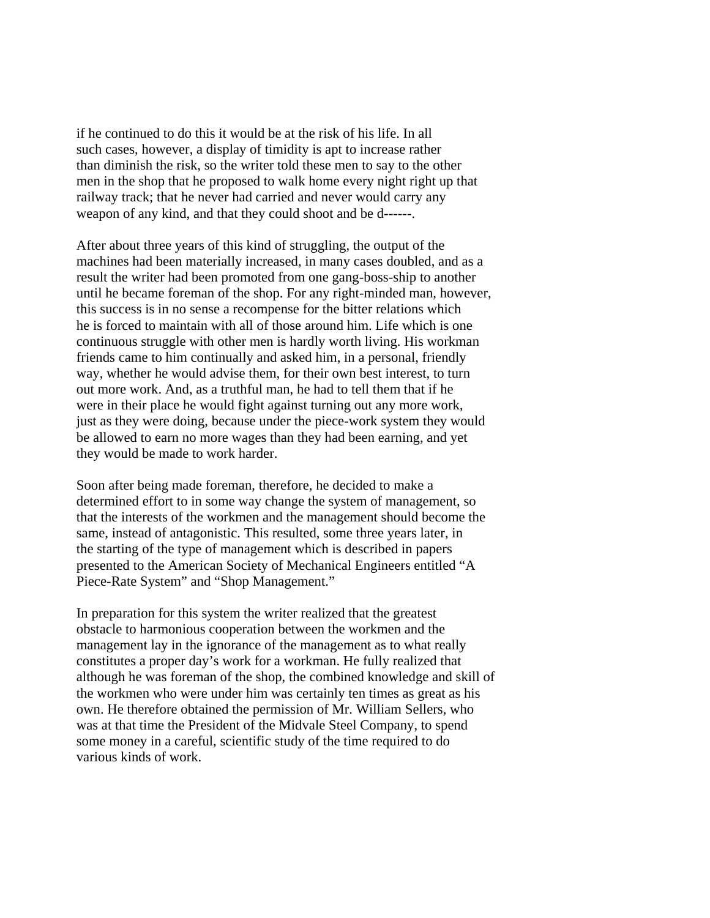if he continued to do this it would be at the risk of his life. In all such cases, however, a display of timidity is apt to increase rather than diminish the risk, so the writer told these men to say to the other men in the shop that he proposed to walk home every night right up that railway track; that he never had carried and never would carry any weapon of any kind, and that they could shoot and be d------.

After about three years of this kind of struggling, the output of the machines had been materially increased, in many cases doubled, and as a result the writer had been promoted from one gang-boss-ship to another until he became foreman of the shop. For any right-minded man, however, this success is in no sense a recompense for the bitter relations which he is forced to maintain with all of those around him. Life which is one continuous struggle with other men is hardly worth living. His workman friends came to him continually and asked him, in a personal, friendly way, whether he would advise them, for their own best interest, to turn out more work. And, as a truthful man, he had to tell them that if he were in their place he would fight against turning out any more work, just as they were doing, because under the piece-work system they would be allowed to earn no more wages than they had been earning, and yet they would be made to work harder.

Soon after being made foreman, therefore, he decided to make a determined effort to in some way change the system of management, so that the interests of the workmen and the management should become the same, instead of antagonistic. This resulted, some three years later, in the starting of the type of management which is described in papers presented to the American Society of Mechanical Engineers entitled "A Piece-Rate System" and "Shop Management."

In preparation for this system the writer realized that the greatest obstacle to harmonious cooperation between the workmen and the management lay in the ignorance of the management as to what really constitutes a proper day's work for a workman. He fully realized that although he was foreman of the shop, the combined knowledge and skill of the workmen who were under him was certainly ten times as great as his own. He therefore obtained the permission of Mr. William Sellers, who was at that time the President of the Midvale Steel Company, to spend some money in a careful, scientific study of the time required to do various kinds of work.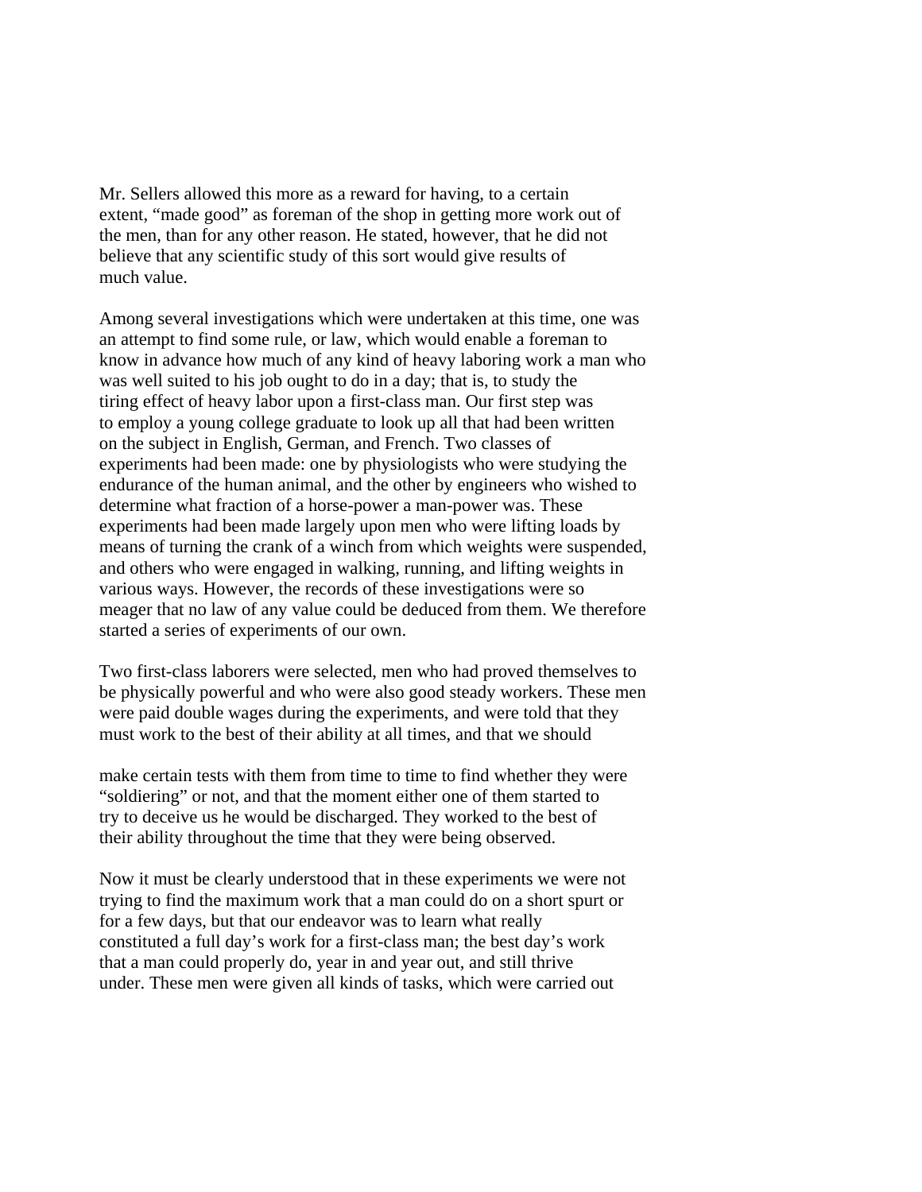Mr. Sellers allowed this more as a reward for having, to a certain extent, "made good" as foreman of the shop in getting more work out of the men, than for any other reason. He stated, however, that he did not believe that any scientific study of this sort would give results of much value.

Among several investigations which were undertaken at this time, one was an attempt to find some rule, or law, which would enable a foreman to know in advance how much of any kind of heavy laboring work a man who was well suited to his job ought to do in a day; that is, to study the tiring effect of heavy labor upon a first-class man. Our first step was to employ a young college graduate to look up all that had been written on the subject in English, German, and French. Two classes of experiments had been made: one by physiologists who were studying the endurance of the human animal, and the other by engineers who wished to determine what fraction of a horse-power a man-power was. These experiments had been made largely upon men who were lifting loads by means of turning the crank of a winch from which weights were suspended, and others who were engaged in walking, running, and lifting weights in various ways. However, the records of these investigations were so meager that no law of any value could be deduced from them. We therefore started a series of experiments of our own.

Two first-class laborers were selected, men who had proved themselves to be physically powerful and who were also good steady workers. These men were paid double wages during the experiments, and were told that they must work to the best of their ability at all times, and that we should make certain tests with them from time to time to find whether they were "soldiering" or not, and that the moment either one of them started to try to deceive us he would be discharged. They worked to the best of their ability throughout the time that they were being observed.

Now it must be clearly understood that in these experiments we were not trying to find the maximum work that a man could do on a short spurt or for a few days, but that our endeavor was to learn what really constituted a full day's work for a first-class man; the best day's work that a man could properly do, year in and year out, and still thrive under. These men were given all kinds of tasks, which were carried out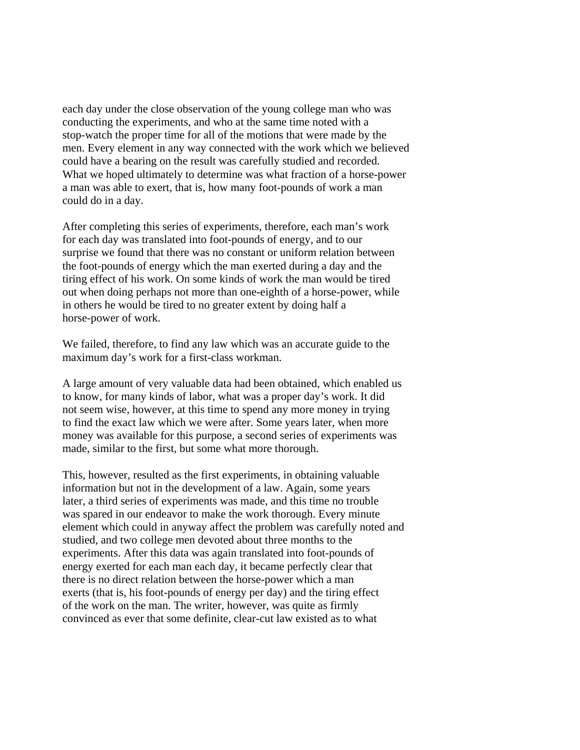each day under the close observation of the young college man who was conducting the experiments, and who at the same time noted with a stop-watch the proper time for all of the motions that were made by the men. Every element in any way connected with the work which we believed could have a bearing on the result was carefully studied and recorded. What we hoped ultimately to determine was what fraction of a horse-power a man was able to exert, that is, how many foot-pounds of work a man could do in a day.

After completing this series of experiments, therefore, each man's work for each day was translated into foot-pounds of energy, and to our surprise we found that there was no constant or uniform relation between the foot-pounds of energy which the man exerted during a day and the tiring effect of his work. On some kinds of work the man would be tired out when doing perhaps not more than one-eighth of a horse-power, while in others he would be tired to no greater extent by doing half a horse-power of work.

We failed, therefore, to find any law which was an accurate guide to the maximum day's work for a first-class workman.

A large amount of very valuable data had been obtained, which enabled us to know, for many kinds of labor, what was a proper day's work. It did not seem wise, however, at this time to spend any more money in trying to find the exact law which we were after. Some years later, when more money was available for this purpose, a second series of experiments was made, similar to the first, but some what more thorough.

This, however, resulted as the first experiments, in obtaining valuable information but not in the development of a law. Again, some years later, a third series of experiments was made, and this time no trouble was spared in our endeavor to make the work thorough. Every minute element which could in anyway affect the problem was carefully noted and studied, and two college men devoted about three months to the experiments. After this data was again translated into foot-pounds of energy exerted for each man each day, it became perfectly clear that there is no direct relation between the horse-power which a man exerts (that is, his foot-pounds of energy per day) and the tiring effect of the work on the man. The writer, however, was quite as firmly convinced as ever that some definite, clear-cut law existed as to what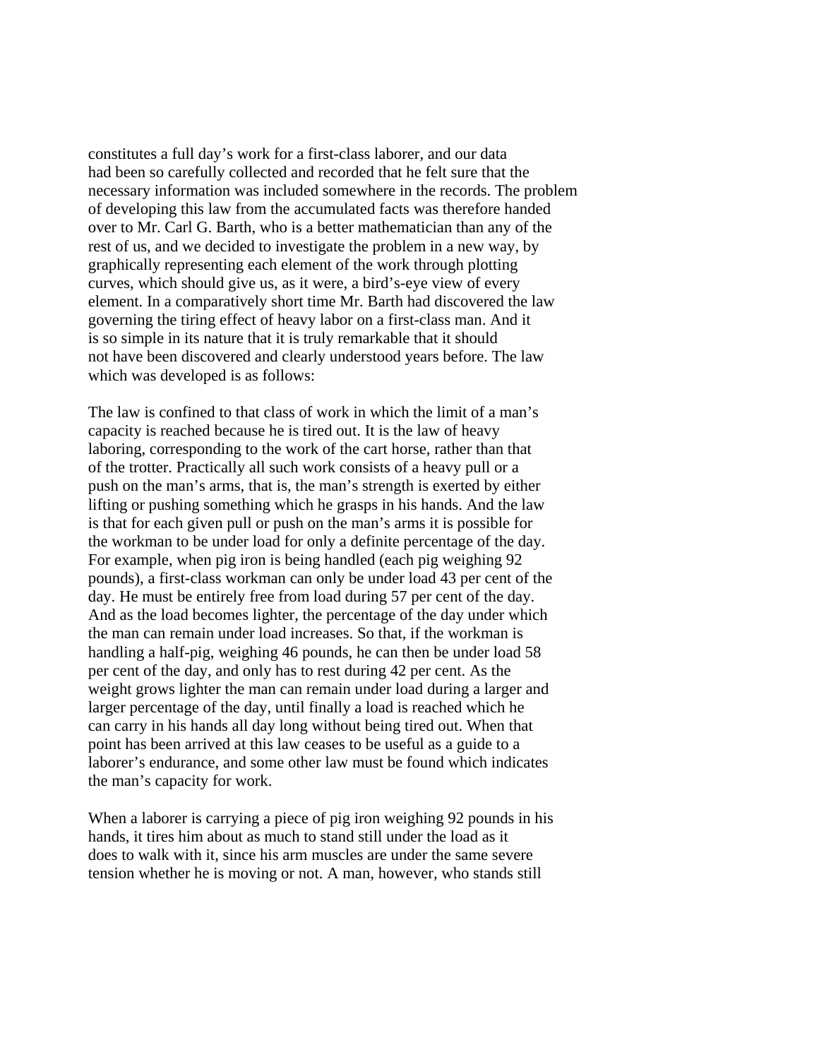constitutes a full day's work for a first-class laborer, and our data had been so carefully collected and recorded that he felt sure that the necessary information was included somewhere in the records. The problem of developing this law from the accumulated facts was therefore handed over to Mr. Carl G. Barth, who is a better mathematician than any of the rest of us, and we decided to investigate the problem in a new way, by graphically representing each element of the work through plotting curves, which should give us, as it were, a bird's-eye view of every element. In a comparatively short time Mr. Barth had discovered the law governing the tiring effect of heavy labor on a first-class man. And it is so simple in its nature that it is truly remarkable that it should not have been discovered and clearly understood years before. The law which was developed is as follows:

The law is confined to that class of work in which the limit of a man's capacity is reached because he is tired out. It is the law of heavy laboring, corresponding to the work of the cart horse, rather than that of the trotter. Practically all such work consists of a heavy pull or a push on the man's arms, that is, the man's strength is exerted by either lifting or pushing something which he grasps in his hands. And the law is that for each given pull or push on the man's arms it is possible for the workman to be under load for only a definite percentage of the day. For example, when pig iron is being handled (each pig weighing 92 pounds), a first-class workman can only be under load 43 per cent of the day. He must be entirely free from load during 57 per cent of the day. And as the load becomes lighter, the percentage of the day under which the man can remain under load increases. So that, if the workman is handling a half-pig, weighing 46 pounds, he can then be under load 58 per cent of the day, and only has to rest during 42 per cent. As the weight grows lighter the man can remain under load during a larger and larger percentage of the day, until finally a load is reached which he can carry in his hands all day long without being tired out. When that point has been arrived at this law ceases to be useful as a guide to a laborer's endurance, and some other law must be found which indicates the man's capacity for work.

When a laborer is carrying a piece of pig iron weighing 92 pounds in his hands, it tires him about as much to stand still under the load as it does to walk with it, since his arm muscles are under the same severe tension whether he is moving or not. A man, however, who stands still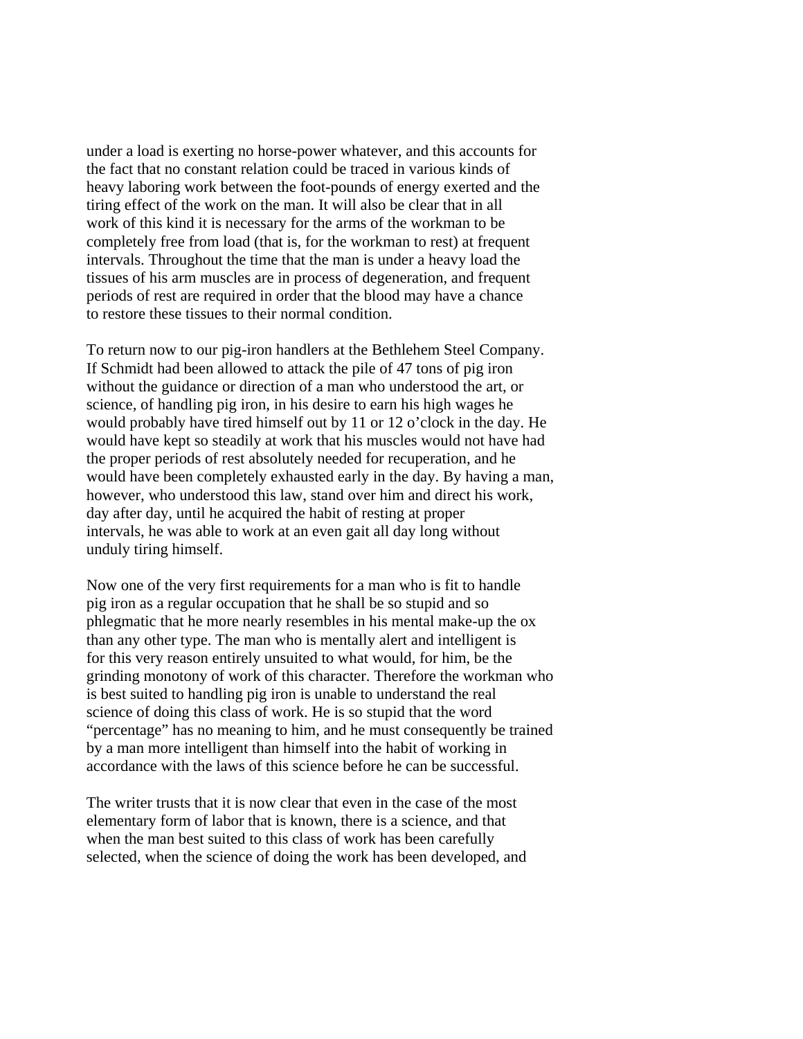under a load is exerting no horse-power whatever, and this accounts for the fact that no constant relation could be traced in various kinds of heavy laboring work between the foot-pounds of energy exerted and the tiring effect of the work on the man. It will also be clear that in all work of this kind it is necessary for the arms of the workman to be completely free from load (that is, for the workman to rest) at frequent intervals. Throughout the time that the man is under a heavy load the tissues of his arm muscles are in process of degeneration, and frequent periods of rest are required in order that the blood may have a chance to restore these tissues to their normal condition.

To return now to our pig-iron handlers at the Bethlehem Steel Company. If Schmidt had been allowed to attack the pile of 47 tons of pig iron without the guidance or direction of a man who understood the art, or science, of handling pig iron, in his desire to earn his high wages he would probably have tired himself out by 11 or 12 o'clock in the day. He would have kept so steadily at work that his muscles would not have had the proper periods of rest absolutely needed for recuperation, and he would have been completely exhausted early in the day. By having a man, however, who understood this law, stand over him and direct his work, day after day, until he acquired the habit of resting at proper intervals, he was able to work at an even gait all day long without unduly tiring himself.

Now one of the very first requirements for a man who is fit to handle pig iron as a regular occupation that he shall be so stupid and so phlegmatic that he more nearly resembles in his mental make-up the ox than any other type. The man who is mentally alert and intelligent is for this very reason entirely unsuited to what would, for him, be the grinding monotony of work of this character. Therefore the workman who is best suited to handling pig iron is unable to understand the real science of doing this class of work. He is so stupid that the word "percentage" has no meaning to him, and he must consequently be trained by a man more intelligent than himself into the habit of working in accordance with the laws of this science before he can be successful.

The writer trusts that it is now clear that even in the case of the most elementary form of labor that is known, there is a science, and that when the man best suited to this class of work has been carefully selected, when the science of doing the work has been developed, and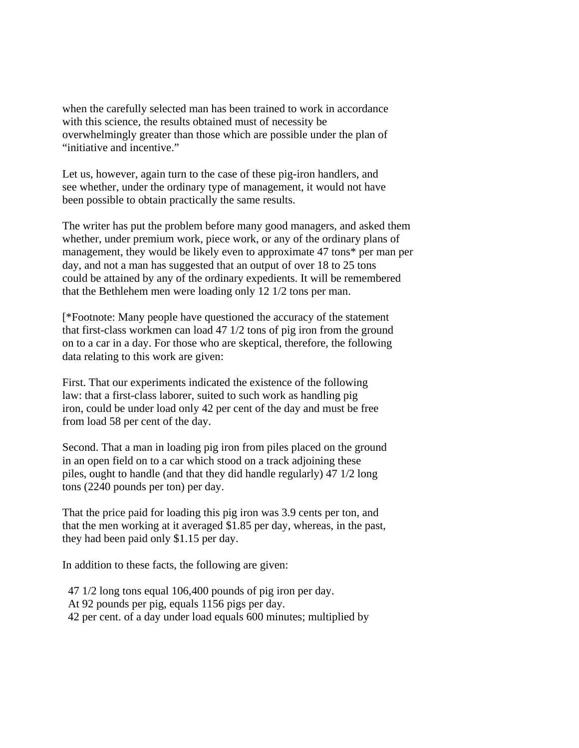when the carefully selected man has been trained to work in accordance with this science, the results obtained must of necessity be overwhelmingly greater than those which are possible under the plan of "initiative and incentive."

Let us, however, again turn to the case of these pig-iron handlers, and see whether, under the ordinary type of management, it would not have been possible to obtain practically the same results.

The writer has put the problem before many good managers, and asked them whether, under premium work, piece work, or any of the ordinary plans of management, they would be likely even to approximate 47 tons* per man per day, and not a man has suggested that an output of over 18 to 25 tons could be attained by any of the ordinary expedients. It will be remembered that the Bethlehem men were loading only 12 1/2 tons per man.

[*Footnote: Many people have questioned the accuracy of the statement that first-class workmen can load 47 1/2 tons of pig iron from the ground on to a car in a day. For those who are skeptical, therefore, the following data relating to this work are given:

First. That our experiments indicated the existence of the following law: that a first-class laborer, suited to such work as handling pig iron, could be under load only 42 per cent of the day and must be free from load 58 per cent of the day.

Second. That a man in loading pig iron from piles placed on the ground in an open field on to a car which stood on a track adjoining these piles, ought to handle (and that they did handle regularly) 47 1/2 long tons (2240 pounds per ton) per day.

That the price paid for loading this pig iron was 3.9 cents per ton, and that the men working at it averaged $1.85 per day, whereas, in the past, they had been paid only $1.15 per day.

In addition to these facts, the following are given:

47 1/2 long tons equal 106,400 pounds of pig iron per day.
At 92 pounds per pig, equals 1156 pigs per day.
42 per cent. of a day under load equals 600 minutes; multiplied by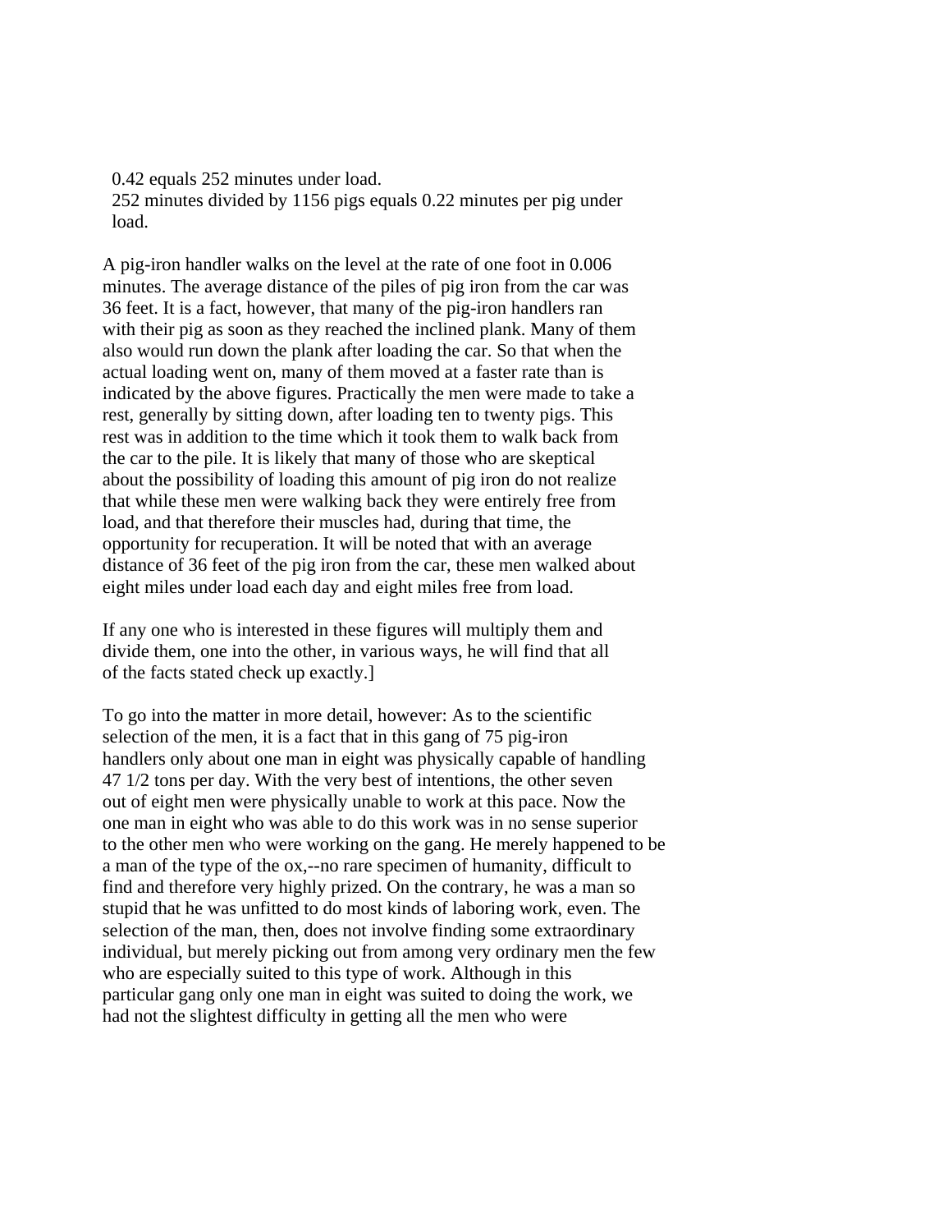0.42 equals 252 minutes under load.
252 minutes divided by 1156 pigs equals 0.22 minutes per pig under load.

A pig-iron handler walks on the level at the rate of one foot in 0.006 minutes. The average distance of the piles of pig iron from the car was 36 feet. It is a fact, however, that many of the pig-iron handlers ran with their pig as soon as they reached the inclined plank. Many of them also would run down the plank after loading the car. So that when the actual loading went on, many of them moved at a faster rate than is indicated by the above figures. Practically the men were made to take a rest, generally by sitting down, after loading ten to twenty pigs. This rest was in addition to the time which it took them to walk back from the car to the pile. It is likely that many of those who are skeptical about the possibility of loading this amount of pig iron do not realize that while these men were walking back they were entirely free from load, and that therefore their muscles had, during that time, the opportunity for recuperation. It will be noted that with an average distance of 36 feet of the pig iron from the car, these men walked about eight miles under load each day and eight miles free from load.

If any one who is interested in these figures will multiply them and divide them, one into the other, in various ways, he will find that all of the facts stated check up exactly.]

To go into the matter in more detail, however: As to the scientific selection of the men, it is a fact that in this gang of 75 pig-iron handlers only about one man in eight was physically capable of handling 47 1/2 tons per day. With the very best of intentions, the other seven out of eight men were physically unable to work at this pace. Now the one man in eight who was able to do this work was in no sense superior to the other men who were working on the gang. He merely happened to be a man of the type of the ox,--no rare specimen of humanity, difficult to find and therefore very highly prized. On the contrary, he was a man so stupid that he was unfitted to do most kinds of laboring work, even. The selection of the man, then, does not involve finding some extraordinary individual, but merely picking out from among very ordinary men the few who are especially suited to this type of work. Although in this particular gang only one man in eight was suited to doing the work, we had not the slightest difficulty in getting all the men who were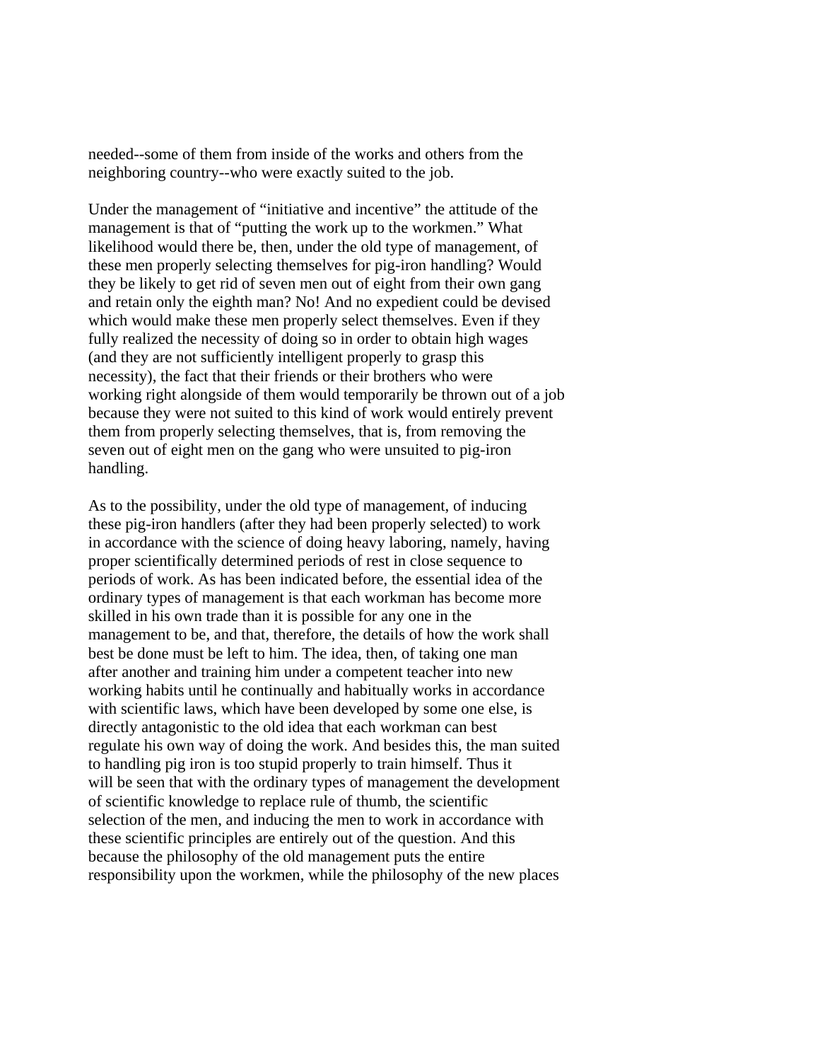needed--some of them from inside of the works and others from the neighboring country--who were exactly suited to the job.

Under the management of “initiative and incentive” the attitude of the management is that of “putting the work up to the workmen.” What likelihood would there be, then, under the old type of management, of these men properly selecting themselves for pig-iron handling? Would they be likely to get rid of seven men out of eight from their own gang and retain only the eighth man? No! And no expedient could be devised which would make these men properly select themselves. Even if they fully realized the necessity of doing so in order to obtain high wages (and they are not sufficiently intelligent properly to grasp this necessity), the fact that their friends or their brothers who were working right alongside of them would temporarily be thrown out of a job because they were not suited to this kind of work would entirely prevent them from properly selecting themselves, that is, from removing the seven out of eight men on the gang who were unsuited to pig-iron handling.

As to the possibility, under the old type of management, of inducing these pig-iron handlers (after they had been properly selected) to work in accordance with the science of doing heavy laboring, namely, having proper scientifically determined periods of rest in close sequence to periods of work. As has been indicated before, the essential idea of the ordinary types of management is that each workman has become more skilled in his own trade than it is possible for any one in the management to be, and that, therefore, the details of how the work shall best be done must be left to him. The idea, then, of taking one man after another and training him under a competent teacher into new working habits until he continually and habitually works in accordance with scientific laws, which have been developed by some one else, is directly antagonistic to the old idea that each workman can best regulate his own way of doing the work. And besides this, the man suited to handling pig iron is too stupid properly to train himself. Thus it will be seen that with the ordinary types of management the development of scientific knowledge to replace rule of thumb, the scientific selection of the men, and inducing the men to work in accordance with these scientific principles are entirely out of the question. And this because the philosophy of the old management puts the entire responsibility upon the workmen, while the philosophy of the new places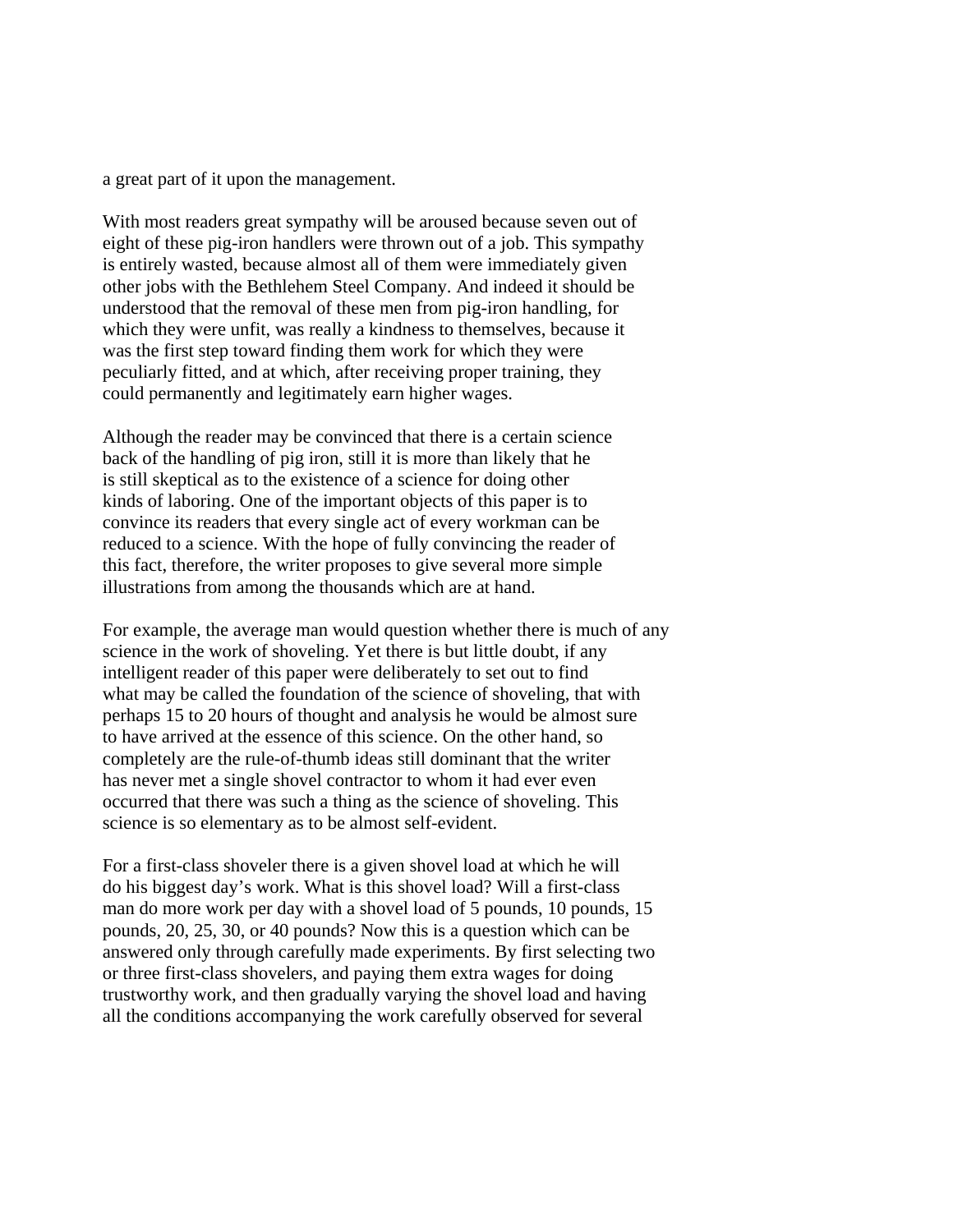a great part of it upon the management.

With most readers great sympathy will be aroused because seven out of eight of these pig-iron handlers were thrown out of a job. This sympathy is entirely wasted, because almost all of them were immediately given other jobs with the Bethlehem Steel Company. And indeed it should be understood that the removal of these men from pig-iron handling, for which they were unfit, was really a kindness to themselves, because it was the first step toward finding them work for which they were peculiarly fitted, and at which, after receiving proper training, they could permanently and legitimately earn higher wages.

Although the reader may be convinced that there is a certain science back of the handling of pig iron, still it is more than likely that he is still skeptical as to the existence of a science for doing other kinds of laboring. One of the important objects of this paper is to convince its readers that every single act of every workman can be reduced to a science. With the hope of fully convincing the reader of this fact, therefore, the writer proposes to give several more simple illustrations from among the thousands which are at hand.

For example, the average man would question whether there is much of any science in the work of shoveling. Yet there is but little doubt, if any intelligent reader of this paper were deliberately to set out to find what may be called the foundation of the science of shoveling, that with perhaps 15 to 20 hours of thought and analysis he would be almost sure to have arrived at the essence of this science. On the other hand, so completely are the rule-of-thumb ideas still dominant that the writer has never met a single shovel contractor to whom it had ever even occurred that there was such a thing as the science of shoveling. This science is so elementary as to be almost self-evident.

For a first-class shoveler there is a given shovel load at which he will do his biggest day's work. What is this shovel load? Will a first-class man do more work per day with a shovel load of 5 pounds, 10 pounds, 15 pounds, 20, 25, 30, or 40 pounds? Now this is a question which can be answered only through carefully made experiments. By first selecting two or three first-class shovelers, and paying them extra wages for doing trustworthy work, and then gradually varying the shovel load and having all the conditions accompanying the work carefully observed for several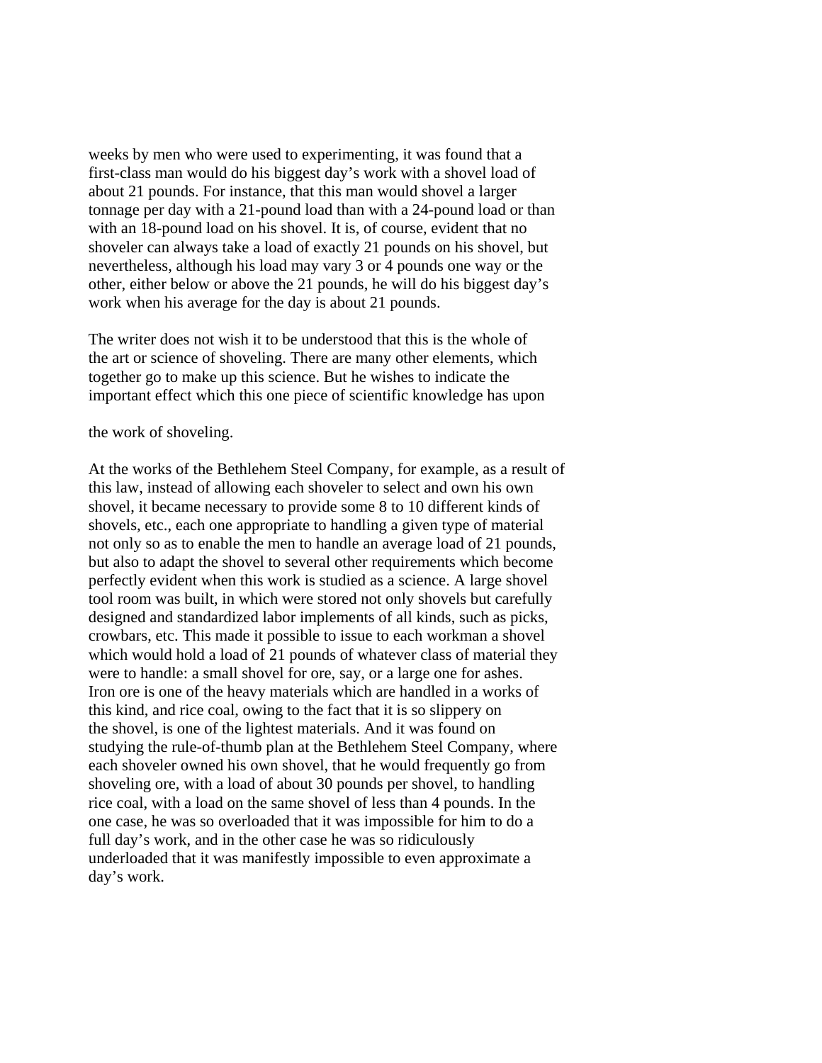weeks by men who were used to experimenting, it was found that a first-class man would do his biggest day's work with a shovel load of about 21 pounds. For instance, that this man would shovel a larger tonnage per day with a 21-pound load than with a 24-pound load or than with an 18-pound load on his shovel. It is, of course, evident that no shoveler can always take a load of exactly 21 pounds on his shovel, but nevertheless, although his load may vary 3 or 4 pounds one way or the other, either below or above the 21 pounds, he will do his biggest day's work when his average for the day is about 21 pounds.

The writer does not wish it to be understood that this is the whole of the art or science of shoveling. There are many other elements, which together go to make up this science. But he wishes to indicate the important effect which this one piece of scientific knowledge has upon the work of shoveling.

At the works of the Bethlehem Steel Company, for example, as a result of this law, instead of allowing each shoveler to select and own his own shovel, it became necessary to provide some 8 to 10 different kinds of shovels, etc., each one appropriate to handling a given type of material not only so as to enable the men to handle an average load of 21 pounds, but also to adapt the shovel to several other requirements which become perfectly evident when this work is studied as a science. A large shovel tool room was built, in which were stored not only shovels but carefully designed and standardized labor implements of all kinds, such as picks, crowbars, etc. This made it possible to issue to each workman a shovel which would hold a load of 21 pounds of whatever class of material they were to handle: a small shovel for ore, say, or a large one for ashes. Iron ore is one of the heavy materials which are handled in a works of this kind, and rice coal, owing to the fact that it is so slippery on the shovel, is one of the lightest materials. And it was found on studying the rule-of-thumb plan at the Bethlehem Steel Company, where each shoveler owned his own shovel, that he would frequently go from shoveling ore, with a load of about 30 pounds per shovel, to handling rice coal, with a load on the same shovel of less than 4 pounds. In the one case, he was so overloaded that it was impossible for him to do a full day's work, and in the other case he was so ridiculously underloaded that it was manifestly impossible to even approximate a day's work.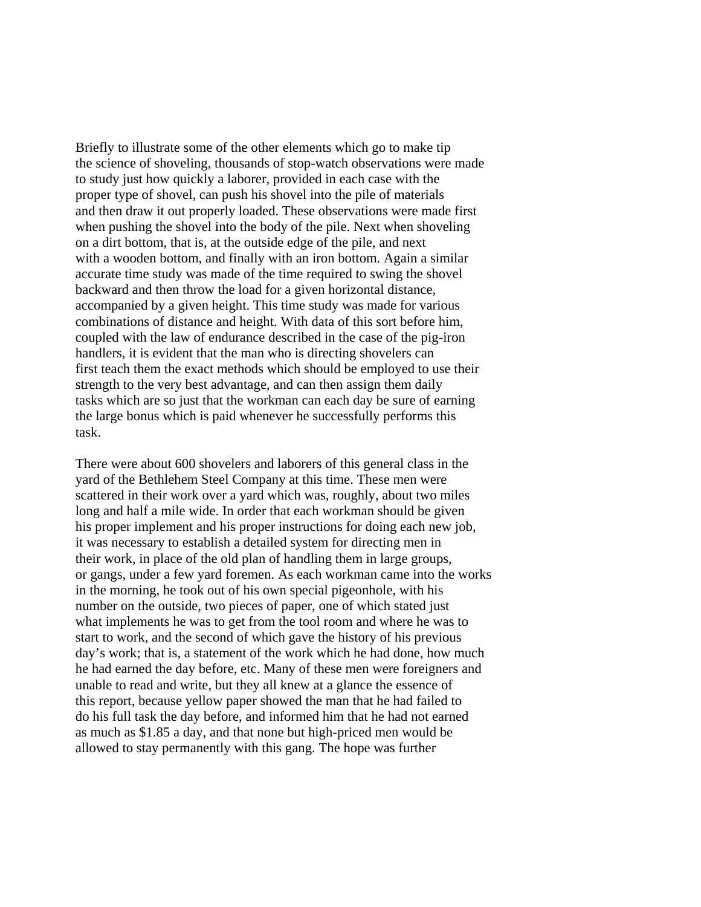Briefly to illustrate some of the other elements which go to make tip the science of shoveling, thousands of stop-watch observations were made to study just how quickly a laborer, provided in each case with the proper type of shovel, can push his shovel into the pile of materials and then draw it out properly loaded. These observations were made first when pushing the shovel into the body of the pile. Next when shoveling on a dirt bottom, that is, at the outside edge of the pile, and next with a wooden bottom, and finally with an iron bottom. Again a similar accurate time study was made of the time required to swing the shovel backward and then throw the load for a given horizontal distance, accompanied by a given height. This time study was made for various combinations of distance and height. With data of this sort before him, coupled with the law of endurance described in the case of the pig-iron handlers, it is evident that the man who is directing shovelers can first teach them the exact methods which should be employed to use their strength to the very best advantage, and can then assign them daily tasks which are so just that the workman can each day be sure of earning the large bonus which is paid whenever he successfully performs this task.

There were about 600 shovelers and laborers of this general class in the yard of the Bethlehem Steel Company at this time. These men were scattered in their work over a yard which was, roughly, about two miles long and half a mile wide. In order that each workman should be given his proper implement and his proper instructions for doing each new job, it was necessary to establish a detailed system for directing men in their work, in place of the old plan of handling them in large groups, or gangs, under a few yard foremen. As each workman came into the works in the morning, he took out of his own special pigeonhole, with his number on the outside, two pieces of paper, one of which stated just what implements he was to get from the tool room and where he was to start to work, and the second of which gave the history of his previous day's work; that is, a statement of the work which he had done, how much he had earned the day before, etc. Many of these men were foreigners and unable to read and write, but they all knew at a glance the essence of this report, because yellow paper showed the man that he had failed to do his full task the day before, and informed him that he had not earned as much as $1.85 a day, and that none but high-priced men would be allowed to stay permanently with this gang. The hope was further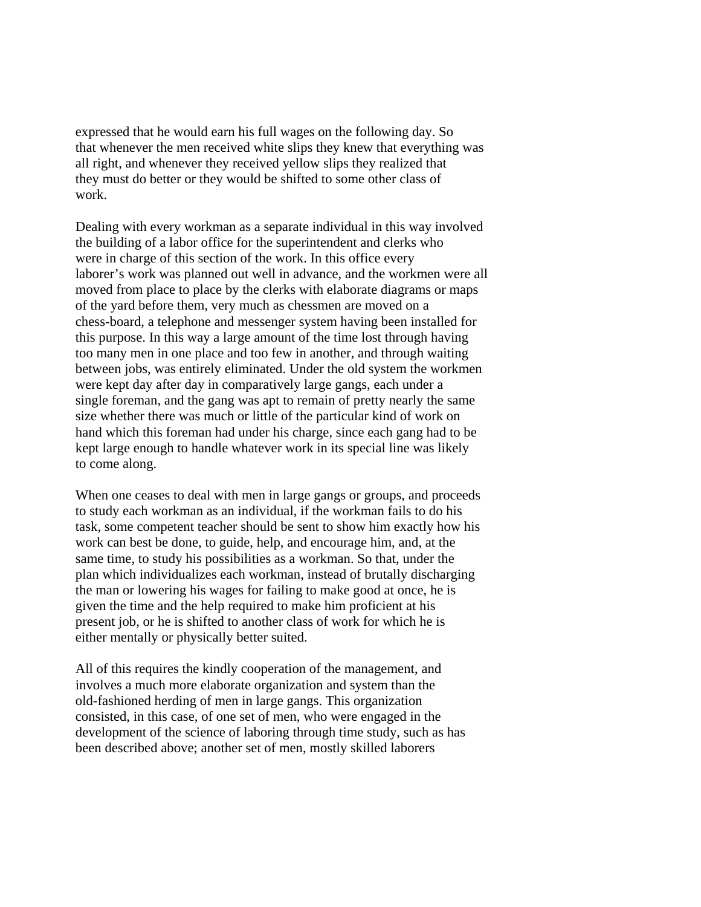expressed that he would earn his full wages on the following day. So that whenever the men received white slips they knew that everything was all right, and whenever they received yellow slips they realized that they must do better or they would be shifted to some other class of work.

Dealing with every workman as a separate individual in this way involved the building of a labor office for the superintendent and clerks who were in charge of this section of the work. In this office every laborer's work was planned out well in advance, and the workmen were all moved from place to place by the clerks with elaborate diagrams or maps of the yard before them, very much as chessmen are moved on a chess-board, a telephone and messenger system having been installed for this purpose. In this way a large amount of the time lost through having too many men in one place and too few in another, and through waiting between jobs, was entirely eliminated. Under the old system the workmen were kept day after day in comparatively large gangs, each under a single foreman, and the gang was apt to remain of pretty nearly the same size whether there was much or little of the particular kind of work on hand which this foreman had under his charge, since each gang had to be kept large enough to handle whatever work in its special line was likely to come along.

When one ceases to deal with men in large gangs or groups, and proceeds to study each workman as an individual, if the workman fails to do his task, some competent teacher should be sent to show him exactly how his work can best be done, to guide, help, and encourage him, and, at the same time, to study his possibilities as a workman. So that, under the plan which individualizes each workman, instead of brutally discharging the man or lowering his wages for failing to make good at once, he is given the time and the help required to make him proficient at his present job, or he is shifted to another class of work for which he is either mentally or physically better suited.

All of this requires the kindly cooperation of the management, and involves a much more elaborate organization and system than the old-fashioned herding of men in large gangs. This organization consisted, in this case, of one set of men, who were engaged in the development of the science of laboring through time study, such as has been described above; another set of men, mostly skilled laborers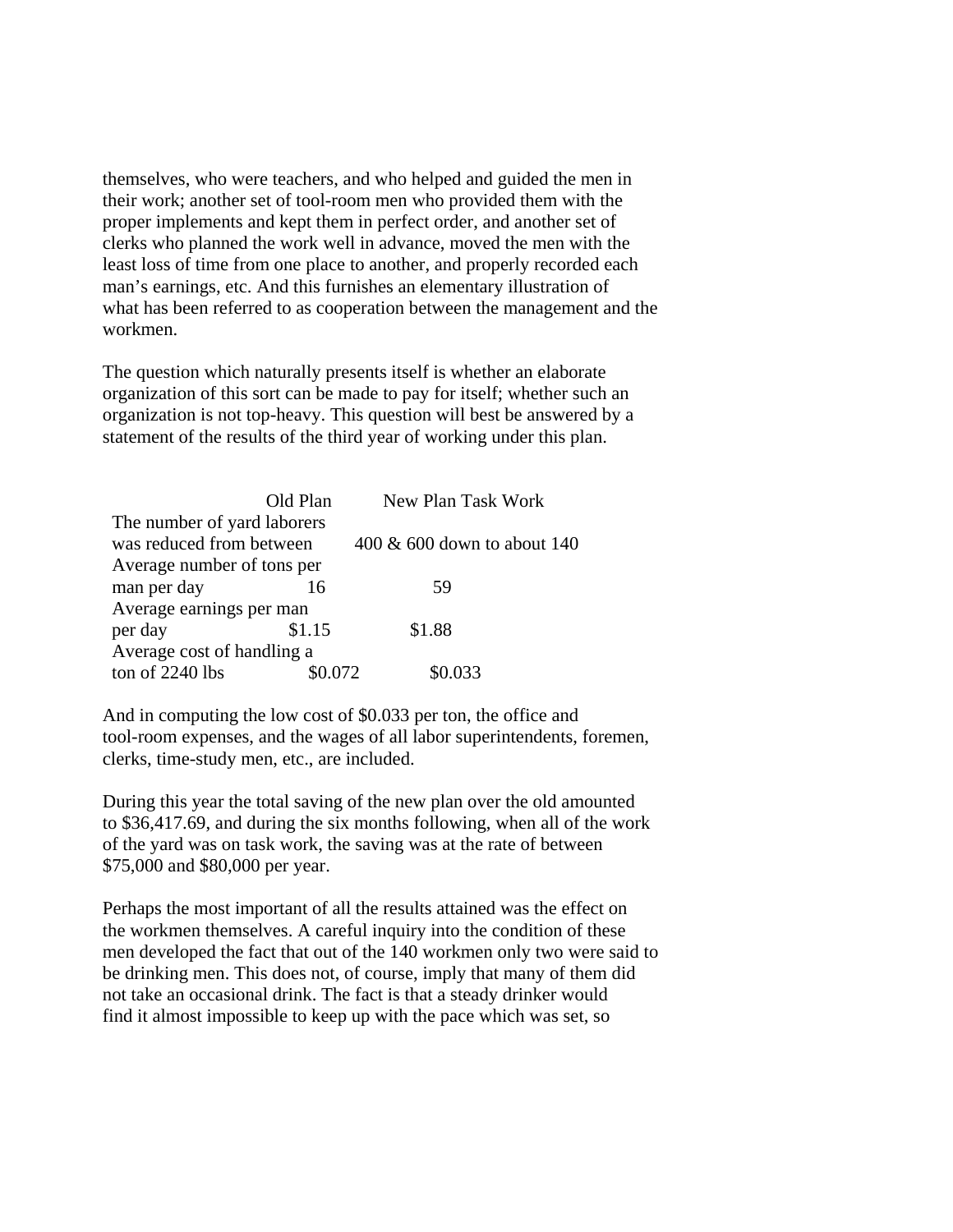themselves, who were teachers, and who helped and guided the men in their work; another set of tool-room men who provided them with the proper implements and kept them in perfect order, and another set of clerks who planned the work well in advance, moved the men with the least loss of time from one place to another, and properly recorded each man's earnings, etc. And this furnishes an elementary illustration of what has been referred to as cooperation between the management and the workmen.

The question which naturally presents itself is whether an elaborate organization of this sort can be made to pay for itself; whether such an organization is not top-heavy. This question will best be answered by a statement of the results of the third year of working under this plan.

| | Old Plan | New Plan Task Work |
|---|---|---|
| The number of yard laborers was reduced from between | | 400 & 600 down to about 140 |
| Average number of tons per man per day | 16 | 59 |
| Average earnings per man per day | $1.15 | $1.88 |
| Average cost of handling a ton of 2240 lbs | $0.072 | $0.033 |

And in computing the low cost of $0.033 per ton, the office and tool-room expenses, and the wages of all labor superintendents, foremen, clerks, time-study men, etc., are included.

During this year the total saving of the new plan over the old amounted to $36,417.69, and during the six months following, when all of the work of the yard was on task work, the saving was at the rate of between $75,000 and $80,000 per year.

Perhaps the most important of all the results attained was the effect on the workmen themselves. A careful inquiry into the condition of these men developed the fact that out of the 140 workmen only two were said to be drinking men. This does not, of course, imply that many of them did not take an occasional drink. The fact is that a steady drinker would find it almost impossible to keep up with the pace which was set, so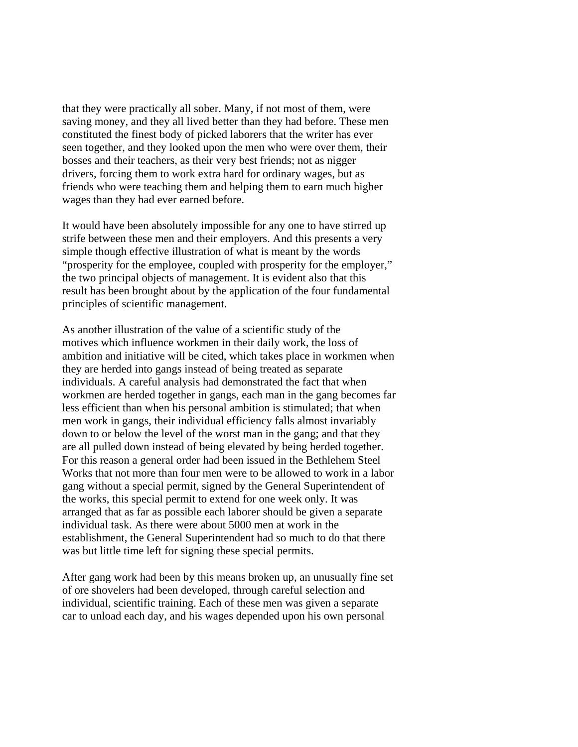that they were practically all sober. Many, if not most of them, were saving money, and they all lived better than they had before. These men constituted the finest body of picked laborers that the writer has ever seen together, and they looked upon the men who were over them, their bosses and their teachers, as their very best friends; not as nigger drivers, forcing them to work extra hard for ordinary wages, but as friends who were teaching them and helping them to earn much higher wages than they had ever earned before.

It would have been absolutely impossible for any one to have stirred up strife between these men and their employers. And this presents a very simple though effective illustration of what is meant by the words "prosperity for the employee, coupled with prosperity for the employer," the two principal objects of management. It is evident also that this result has been brought about by the application of the four fundamental principles of scientific management.

As another illustration of the value of a scientific study of the motives which influence workmen in their daily work, the loss of ambition and initiative will be cited, which takes place in workmen when they are herded into gangs instead of being treated as separate individuals. A careful analysis had demonstrated the fact that when workmen are herded together in gangs, each man in the gang becomes far less efficient than when his personal ambition is stimulated; that when men work in gangs, their individual efficiency falls almost invariably down to or below the level of the worst man in the gang; and that they are all pulled down instead of being elevated by being herded together. For this reason a general order had been issued in the Bethlehem Steel Works that not more than four men were to be allowed to work in a labor gang without a special permit, signed by the General Superintendent of the works, this special permit to extend for one week only. It was arranged that as far as possible each laborer should be given a separate individual task. As there were about 5000 men at work in the establishment, the General Superintendent had so much to do that there was but little time left for signing these special permits.

After gang work had been by this means broken up, an unusually fine set of ore shovelers had been developed, through careful selection and individual, scientific training. Each of these men was given a separate car to unload each day, and his wages depended upon his own personal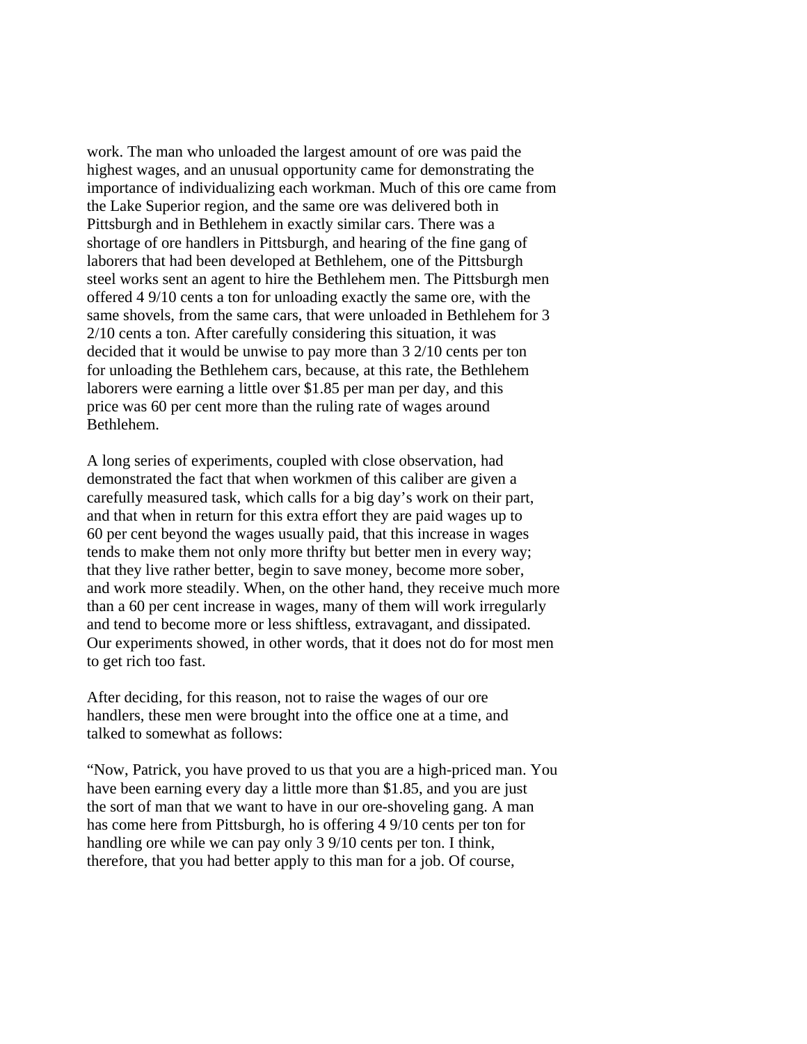work. The man who unloaded the largest amount of ore was paid the highest wages, and an unusual opportunity came for demonstrating the importance of individualizing each workman. Much of this ore came from the Lake Superior region, and the same ore was delivered both in Pittsburgh and in Bethlehem in exactly similar cars. There was a shortage of ore handlers in Pittsburgh, and hearing of the fine gang of laborers that had been developed at Bethlehem, one of the Pittsburgh steel works sent an agent to hire the Bethlehem men. The Pittsburgh men offered 4 9/10 cents a ton for unloading exactly the same ore, with the same shovels, from the same cars, that were unloaded in Bethlehem for 3 2/10 cents a ton. After carefully considering this situation, it was decided that it would be unwise to pay more than 3 2/10 cents per ton for unloading the Bethlehem cars, because, at this rate, the Bethlehem laborers were earning a little over $1.85 per man per day, and this price was 60 per cent more than the ruling rate of wages around Bethlehem.

A long series of experiments, coupled with close observation, had demonstrated the fact that when workmen of this caliber are given a carefully measured task, which calls for a big day's work on their part, and that when in return for this extra effort they are paid wages up to 60 per cent beyond the wages usually paid, that this increase in wages tends to make them not only more thrifty but better men in every way; that they live rather better, begin to save money, become more sober, and work more steadily. When, on the other hand, they receive much more than a 60 per cent increase in wages, many of them will work irregularly and tend to become more or less shiftless, extravagant, and dissipated. Our experiments showed, in other words, that it does not do for most men to get rich too fast.

After deciding, for this reason, not to raise the wages of our ore handlers, these men were brought into the office one at a time, and talked to somewhat as follows:

"Now, Patrick, you have proved to us that you are a high-priced man. You have been earning every day a little more than $1.85, and you are just the sort of man that we want to have in our ore-shoveling gang. A man has come here from Pittsburgh, ho is offering 4 9/10 cents per ton for handling ore while we can pay only 3 9/10 cents per ton. I think, therefore, that you had better apply to this man for a job. Of course,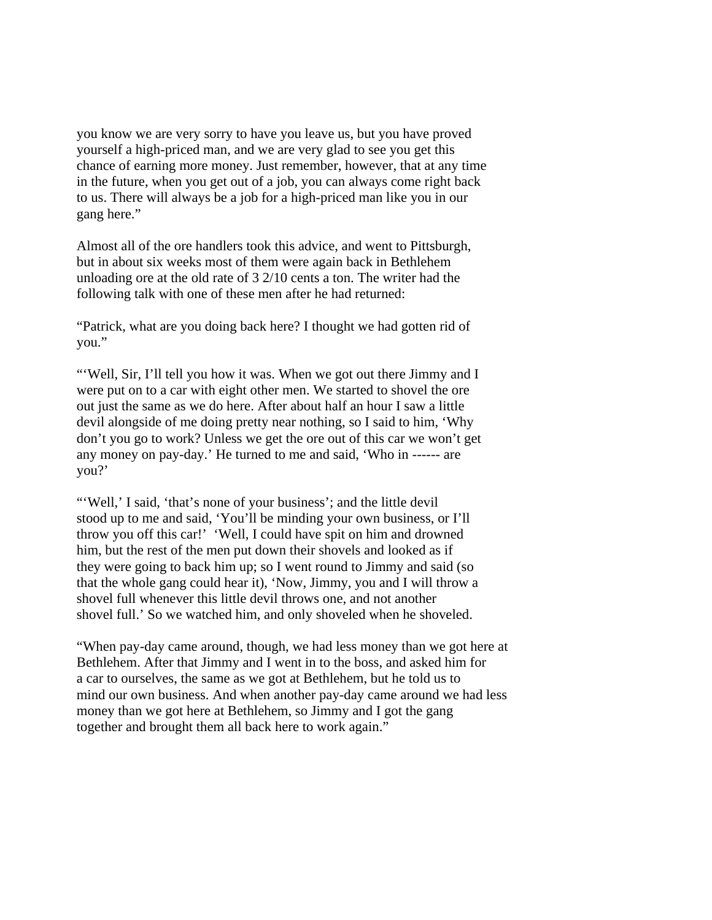you know we are very sorry to have you leave us, but you have proved yourself a high-priced man, and we are very glad to see you get this chance of earning more money. Just remember, however, that at any time in the future, when you get out of a job, you can always come right back to us. There will always be a job for a high-priced man like you in our gang here."

Almost all of the ore handlers took this advice, and went to Pittsburgh, but in about six weeks most of them were again back in Bethlehem unloading ore at the old rate of 3 2/10 cents a ton. The writer had the following talk with one of these men after he had returned:

"Patrick, what are you doing back here? I thought we had gotten rid of you."

"'Well, Sir, I'll tell you how it was. When we got out there Jimmy and I were put on to a car with eight other men. We started to shovel the ore out just the same as we do here. After about half an hour I saw a little devil alongside of me doing pretty near nothing, so I said to him, 'Why don't you go to work? Unless we get the ore out of this car we won't get any money on pay-day.' He turned to me and said, 'Who in ------ are you?'

"'Well,' I said, 'that's none of your business'; and the little devil stood up to me and said, 'You'll be minding your own business, or I'll throw you off this car!' 'Well, I could have spit on him and drowned him, but the rest of the men put down their shovels and looked as if they were going to back him up; so I went round to Jimmy and said (so that the whole gang could hear it), 'Now, Jimmy, you and I will throw a shovel full whenever this little devil throws one, and not another shovel full.' So we watched him, and only shoveled when he shoveled.

"When pay-day came around, though, we had less money than we got here at Bethlehem. After that Jimmy and I went in to the boss, and asked him for a car to ourselves, the same as we got at Bethlehem, but he told us to mind our own business. And when another pay-day came around we had less money than we got here at Bethlehem, so Jimmy and I got the gang together and brought them all back here to work again."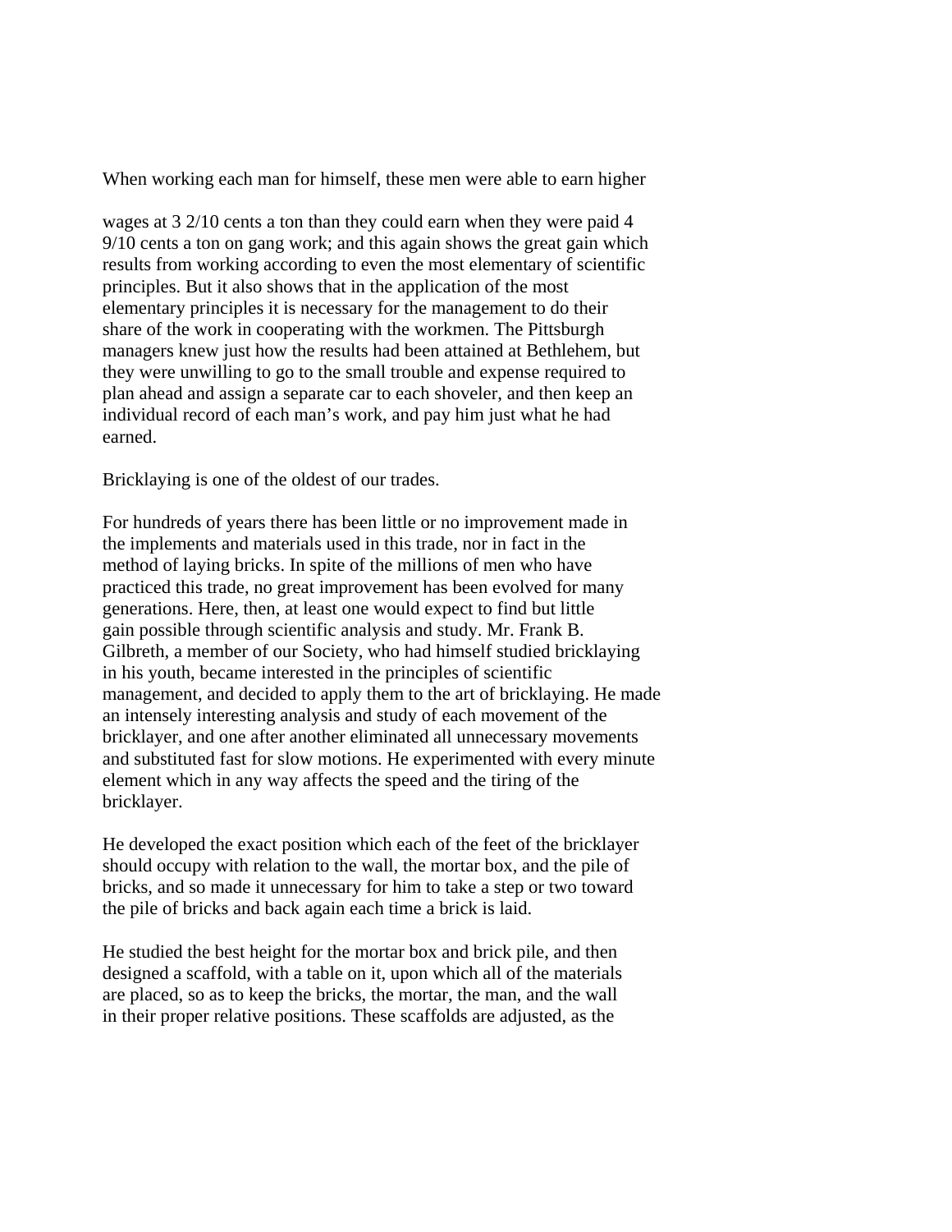When working each man for himself, these men were able to earn higher wages at 3 2/10 cents a ton than they could earn when they were paid 4 9/10 cents a ton on gang work; and this again shows the great gain which results from working according to even the most elementary of scientific principles. But it also shows that in the application of the most elementary principles it is necessary for the management to do their share of the work in cooperating with the workmen. The Pittsburgh managers knew just how the results had been attained at Bethlehem, but they were unwilling to go to the small trouble and expense required to plan ahead and assign a separate car to each shoveler, and then keep an individual record of each man's work, and pay him just what he had earned.

Bricklaying is one of the oldest of our trades.

For hundreds of years there has been little or no improvement made in the implements and materials used in this trade, nor in fact in the method of laying bricks. In spite of the millions of men who have practiced this trade, no great improvement has been evolved for many generations. Here, then, at least one would expect to find but little gain possible through scientific analysis and study. Mr. Frank B. Gilbreth, a member of our Society, who had himself studied bricklaying in his youth, became interested in the principles of scientific management, and decided to apply them to the art of bricklaying. He made an intensely interesting analysis and study of each movement of the bricklayer, and one after another eliminated all unnecessary movements and substituted fast for slow motions. He experimented with every minute element which in any way affects the speed and the tiring of the bricklayer.

He developed the exact position which each of the feet of the bricklayer should occupy with relation to the wall, the mortar box, and the pile of bricks, and so made it unnecessary for him to take a step or two toward the pile of bricks and back again each time a brick is laid.

He studied the best height for the mortar box and brick pile, and then designed a scaffold, with a table on it, upon which all of the materials are placed, so as to keep the bricks, the mortar, the man, and the wall in their proper relative positions. These scaffolds are adjusted, as the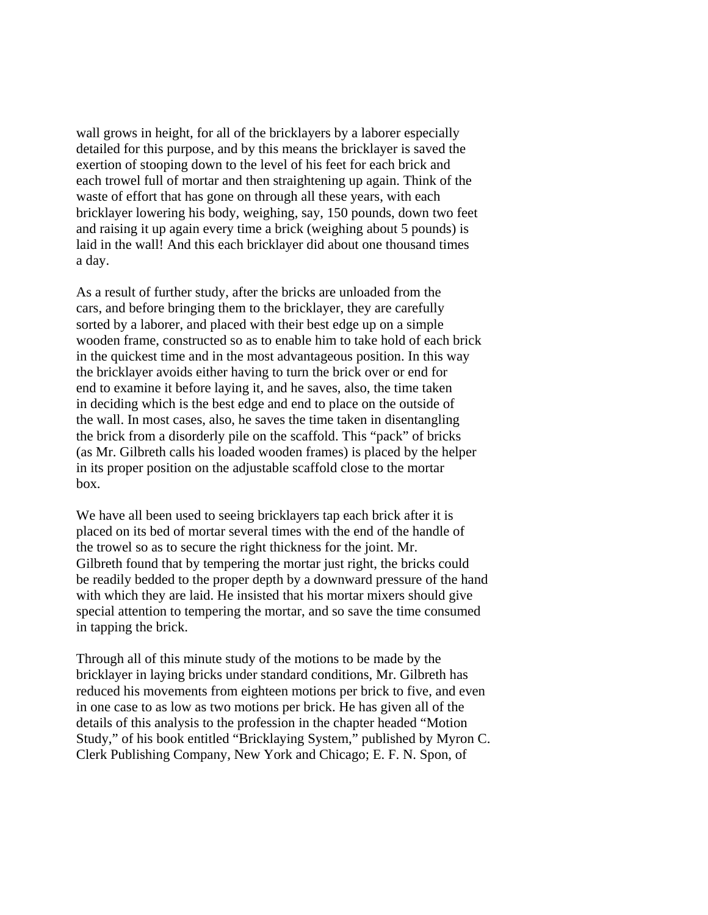wall grows in height, for all of the bricklayers by a laborer especially detailed for this purpose, and by this means the bricklayer is saved the exertion of stooping down to the level of his feet for each brick and each trowel full of mortar and then straightening up again. Think of the waste of effort that has gone on through all these years, with each bricklayer lowering his body, weighing, say, 150 pounds, down two feet and raising it up again every time a brick (weighing about 5 pounds) is laid in the wall! And this each bricklayer did about one thousand times a day.

As a result of further study, after the bricks are unloaded from the cars, and before bringing them to the bricklayer, they are carefully sorted by a laborer, and placed with their best edge up on a simple wooden frame, constructed so as to enable him to take hold of each brick in the quickest time and in the most advantageous position. In this way the bricklayer avoids either having to turn the brick over or end for end to examine it before laying it, and he saves, also, the time taken in deciding which is the best edge and end to place on the outside of the wall. In most cases, also, he saves the time taken in disentangling the brick from a disorderly pile on the scaffold. This "pack" of bricks (as Mr. Gilbreth calls his loaded wooden frames) is placed by the helper in its proper position on the adjustable scaffold close to the mortar box.

We have all been used to seeing bricklayers tap each brick after it is placed on its bed of mortar several times with the end of the handle of the trowel so as to secure the right thickness for the joint. Mr. Gilbreth found that by tempering the mortar just right, the bricks could be readily bedded to the proper depth by a downward pressure of the hand with which they are laid. He insisted that his mortar mixers should give special attention to tempering the mortar, and so save the time consumed in tapping the brick.

Through all of this minute study of the motions to be made by the bricklayer in laying bricks under standard conditions, Mr. Gilbreth has reduced his movements from eighteen motions per brick to five, and even in one case to as low as two motions per brick. He has given all of the details of this analysis to the profession in the chapter headed "Motion Study," of his book entitled "Bricklaying System," published by Myron C. Clerk Publishing Company, New York and Chicago; E. F. N. Spon, of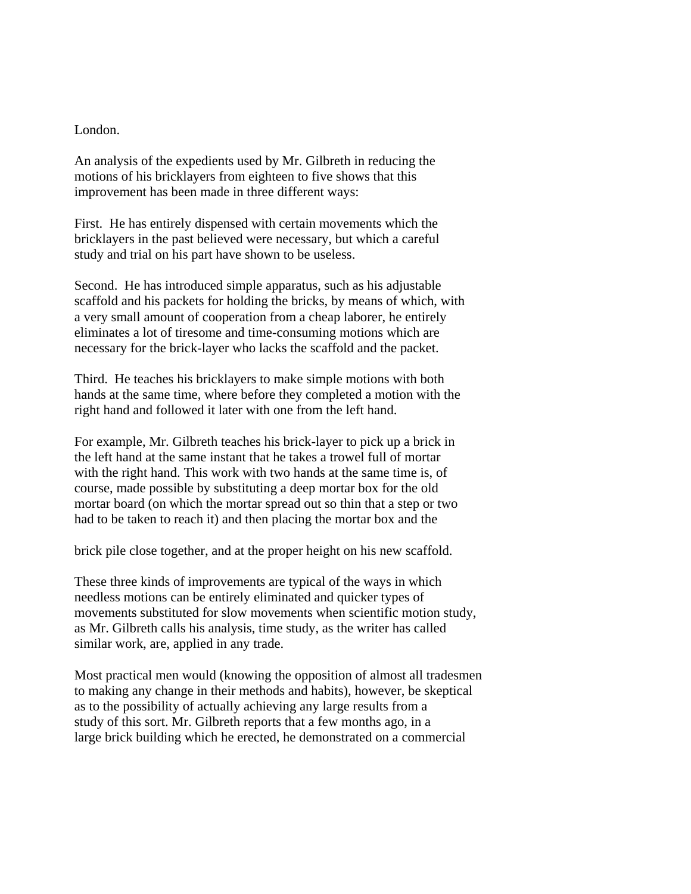London.

An analysis of the expedients used by Mr. Gilbreth in reducing the motions of his bricklayers from eighteen to five shows that this improvement has been made in three different ways:

First. He has entirely dispensed with certain movements which the bricklayers in the past believed were necessary, but which a careful study and trial on his part have shown to be useless.

Second. He has introduced simple apparatus, such as his adjustable scaffold and his packets for holding the bricks, by means of which, with a very small amount of cooperation from a cheap laborer, he entirely eliminates a lot of tiresome and time-consuming motions which are necessary for the brick-layer who lacks the scaffold and the packet.

Third. He teaches his bricklayers to make simple motions with both hands at the same time, where before they completed a motion with the right hand and followed it later with one from the left hand.

For example, Mr. Gilbreth teaches his brick-layer to pick up a brick in the left hand at the same instant that he takes a trowel full of mortar with the right hand. This work with two hands at the same time is, of course, made possible by substituting a deep mortar box for the old mortar board (on which the mortar spread out so thin that a step or two had to be taken to reach it) and then placing the mortar box and the brick pile close together, and at the proper height on his new scaffold.

These three kinds of improvements are typical of the ways in which needless motions can be entirely eliminated and quicker types of movements substituted for slow movements when scientific motion study, as Mr. Gilbreth calls his analysis, time study, as the writer has called similar work, are, applied in any trade.

Most practical men would (knowing the opposition of almost all tradesmen to making any change in their methods and habits), however, be skeptical as to the possibility of actually achieving any large results from a study of this sort. Mr. Gilbreth reports that a few months ago, in a large brick building which he erected, he demonstrated on a commercial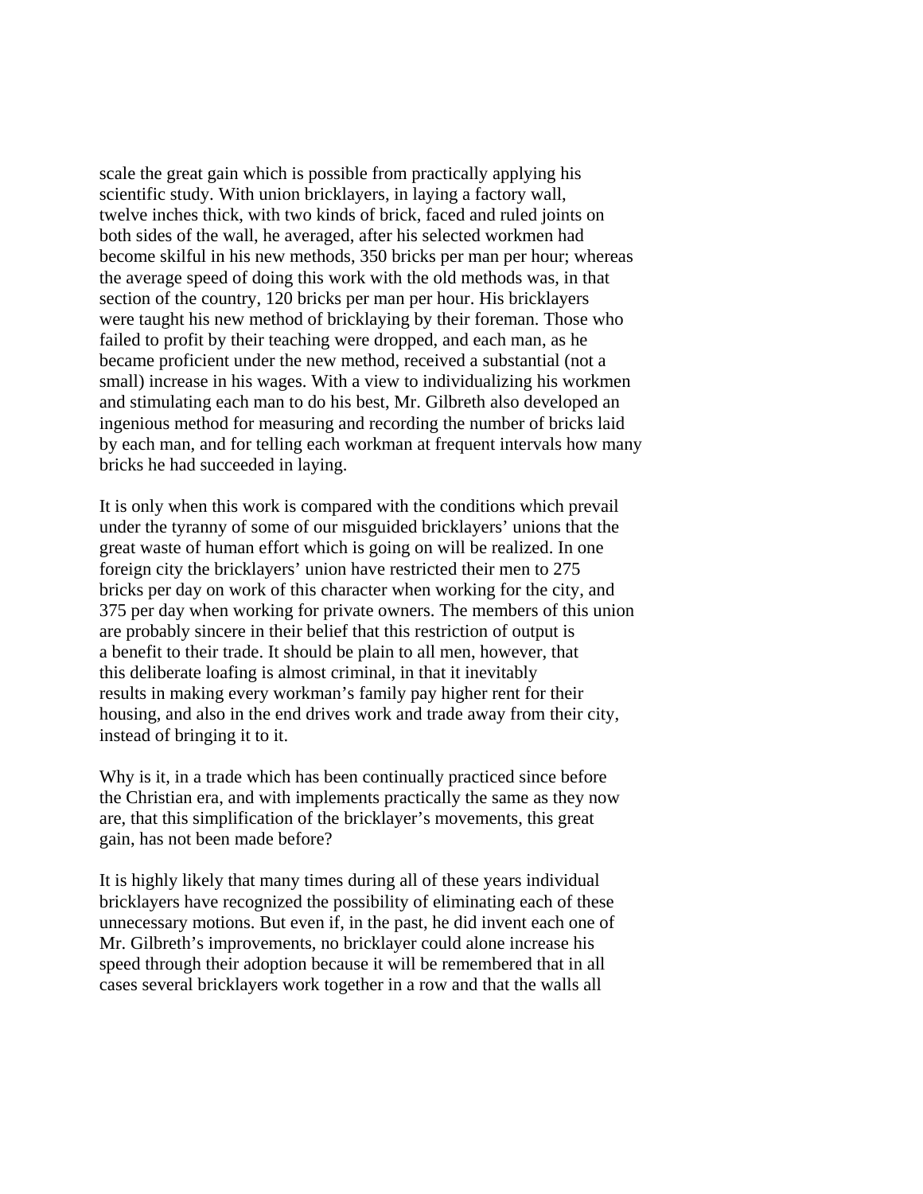scale the great gain which is possible from practically applying his scientific study. With union bricklayers, in laying a factory wall, twelve inches thick, with two kinds of brick, faced and ruled joints on both sides of the wall, he averaged, after his selected workmen had become skilful in his new methods, 350 bricks per man per hour; whereas the average speed of doing this work with the old methods was, in that section of the country, 120 bricks per man per hour. His bricklayers were taught his new method of bricklaying by their foreman. Those who failed to profit by their teaching were dropped, and each man, as he became proficient under the new method, received a substantial (not a small) increase in his wages. With a view to individualizing his workmen and stimulating each man to do his best, Mr. Gilbreth also developed an ingenious method for measuring and recording the number of bricks laid by each man, and for telling each workman at frequent intervals how many bricks he had succeeded in laying.

It is only when this work is compared with the conditions which prevail under the tyranny of some of our misguided bricklayers' unions that the great waste of human effort which is going on will be realized. In one foreign city the bricklayers' union have restricted their men to 275 bricks per day on work of this character when working for the city, and 375 per day when working for private owners. The members of this union are probably sincere in their belief that this restriction of output is a benefit to their trade. It should be plain to all men, however, that this deliberate loafing is almost criminal, in that it inevitably results in making every workman's family pay higher rent for their housing, and also in the end drives work and trade away from their city, instead of bringing it to it.

Why is it, in a trade which has been continually practiced since before the Christian era, and with implements practically the same as they now are, that this simplification of the bricklayer's movements, this great gain, has not been made before?

It is highly likely that many times during all of these years individual bricklayers have recognized the possibility of eliminating each of these unnecessary motions. But even if, in the past, he did invent each one of Mr. Gilbreth's improvements, no bricklayer could alone increase his speed through their adoption because it will be remembered that in all cases several bricklayers work together in a row and that the walls all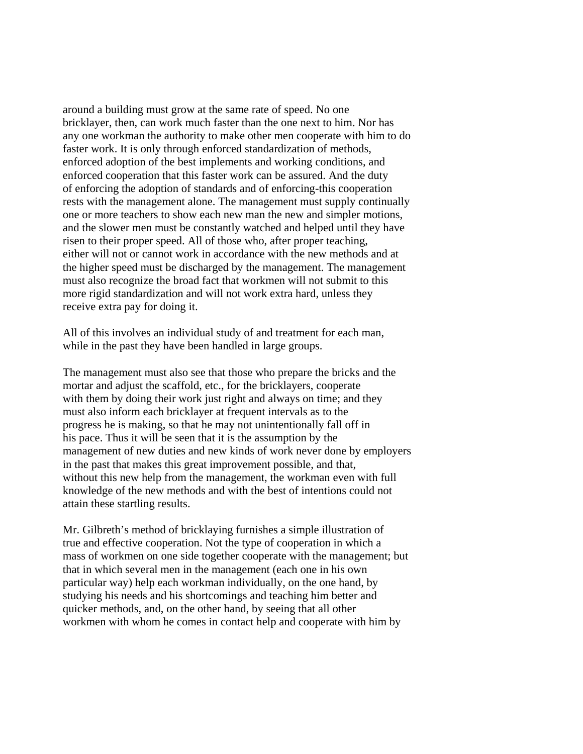around a building must grow at the same rate of speed. No one bricklayer, then, can work much faster than the one next to him. Nor has any one workman the authority to make other men cooperate with him to do faster work. It is only through enforced standardization of methods, enforced adoption of the best implements and working conditions, and enforced cooperation that this faster work can be assured. And the duty of enforcing the adoption of standards and of enforcing-this cooperation rests with the management alone. The management must supply continually one or more teachers to show each new man the new and simpler motions, and the slower men must be constantly watched and helped until they have risen to their proper speed. All of those who, after proper teaching, either will not or cannot work in accordance with the new methods and at the higher speed must be discharged by the management. The management must also recognize the broad fact that workmen will not submit to this more rigid standardization and will not work extra hard, unless they receive extra pay for doing it.

All of this involves an individual study of and treatment for each man, while in the past they have been handled in large groups.

The management must also see that those who prepare the bricks and the mortar and adjust the scaffold, etc., for the bricklayers, cooperate with them by doing their work just right and always on time; and they must also inform each bricklayer at frequent intervals as to the progress he is making, so that he may not unintentionally fall off in his pace. Thus it will be seen that it is the assumption by the management of new duties and new kinds of work never done by employers in the past that makes this great improvement possible, and that, without this new help from the management, the workman even with full knowledge of the new methods and with the best of intentions could not attain these startling results.

Mr. Gilbreth's method of bricklaying furnishes a simple illustration of true and effective cooperation. Not the type of cooperation in which a mass of workmen on one side together cooperate with the management; but that in which several men in the management (each one in his own particular way) help each workman individually, on the one hand, by studying his needs and his shortcomings and teaching him better and quicker methods, and, on the other hand, by seeing that all other workmen with whom he comes in contact help and cooperate with him by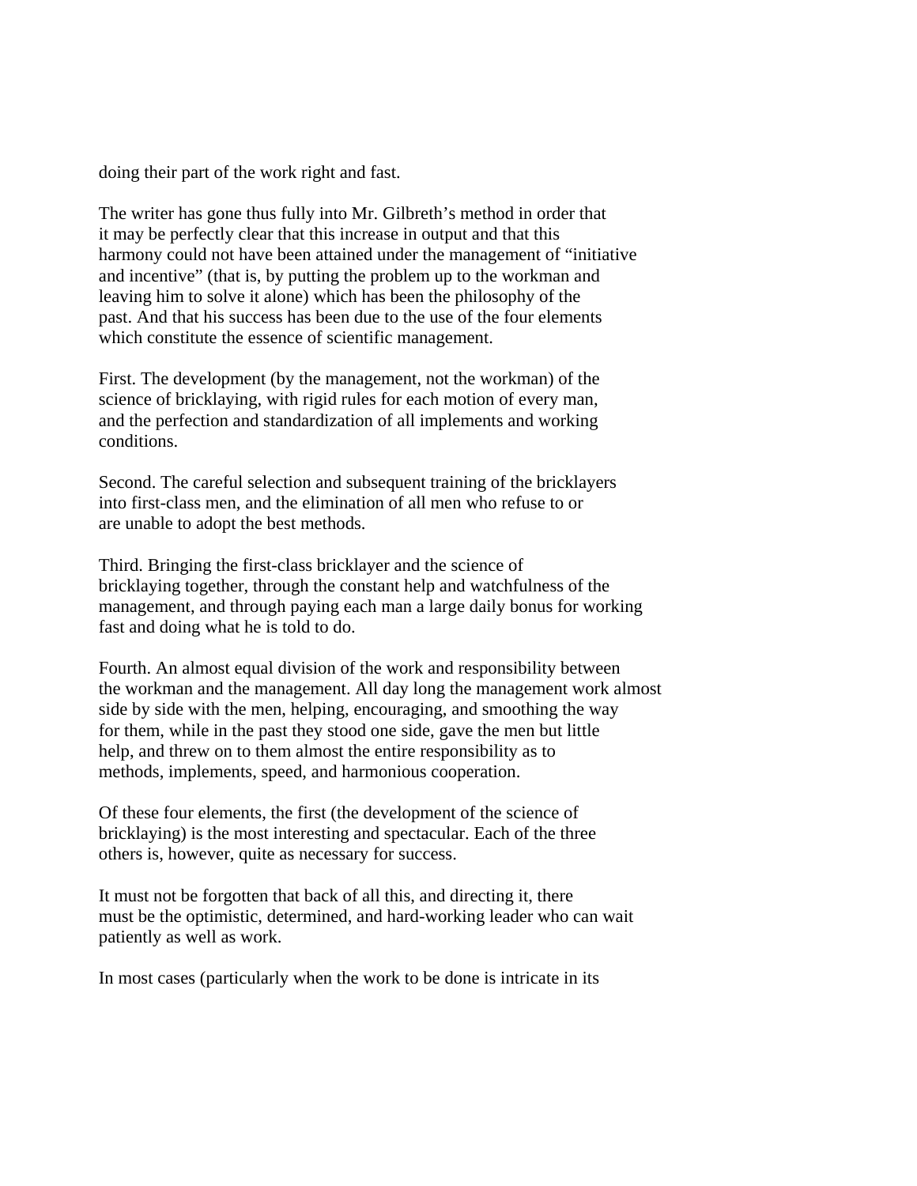doing their part of the work right and fast.

The writer has gone thus fully into Mr. Gilbreth’s method in order that it may be perfectly clear that this increase in output and that this harmony could not have been attained under the management of “initiative and incentive” (that is, by putting the problem up to the workman and leaving him to solve it alone) which has been the philosophy of the past. And that his success has been due to the use of the four elements which constitute the essence of scientific management.

First. The development (by the management, not the workman) of the science of bricklaying, with rigid rules for each motion of every man, and the perfection and standardization of all implements and working conditions.

Second. The careful selection and subsequent training of the bricklayers into first-class men, and the elimination of all men who refuse to or are unable to adopt the best methods.

Third. Bringing the first-class bricklayer and the science of bricklaying together, through the constant help and watchfulness of the management, and through paying each man a large daily bonus for working fast and doing what he is told to do.

Fourth. An almost equal division of the work and responsibility between the workman and the management. All day long the management work almost side by side with the men, helping, encouraging, and smoothing the way for them, while in the past they stood one side, gave the men but little help, and threw on to them almost the entire responsibility as to methods, implements, speed, and harmonious cooperation.

Of these four elements, the first (the development of the science of bricklaying) is the most interesting and spectacular. Each of the three others is, however, quite as necessary for success.

It must not be forgotten that back of all this, and directing it, there must be the optimistic, determined, and hard-working leader who can wait patiently as well as work.

In most cases (particularly when the work to be done is intricate in its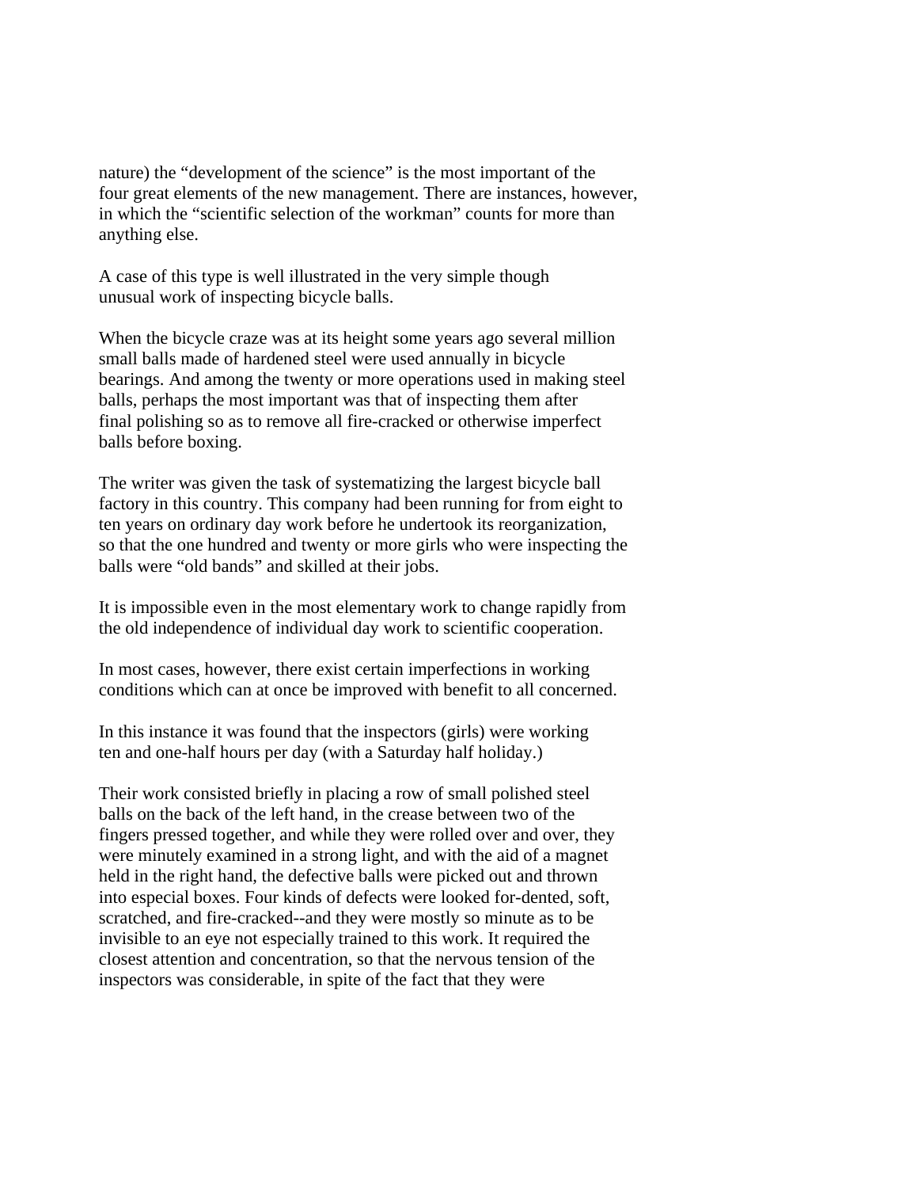nature) the “development of the science” is the most important of the four great elements of the new management. There are instances, however, in which the “scientific selection of the workman” counts for more than anything else.

A case of this type is well illustrated in the very simple though unusual work of inspecting bicycle balls.

When the bicycle craze was at its height some years ago several million small balls made of hardened steel were used annually in bicycle bearings. And among the twenty or more operations used in making steel balls, perhaps the most important was that of inspecting them after final polishing so as to remove all fire-cracked or otherwise imperfect balls before boxing.

The writer was given the task of systematizing the largest bicycle ball factory in this country. This company had been running for from eight to ten years on ordinary day work before he undertook its reorganization, so that the one hundred and twenty or more girls who were inspecting the balls were “old bands” and skilled at their jobs.

It is impossible even in the most elementary work to change rapidly from the old independence of individual day work to scientific cooperation.

In most cases, however, there exist certain imperfections in working conditions which can at once be improved with benefit to all concerned.

In this instance it was found that the inspectors (girls) were working ten and one-half hours per day (with a Saturday half holiday.)

Their work consisted briefly in placing a row of small polished steel balls on the back of the left hand, in the crease between two of the fingers pressed together, and while they were rolled over and over, they were minutely examined in a strong light, and with the aid of a magnet held in the right hand, the defective balls were picked out and thrown into especial boxes. Four kinds of defects were looked for-dented, soft, scratched, and fire-cracked--and they were mostly so minute as to be invisible to an eye not especially trained to this work. It required the closest attention and concentration, so that the nervous tension of the inspectors was considerable, in spite of the fact that they were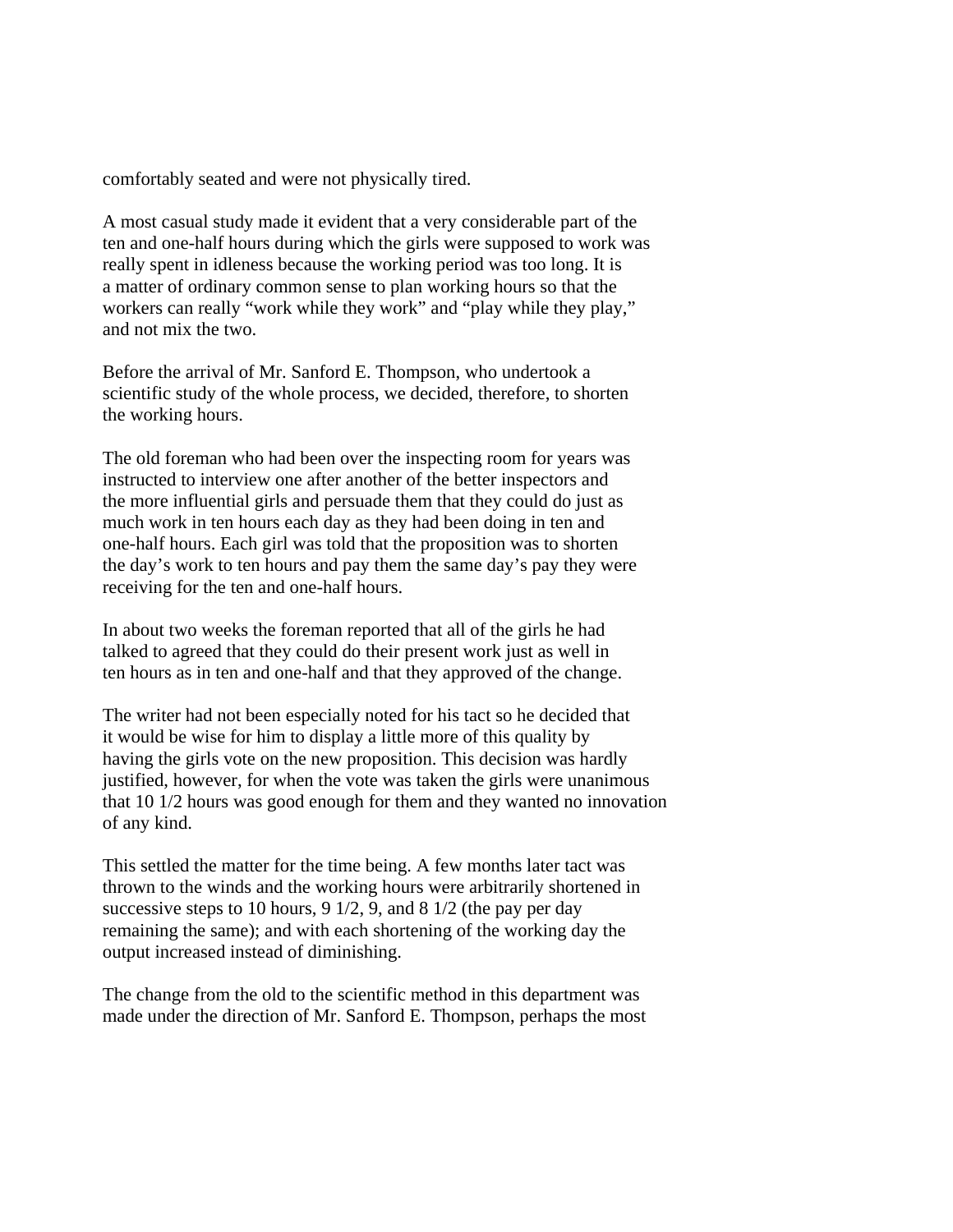comfortably seated and were not physically tired.

A most casual study made it evident that a very considerable part of the ten and one-half hours during which the girls were supposed to work was really spent in idleness because the working period was too long. It is a matter of ordinary common sense to plan working hours so that the workers can really “work while they work” and “play while they play,” and not mix the two.

Before the arrival of Mr. Sanford E. Thompson, who undertook a scientific study of the whole process, we decided, therefore, to shorten the working hours.

The old foreman who had been over the inspecting room for years was instructed to interview one after another of the better inspectors and the more influential girls and persuade them that they could do just as much work in ten hours each day as they had been doing in ten and one-half hours. Each girl was told that the proposition was to shorten the day’s work to ten hours and pay them the same day’s pay they were receiving for the ten and one-half hours.

In about two weeks the foreman reported that all of the girls he had talked to agreed that they could do their present work just as well in ten hours as in ten and one-half and that they approved of the change.

The writer had not been especially noted for his tact so he decided that it would be wise for him to display a little more of this quality by having the girls vote on the new proposition. This decision was hardly justified, however, for when the vote was taken the girls were unanimous that 10 1/2 hours was good enough for them and they wanted no innovation of any kind.

This settled the matter for the time being. A few months later tact was thrown to the winds and the working hours were arbitrarily shortened in successive steps to 10 hours, 9 1/2, 9, and 8 1/2 (the pay per day remaining the same); and with each shortening of the working day the output increased instead of diminishing.

The change from the old to the scientific method in this department was made under the direction of Mr. Sanford E. Thompson, perhaps the most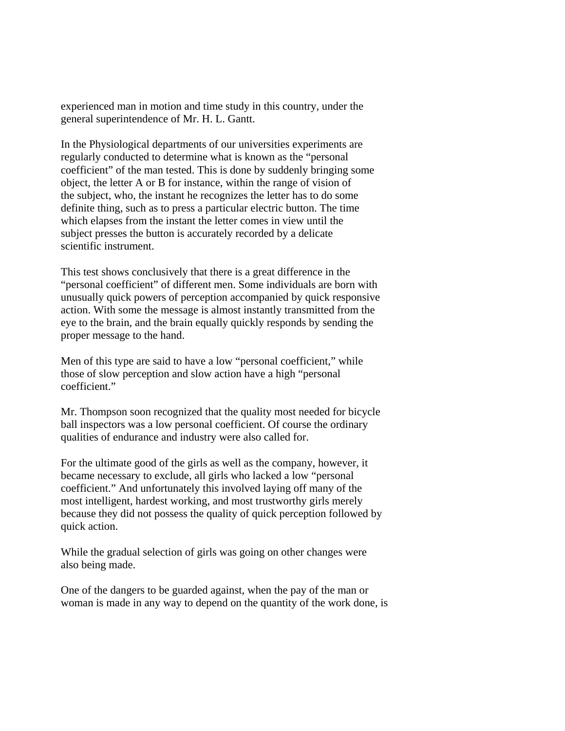experienced man in motion and time study in this country, under the general superintendence of Mr. H. L. Gantt.

In the Physiological departments of our universities experiments are regularly conducted to determine what is known as the "personal coefficient" of the man tested. This is done by suddenly bringing some object, the letter A or B for instance, within the range of vision of the subject, who, the instant he recognizes the letter has to do some definite thing, such as to press a particular electric button. The time which elapses from the instant the letter comes in view until the subject presses the button is accurately recorded by a delicate scientific instrument.

This test shows conclusively that there is a great difference in the "personal coefficient" of different men. Some individuals are born with unusually quick powers of perception accompanied by quick responsive action. With some the message is almost instantly transmitted from the eye to the brain, and the brain equally quickly responds by sending the proper message to the hand.

Men of this type are said to have a low "personal coefficient," while those of slow perception and slow action have a high "personal coefficient."

Mr. Thompson soon recognized that the quality most needed for bicycle ball inspectors was a low personal coefficient. Of course the ordinary qualities of endurance and industry were also called for.

For the ultimate good of the girls as well as the company, however, it became necessary to exclude, all girls who lacked a low "personal coefficient." And unfortunately this involved laying off many of the most intelligent, hardest working, and most trustworthy girls merely because they did not possess the quality of quick perception followed by quick action.

While the gradual selection of girls was going on other changes were also being made.

One of the dangers to be guarded against, when the pay of the man or woman is made in any way to depend on the quantity of the work done, is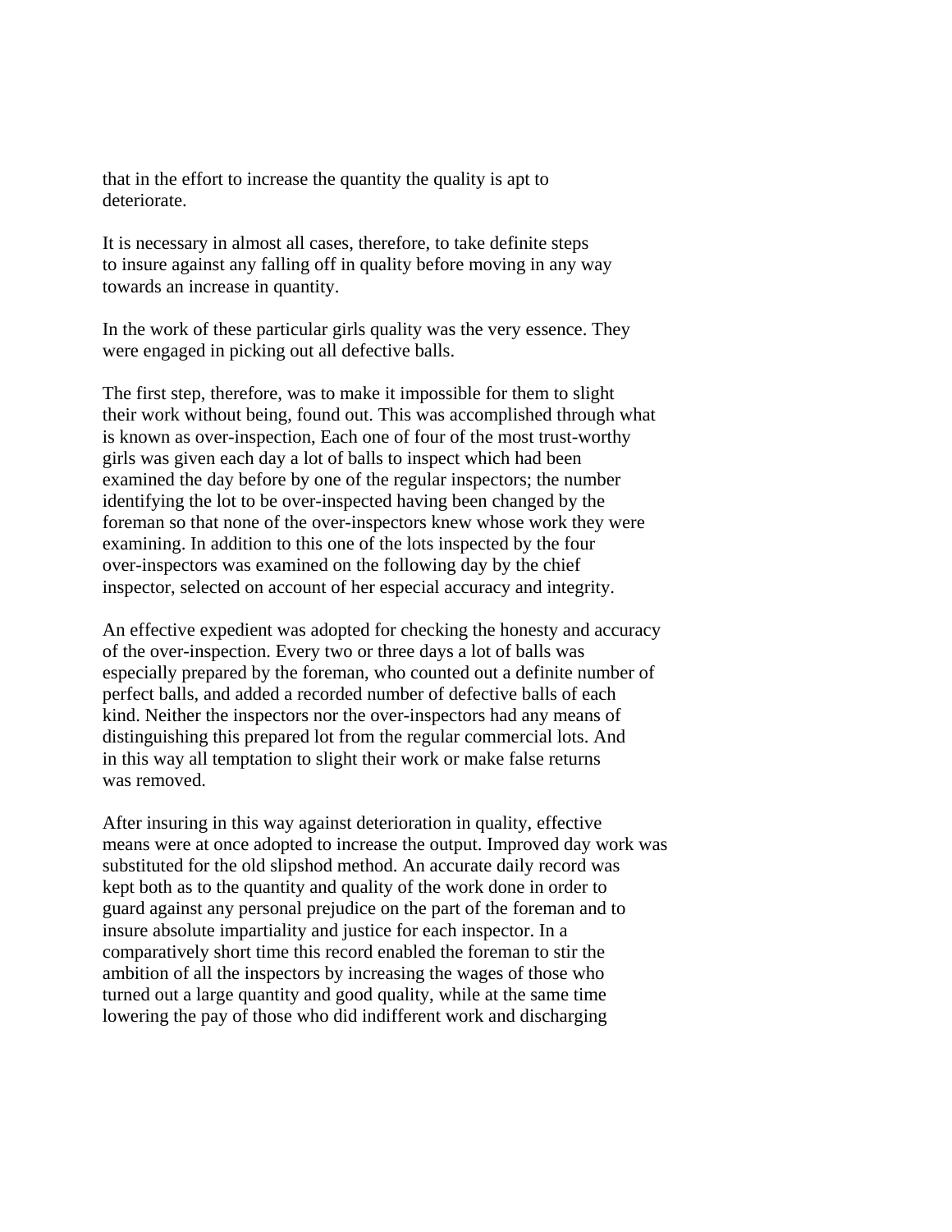that in the effort to increase the quantity the quality is apt to deteriorate.

It is necessary in almost all cases, therefore, to take definite steps to insure against any falling off in quality before moving in any way towards an increase in quantity.

In the work of these particular girls quality was the very essence. They were engaged in picking out all defective balls.

The first step, therefore, was to make it impossible for them to slight their work without being, found out. This was accomplished through what is known as over-inspection, Each one of four of the most trust-worthy girls was given each day a lot of balls to inspect which had been examined the day before by one of the regular inspectors; the number identifying the lot to be over-inspected having been changed by the foreman so that none of the over-inspectors knew whose work they were examining. In addition to this one of the lots inspected by the four over-inspectors was examined on the following day by the chief inspector, selected on account of her especial accuracy and integrity.

An effective expedient was adopted for checking the honesty and accuracy of the over-inspection. Every two or three days a lot of balls was especially prepared by the foreman, who counted out a definite number of perfect balls, and added a recorded number of defective balls of each kind. Neither the inspectors nor the over-inspectors had any means of distinguishing this prepared lot from the regular commercial lots. And in this way all temptation to slight their work or make false returns was removed.

After insuring in this way against deterioration in quality, effective means were at once adopted to increase the output. Improved day work was substituted for the old slipshod method. An accurate daily record was kept both as to the quantity and quality of the work done in order to guard against any personal prejudice on the part of the foreman and to insure absolute impartiality and justice for each inspector. In a comparatively short time this record enabled the foreman to stir the ambition of all the inspectors by increasing the wages of those who turned out a large quantity and good quality, while at the same time lowering the pay of those who did indifferent work and discharging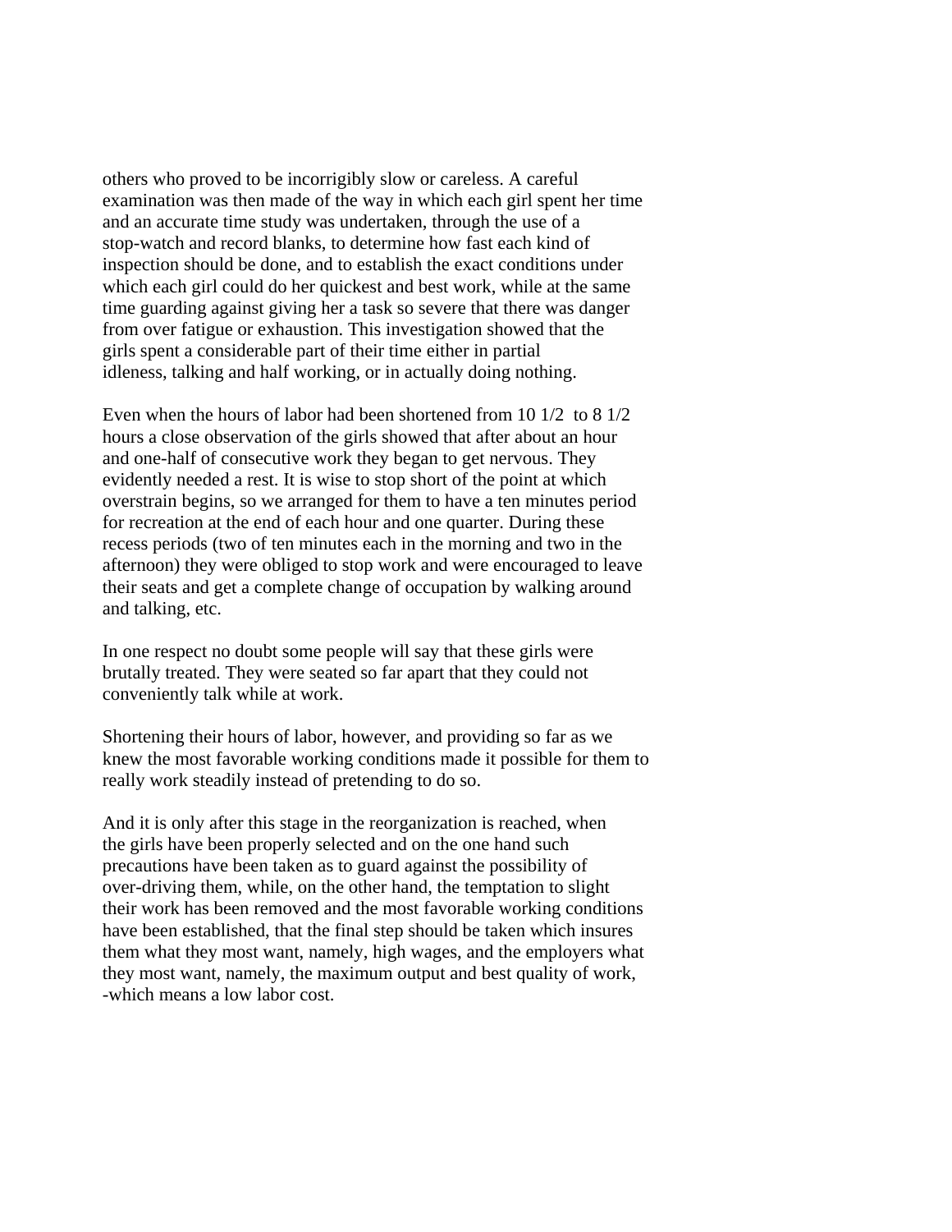others who proved to be incorrigibly slow or careless. A careful examination was then made of the way in which each girl spent her time and an accurate time study was undertaken, through the use of a stop-watch and record blanks, to determine how fast each kind of inspection should be done, and to establish the exact conditions under which each girl could do her quickest and best work, while at the same time guarding against giving her a task so severe that there was danger from over fatigue or exhaustion. This investigation showed that the girls spent a considerable part of their time either in partial idleness, talking and half working, or in actually doing nothing.

Even when the hours of labor had been shortened from 10 1/2 to 8 1/2 hours a close observation of the girls showed that after about an hour and one-half of consecutive work they began to get nervous. They evidently needed a rest. It is wise to stop short of the point at which overstrain begins, so we arranged for them to have a ten minutes period for recreation at the end of each hour and one quarter. During these recess periods (two of ten minutes each in the morning and two in the afternoon) they were obliged to stop work and were encouraged to leave their seats and get a complete change of occupation by walking around and talking, etc.

In one respect no doubt some people will say that these girls were brutally treated. They were seated so far apart that they could not conveniently talk while at work.

Shortening their hours of labor, however, and providing so far as we knew the most favorable working conditions made it possible for them to really work steadily instead of pretending to do so.

And it is only after this stage in the reorganization is reached, when the girls have been properly selected and on the one hand such precautions have been taken as to guard against the possibility of over-driving them, while, on the other hand, the temptation to slight their work has been removed and the most favorable working conditions have been established, that the final step should be taken which insures them what they most want, namely, high wages, and the employers what they most want, namely, the maximum output and best quality of work, -which means a low labor cost.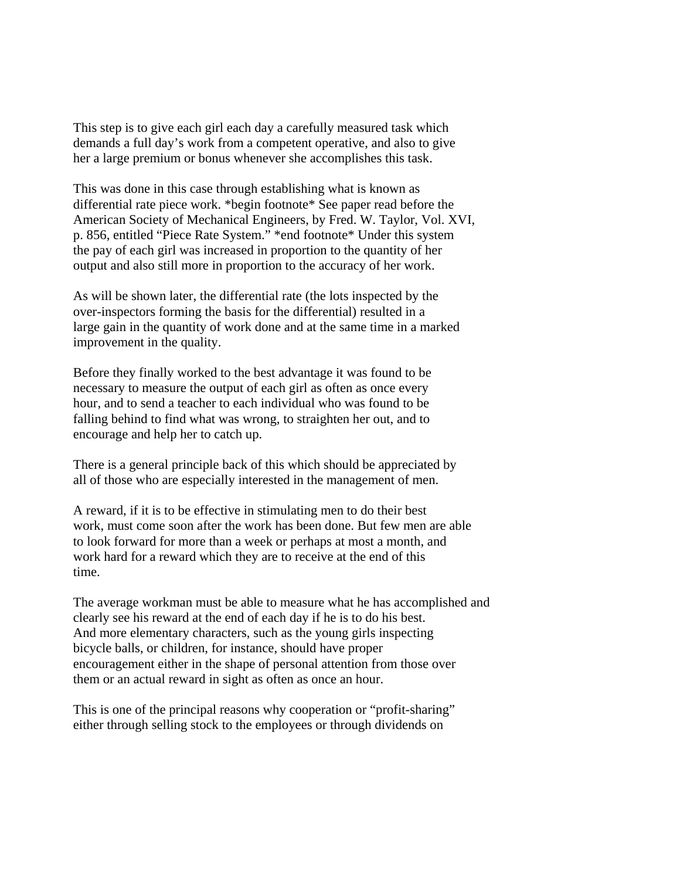This step is to give each girl each day a carefully measured task which demands a full day's work from a competent operative, and also to give her a large premium or bonus whenever she accomplishes this task.

This was done in this case through establishing what is known as differential rate piece work. *begin footnote* See paper read before the American Society of Mechanical Engineers, by Fred. W. Taylor, Vol. XVI, p. 856, entitled "Piece Rate System." *end footnote* Under this system the pay of each girl was increased in proportion to the quantity of her output and also still more in proportion to the accuracy of her work.

As will be shown later, the differential rate (the lots inspected by the over-inspectors forming the basis for the differential) resulted in a large gain in the quantity of work done and at the same time in a marked improvement in the quality.

Before they finally worked to the best advantage it was found to be necessary to measure the output of each girl as often as once every hour, and to send a teacher to each individual who was found to be falling behind to find what was wrong, to straighten her out, and to encourage and help her to catch up.

There is a general principle back of this which should be appreciated by all of those who are especially interested in the management of men.

A reward, if it is to be effective in stimulating men to do their best work, must come soon after the work has been done. But few men are able to look forward for more than a week or perhaps at most a month, and work hard for a reward which they are to receive at the end of this time.

The average workman must be able to measure what he has accomplished and clearly see his reward at the end of each day if he is to do his best. And more elementary characters, such as the young girls inspecting bicycle balls, or children, for instance, should have proper encouragement either in the shape of personal attention from those over them or an actual reward in sight as often as once an hour.

This is one of the principal reasons why cooperation or "profit-sharing" either through selling stock to the employees or through dividends on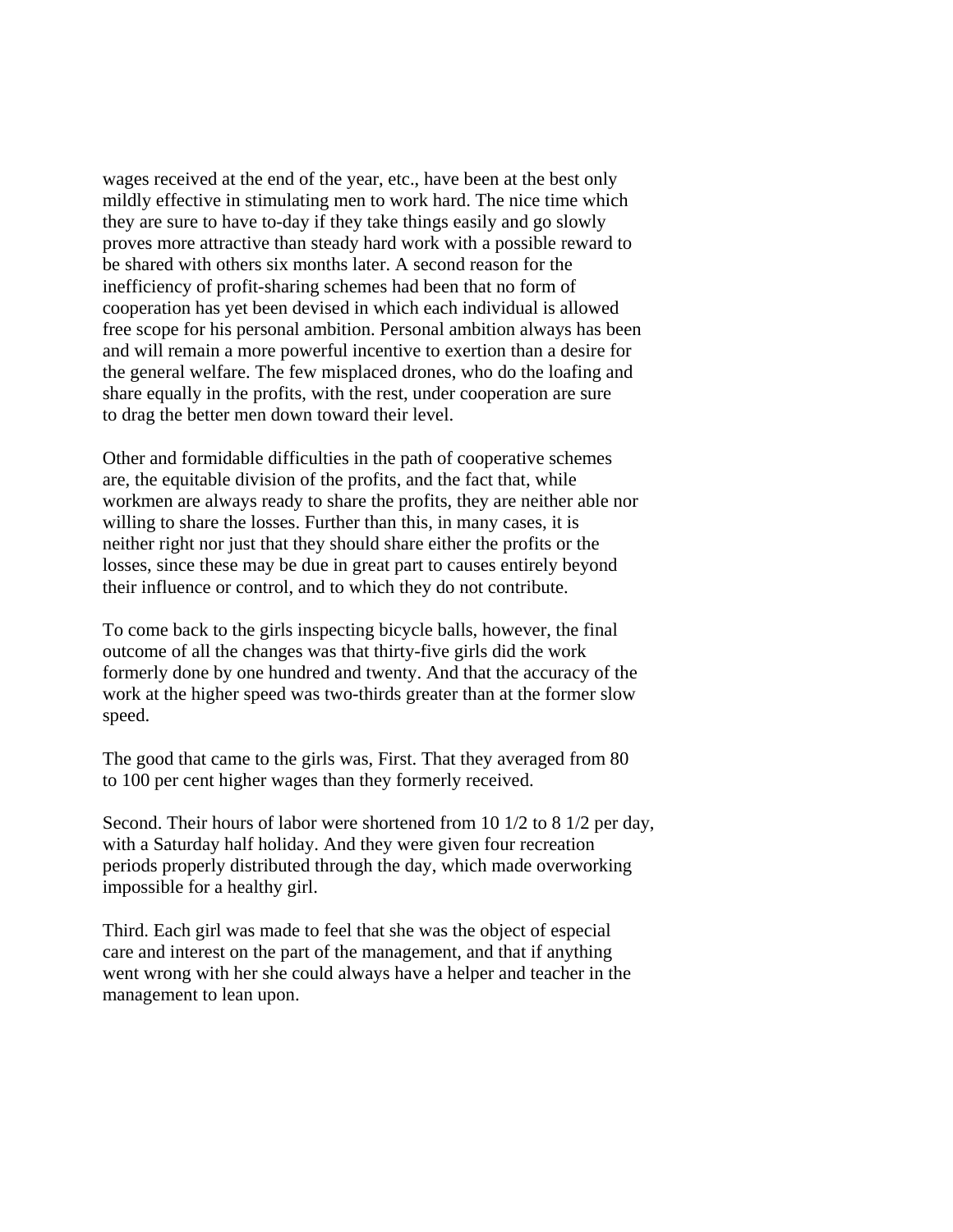wages received at the end of the year, etc., have been at the best only mildly effective in stimulating men to work hard. The nice time which they are sure to have to-day if they take things easily and go slowly proves more attractive than steady hard work with a possible reward to be shared with others six months later. A second reason for the inefficiency of profit-sharing schemes had been that no form of cooperation has yet been devised in which each individual is allowed free scope for his personal ambition. Personal ambition always has been and will remain a more powerful incentive to exertion than a desire for the general welfare. The few misplaced drones, who do the loafing and share equally in the profits, with the rest, under cooperation are sure to drag the better men down toward their level.

Other and formidable difficulties in the path of cooperative schemes are, the equitable division of the profits, and the fact that, while workmen are always ready to share the profits, they are neither able nor willing to share the losses. Further than this, in many cases, it is neither right nor just that they should share either the profits or the losses, since these may be due in great part to causes entirely beyond their influence or control, and to which they do not contribute.

To come back to the girls inspecting bicycle balls, however, the final outcome of all the changes was that thirty-five girls did the work formerly done by one hundred and twenty. And that the accuracy of the work at the higher speed was two-thirds greater than at the former slow speed.

The good that came to the girls was, First. That they averaged from 80 to 100 per cent higher wages than they formerly received.

Second. Their hours of labor were shortened from 10 1/2 to 8 1/2 per day, with a Saturday half holiday. And they were given four recreation periods properly distributed through the day, which made overworking impossible for a healthy girl.

Third. Each girl was made to feel that she was the object of especial care and interest on the part of the management, and that if anything went wrong with her she could always have a helper and teacher in the management to lean upon.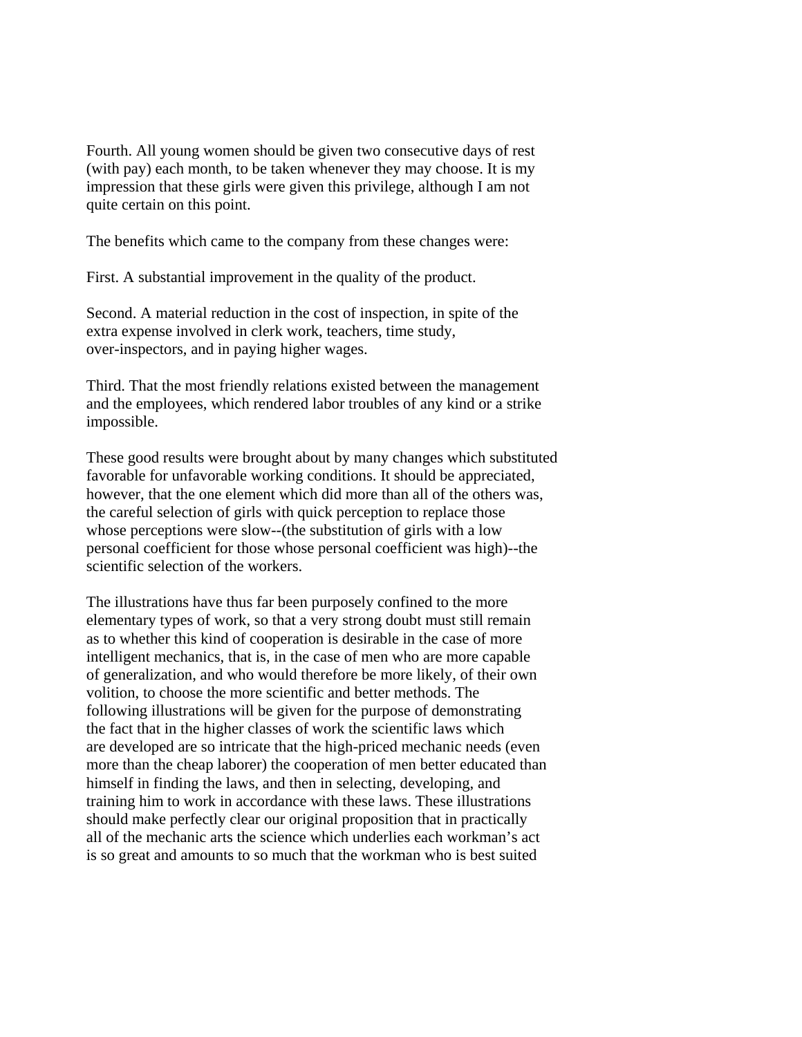Fourth. All young women should be given two consecutive days of rest (with pay) each month, to be taken whenever they may choose. It is my impression that these girls were given this privilege, although I am not quite certain on this point.

The benefits which came to the company from these changes were:

First. A substantial improvement in the quality of the product.

Second. A material reduction in the cost of inspection, in spite of the extra expense involved in clerk work, teachers, time study, over-inspectors, and in paying higher wages.

Third. That the most friendly relations existed between the management and the employees, which rendered labor troubles of any kind or a strike impossible.

These good results were brought about by many changes which substituted favorable for unfavorable working conditions. It should be appreciated, however, that the one element which did more than all of the others was, the careful selection of girls with quick perception to replace those whose perceptions were slow--(the substitution of girls with a low personal coefficient for those whose personal coefficient was high)--the scientific selection of the workers.

The illustrations have thus far been purposely confined to the more elementary types of work, so that a very strong doubt must still remain as to whether this kind of cooperation is desirable in the case of more intelligent mechanics, that is, in the case of men who are more capable of generalization, and who would therefore be more likely, of their own volition, to choose the more scientific and better methods. The following illustrations will be given for the purpose of demonstrating the fact that in the higher classes of work the scientific laws which are developed are so intricate that the high-priced mechanic needs (even more than the cheap laborer) the cooperation of men better educated than himself in finding the laws, and then in selecting, developing, and training him to work in accordance with these laws. These illustrations should make perfectly clear our original proposition that in practically all of the mechanic arts the science which underlies each workman's act is so great and amounts to so much that the workman who is best suited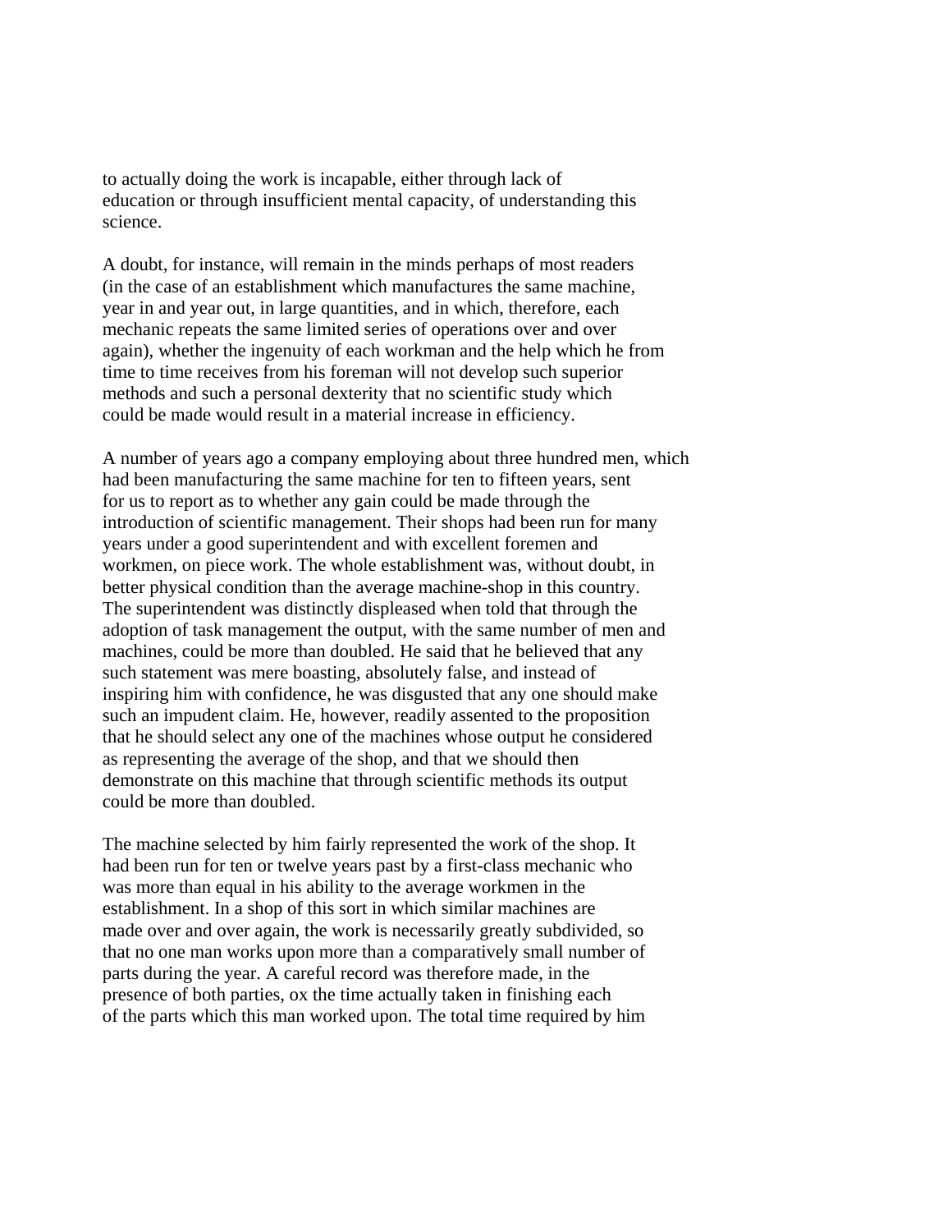to actually doing the work is incapable, either through lack of education or through insufficient mental capacity, of understanding this science.

A doubt, for instance, will remain in the minds perhaps of most readers (in the case of an establishment which manufactures the same machine, year in and year out, in large quantities, and in which, therefore, each mechanic repeats the same limited series of operations over and over again), whether the ingenuity of each workman and the help which he from time to time receives from his foreman will not develop such superior methods and such a personal dexterity that no scientific study which could be made would result in a material increase in efficiency.

A number of years ago a company employing about three hundred men, which had been manufacturing the same machine for ten to fifteen years, sent for us to report as to whether any gain could be made through the introduction of scientific management. Their shops had been run for many years under a good superintendent and with excellent foremen and workmen, on piece work. The whole establishment was, without doubt, in better physical condition than the average machine-shop in this country. The superintendent was distinctly displeased when told that through the adoption of task management the output, with the same number of men and machines, could be more than doubled. He said that he believed that any such statement was mere boasting, absolutely false, and instead of inspiring him with confidence, he was disgusted that any one should make such an impudent claim. He, however, readily assented to the proposition that he should select any one of the machines whose output he considered as representing the average of the shop, and that we should then demonstrate on this machine that through scientific methods its output could be more than doubled.

The machine selected by him fairly represented the work of the shop. It had been run for ten or twelve years past by a first-class mechanic who was more than equal in his ability to the average workmen in the establishment. In a shop of this sort in which similar machines are made over and over again, the work is necessarily greatly subdivided, so that no one man works upon more than a comparatively small number of parts during the year. A careful record was therefore made, in the presence of both parties, ox the time actually taken in finishing each of the parts which this man worked upon. The total time required by him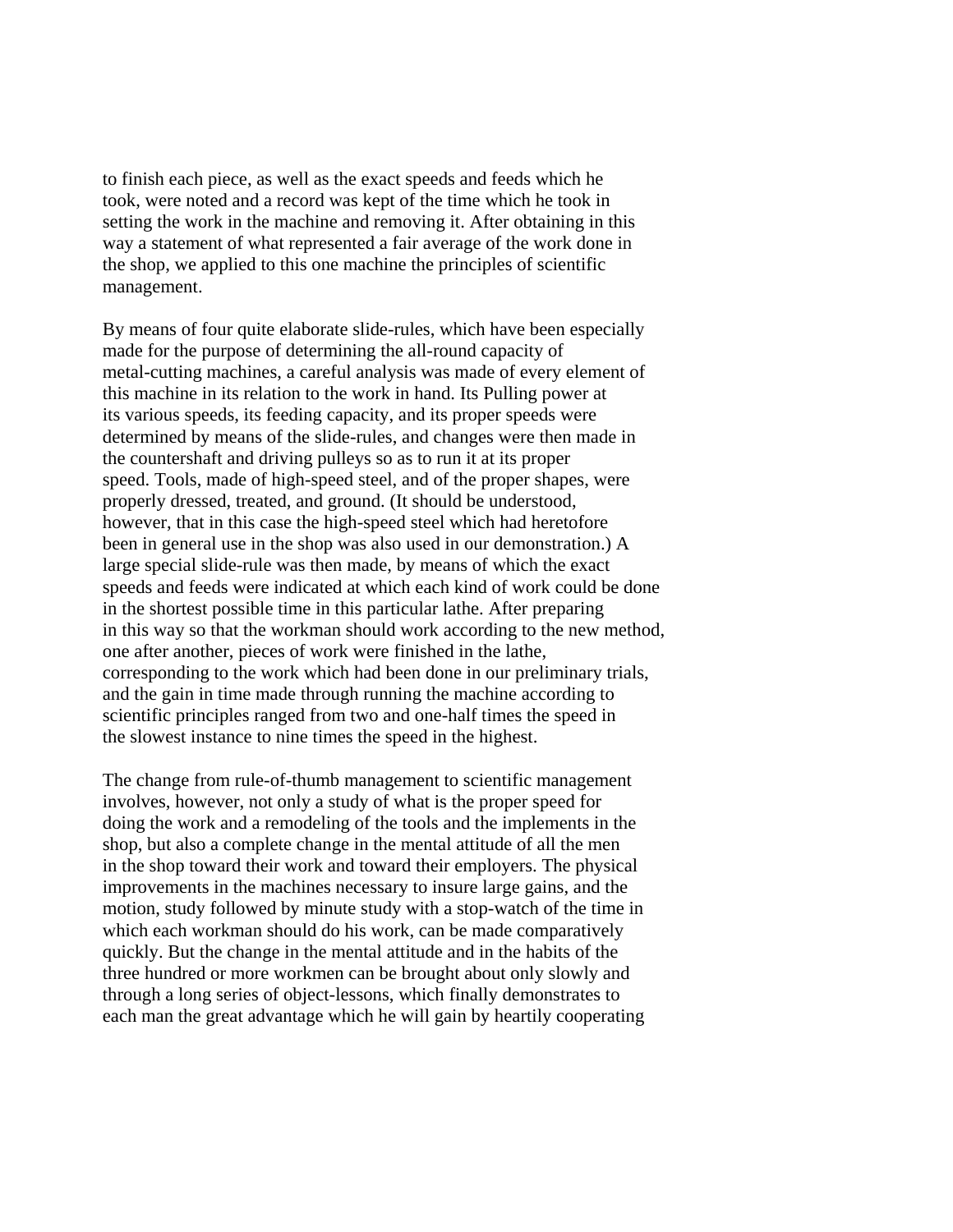to finish each piece, as well as the exact speeds and feeds which he took, were noted and a record was kept of the time which he took in setting the work in the machine and removing it. After obtaining in this way a statement of what represented a fair average of the work done in the shop, we applied to this one machine the principles of scientific management.

By means of four quite elaborate slide-rules, which have been especially made for the purpose of determining the all-round capacity of metal-cutting machines, a careful analysis was made of every element of this machine in its relation to the work in hand. Its Pulling power at its various speeds, its feeding capacity, and its proper speeds were determined by means of the slide-rules, and changes were then made in the countershaft and driving pulleys so as to run it at its proper speed. Tools, made of high-speed steel, and of the proper shapes, were properly dressed, treated, and ground. (It should be understood, however, that in this case the high-speed steel which had heretofore been in general use in the shop was also used in our demonstration.) A large special slide-rule was then made, by means of which the exact speeds and feeds were indicated at which each kind of work could be done in the shortest possible time in this particular lathe. After preparing in this way so that the workman should work according to the new method, one after another, pieces of work were finished in the lathe, corresponding to the work which had been done in our preliminary trials, and the gain in time made through running the machine according to scientific principles ranged from two and one-half times the speed in the slowest instance to nine times the speed in the highest.

The change from rule-of-thumb management to scientific management involves, however, not only a study of what is the proper speed for doing the work and a remodeling of the tools and the implements in the shop, but also a complete change in the mental attitude of all the men in the shop toward their work and toward their employers. The physical improvements in the machines necessary to insure large gains, and the motion, study followed by minute study with a stop-watch of the time in which each workman should do his work, can be made comparatively quickly. But the change in the mental attitude and in the habits of the three hundred or more workmen can be brought about only slowly and through a long series of object-lessons, which finally demonstrates to each man the great advantage which he will gain by heartily cooperating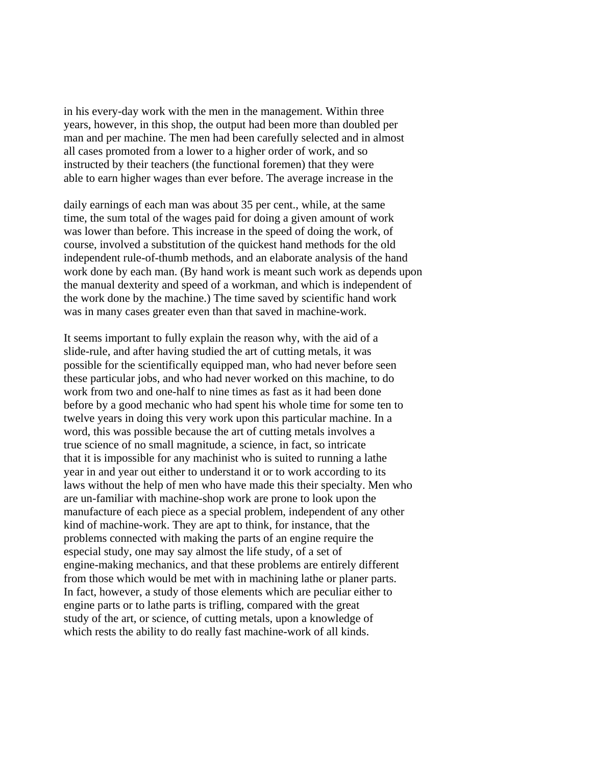in his every-day work with the men in the management. Within three years, however, in this shop, the output had been more than doubled per man and per machine. The men had been carefully selected and in almost all cases promoted from a lower to a higher order of work, and so instructed by their teachers (the functional foremen) that they were able to earn higher wages than ever before. The average increase in the

daily earnings of each man was about 35 per cent., while, at the same time, the sum total of the wages paid for doing a given amount of work was lower than before. This increase in the speed of doing the work, of course, involved a substitution of the quickest hand methods for the old independent rule-of-thumb methods, and an elaborate analysis of the hand work done by each man. (By hand work is meant such work as depends upon the manual dexterity and speed of a workman, and which is independent of the work done by the machine.) The time saved by scientific hand work was in many cases greater even than that saved in machine-work.

It seems important to fully explain the reason why, with the aid of a slide-rule, and after having studied the art of cutting metals, it was possible for the scientifically equipped man, who had never before seen these particular jobs, and who had never worked on this machine, to do work from two and one-half to nine times as fast as it had been done before by a good mechanic who had spent his whole time for some ten to twelve years in doing this very work upon this particular machine. In a word, this was possible because the art of cutting metals involves a true science of no small magnitude, a science, in fact, so intricate that it is impossible for any machinist who is suited to running a lathe year in and year out either to understand it or to work according to its laws without the help of men who have made this their specialty. Men who are un-familiar with machine-shop work are prone to look upon the manufacture of each piece as a special problem, independent of any other kind of machine-work. They are apt to think, for instance, that the problems connected with making the parts of an engine require the especial study, one may say almost the life study, of a set of engine-making mechanics, and that these problems are entirely different from those which would be met with in machining lathe or planer parts. In fact, however, a study of those elements which are peculiar either to engine parts or to lathe parts is trifling, compared with the great study of the art, or science, of cutting metals, upon a knowledge of which rests the ability to do really fast machine-work of all kinds.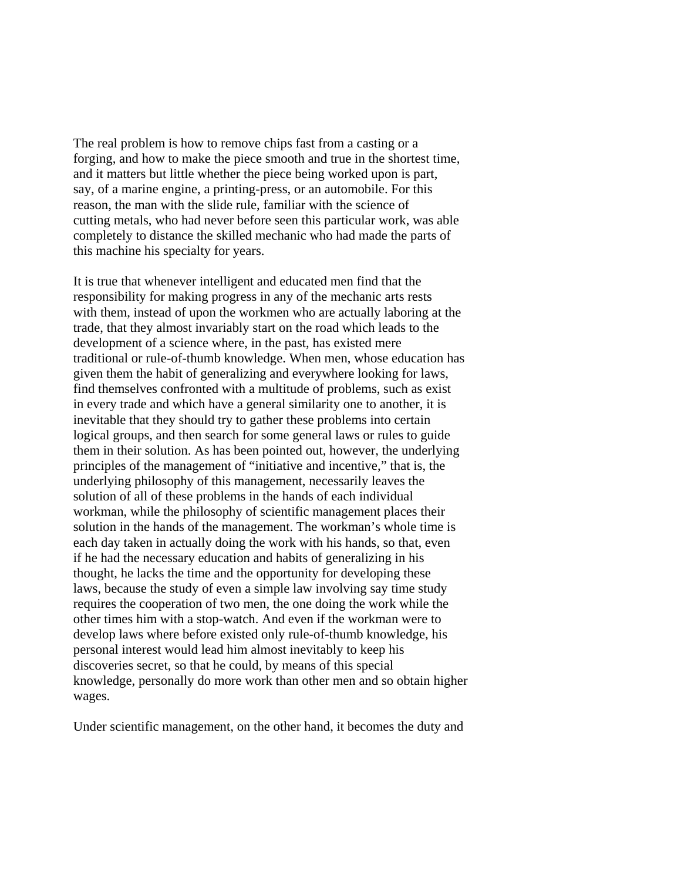The real problem is how to remove chips fast from a casting or a forging, and how to make the piece smooth and true in the shortest time, and it matters but little whether the piece being worked upon is part, say, of a marine engine, a printing-press, or an automobile. For this reason, the man with the slide rule, familiar with the science of cutting metals, who had never before seen this particular work, was able completely to distance the skilled mechanic who had made the parts of this machine his specialty for years.

It is true that whenever intelligent and educated men find that the responsibility for making progress in any of the mechanic arts rests with them, instead of upon the workmen who are actually laboring at the trade, that they almost invariably start on the road which leads to the development of a science where, in the past, has existed mere traditional or rule-of-thumb knowledge. When men, whose education has given them the habit of generalizing and everywhere looking for laws, find themselves confronted with a multitude of problems, such as exist in every trade and which have a general similarity one to another, it is inevitable that they should try to gather these problems into certain logical groups, and then search for some general laws or rules to guide them in their solution. As has been pointed out, however, the underlying principles of the management of "initiative and incentive," that is, the underlying philosophy of this management, necessarily leaves the solution of all of these problems in the hands of each individual workman, while the philosophy of scientific management places their solution in the hands of the management. The workman's whole time is each day taken in actually doing the work with his hands, so that, even if he had the necessary education and habits of generalizing in his thought, he lacks the time and the opportunity for developing these laws, because the study of even a simple law involving say time study requires the cooperation of two men, the one doing the work while the other times him with a stop-watch. And even if the workman were to develop laws where before existed only rule-of-thumb knowledge, his personal interest would lead him almost inevitably to keep his discoveries secret, so that he could, by means of this special knowledge, personally do more work than other men and so obtain higher wages.

Under scientific management, on the other hand, it becomes the duty and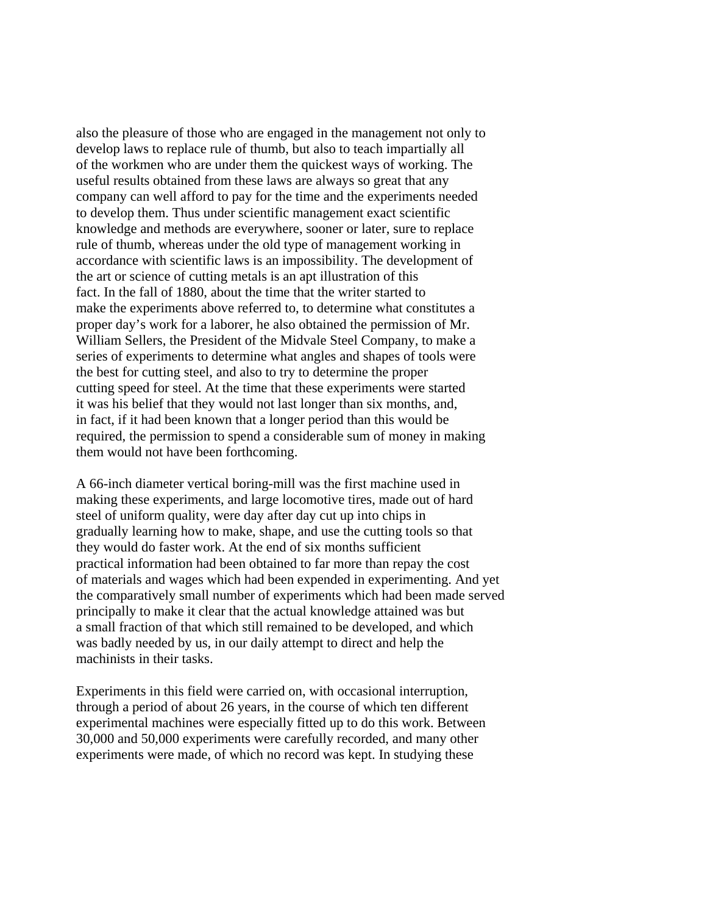also the pleasure of those who are engaged in the management not only to develop laws to replace rule of thumb, but also to teach impartially all of the workmen who are under them the quickest ways of working. The useful results obtained from these laws are always so great that any company can well afford to pay for the time and the experiments needed to develop them. Thus under scientific management exact scientific knowledge and methods are everywhere, sooner or later, sure to replace rule of thumb, whereas under the old type of management working in accordance with scientific laws is an impossibility. The development of the art or science of cutting metals is an apt illustration of this fact. In the fall of 1880, about the time that the writer started to make the experiments above referred to, to determine what constitutes a proper day's work for a laborer, he also obtained the permission of Mr. William Sellers, the President of the Midvale Steel Company, to make a series of experiments to determine what angles and shapes of tools were the best for cutting steel, and also to try to determine the proper cutting speed for steel. At the time that these experiments were started it was his belief that they would not last longer than six months, and, in fact, if it had been known that a longer period than this would be required, the permission to spend a considerable sum of money in making them would not have been forthcoming.

A 66-inch diameter vertical boring-mill was the first machine used in making these experiments, and large locomotive tires, made out of hard steel of uniform quality, were day after day cut up into chips in gradually learning how to make, shape, and use the cutting tools so that they would do faster work. At the end of six months sufficient practical information had been obtained to far more than repay the cost of materials and wages which had been expended in experimenting. And yet the comparatively small number of experiments which had been made served principally to make it clear that the actual knowledge attained was but a small fraction of that which still remained to be developed, and which was badly needed by us, in our daily attempt to direct and help the machinists in their tasks.

Experiments in this field were carried on, with occasional interruption, through a period of about 26 years, in the course of which ten different experimental machines were especially fitted up to do this work. Between 30,000 and 50,000 experiments were carefully recorded, and many other experiments were made, of which no record was kept. In studying these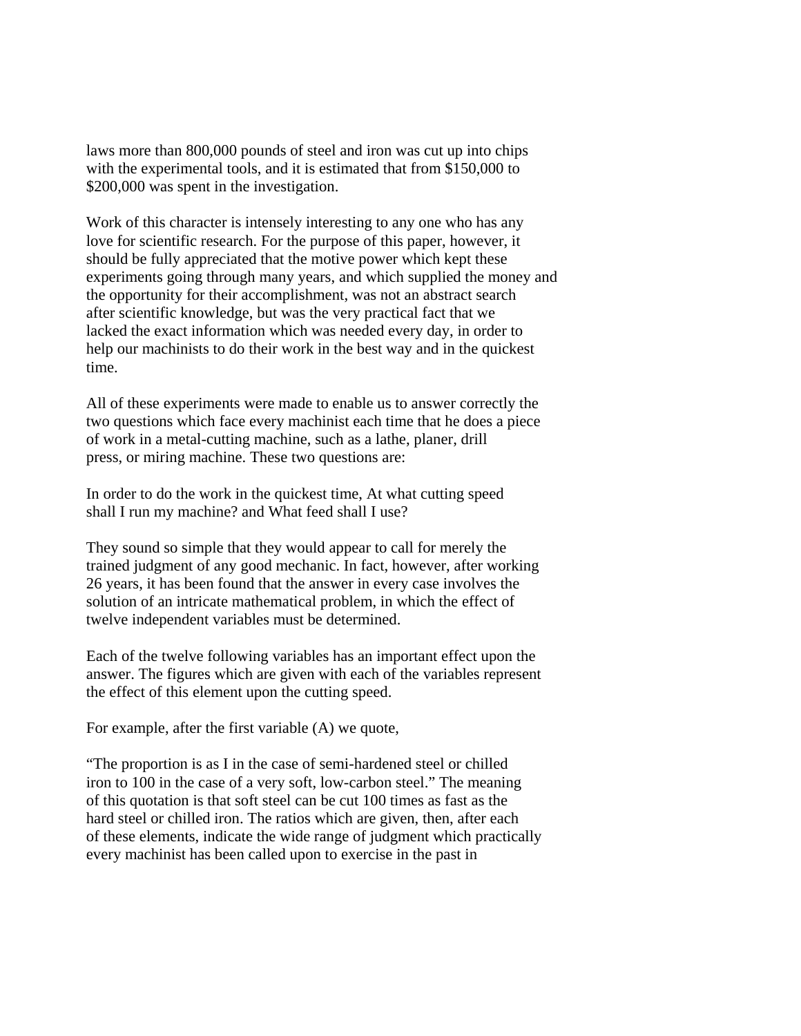laws more than 800,000 pounds of steel and iron was cut up into chips with the experimental tools, and it is estimated that from $150,000 to $200,000 was spent in the investigation.

Work of this character is intensely interesting to any one who has any love for scientific research. For the purpose of this paper, however, it should be fully appreciated that the motive power which kept these experiments going through many years, and which supplied the money and the opportunity for their accomplishment, was not an abstract search after scientific knowledge, but was the very practical fact that we lacked the exact information which was needed every day, in order to help our machinists to do their work in the best way and in the quickest time.

All of these experiments were made to enable us to answer correctly the two questions which face every machinist each time that he does a piece of work in a metal-cutting machine, such as a lathe, planer, drill press, or miring machine. These two questions are:

In order to do the work in the quickest time, At what cutting speed shall I run my machine? and What feed shall I use?

They sound so simple that they would appear to call for merely the trained judgment of any good mechanic. In fact, however, after working 26 years, it has been found that the answer in every case involves the solution of an intricate mathematical problem, in which the effect of twelve independent variables must be determined.

Each of the twelve following variables has an important effect upon the answer. The figures which are given with each of the variables represent the effect of this element upon the cutting speed.

For example, after the first variable (A) we quote,

"The proportion is as I in the case of semi-hardened steel or chilled iron to 100 in the case of a very soft, low-carbon steel." The meaning of this quotation is that soft steel can be cut 100 times as fast as the hard steel or chilled iron. The ratios which are given, then, after each of these elements, indicate the wide range of judgment which practically every machinist has been called upon to exercise in the past in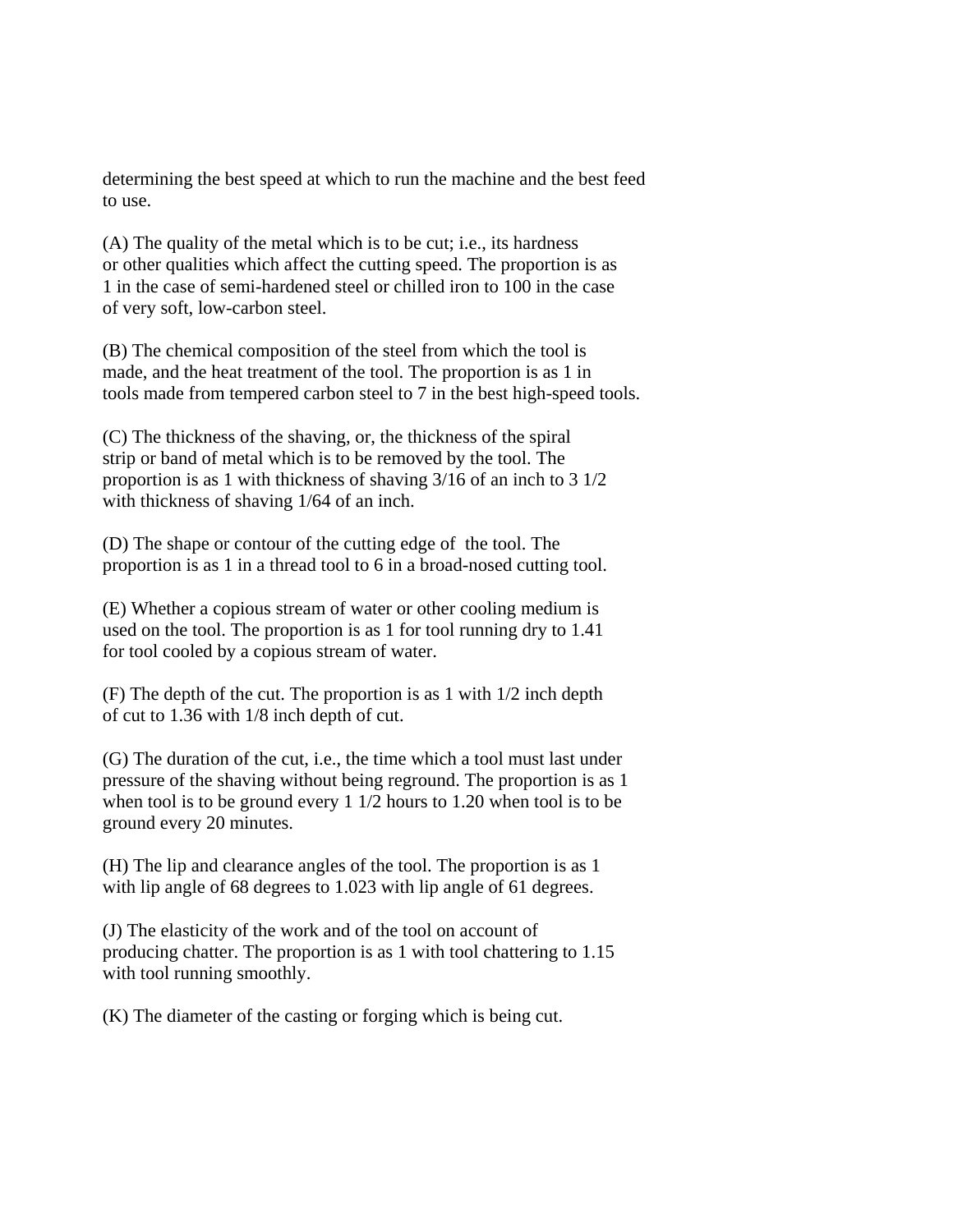determining the best speed at which to run the machine and the best feed to use.

(A) The quality of the metal which is to be cut; i.e., its hardness or other qualities which affect the cutting speed. The proportion is as 1 in the case of semi-hardened steel or chilled iron to 100 in the case of very soft, low-carbon steel.

(B) The chemical composition of the steel from which the tool is made, and the heat treatment of the tool. The proportion is as 1 in tools made from tempered carbon steel to 7 in the best high-speed tools.

(C) The thickness of the shaving, or, the thickness of the spiral strip or band of metal which is to be removed by the tool. The proportion is as 1 with thickness of shaving 3/16 of an inch to 3 1/2 with thickness of shaving 1/64 of an inch.

(D) The shape or contour of the cutting edge of the tool. The proportion is as 1 in a thread tool to 6 in a broad-nosed cutting tool.

(E) Whether a copious stream of water or other cooling medium is used on the tool. The proportion is as 1 for tool running dry to 1.41 for tool cooled by a copious stream of water.

(F) The depth of the cut. The proportion is as 1 with 1/2 inch depth of cut to 1.36 with 1/8 inch depth of cut.

(G) The duration of the cut, i.e., the time which a tool must last under pressure of the shaving without being reground. The proportion is as 1 when tool is to be ground every 1 1/2 hours to 1.20 when tool is to be ground every 20 minutes.

(H) The lip and clearance angles of the tool. The proportion is as 1 with lip angle of 68 degrees to 1.023 with lip angle of 61 degrees.

(J) The elasticity of the work and of the tool on account of producing chatter. The proportion is as 1 with tool chattering to 1.15 with tool running smoothly.

(K) The diameter of the casting or forging which is being cut.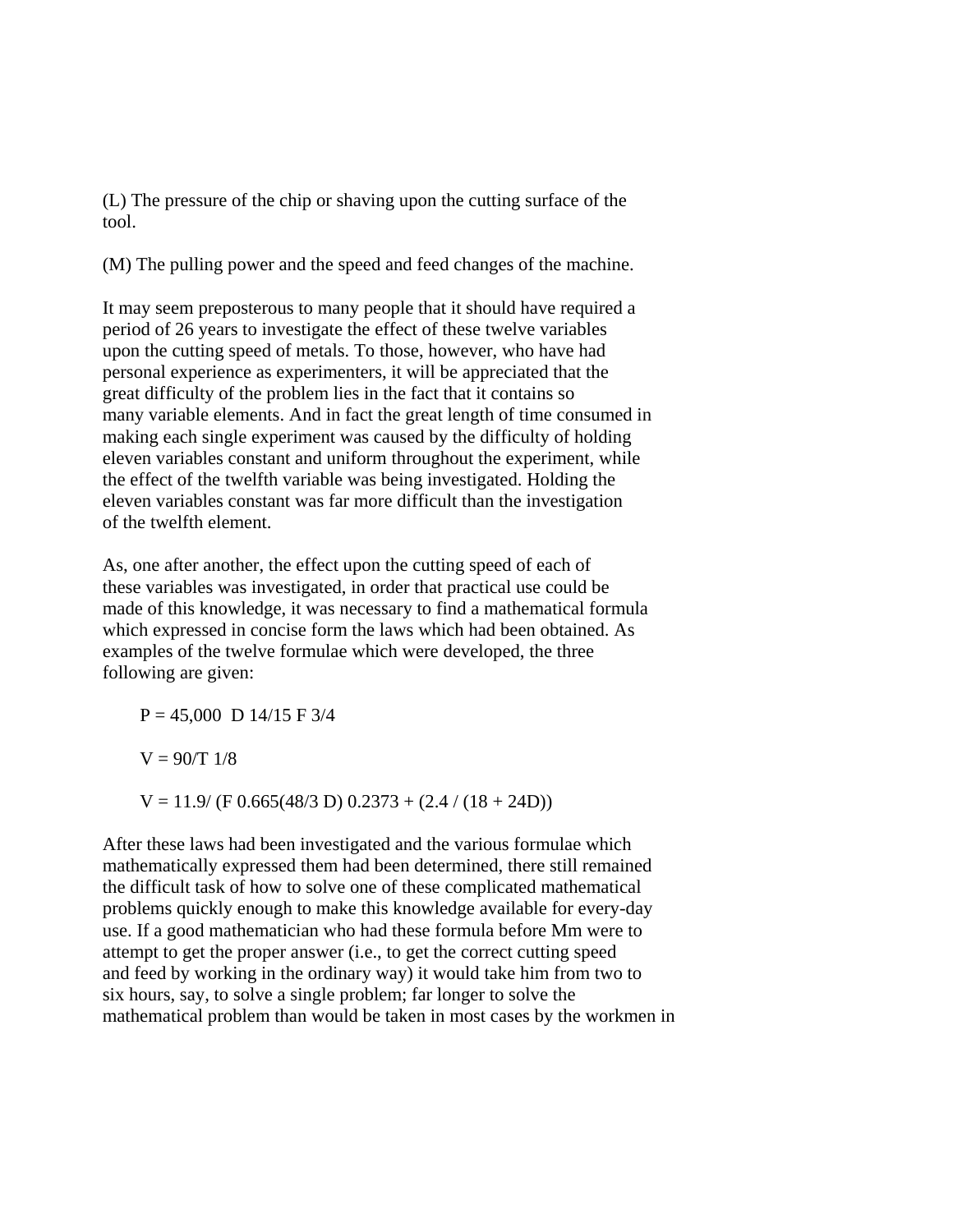(L) The pressure of the chip or shaving upon the cutting surface of the tool.

(M) The pulling power and the speed and feed changes of the machine.

It may seem preposterous to many people that it should have required a period of 26 years to investigate the effect of these twelve variables upon the cutting speed of metals. To those, however, who have had personal experience as experimenters, it will be appreciated that the great difficulty of the problem lies in the fact that it contains so many variable elements. And in fact the great length of time consumed in making each single experiment was caused by the difficulty of holding eleven variables constant and uniform throughout the experiment, while the effect of the twelfth variable was being investigated. Holding the eleven variables constant was far more difficult than the investigation of the twelfth element.

As, one after another, the effect upon the cutting speed of each of these variables was investigated, in order that practical use could be made of this knowledge, it was necessary to find a mathematical formula which expressed in concise form the laws which had been obtained. As examples of the twelve formulae which were developed, the three following are given:

$$P = 45{,}000 \; D^{14/15} F^{3/4}$$

$$V = 90/T^{1/8}$$

$$V = 11.9/ \left(F^{0.665}\left(\tfrac{48}{3} D\right)^{0.2373 + \frac{2.4}{18 + 24D}}\right)$$

After these laws had been investigated and the various formulae which mathematically expressed them had been determined, there still remained the difficult task of how to solve one of these complicated mathematical problems quickly enough to make this knowledge available for every-day use. If a good mathematician who had these formula before Mm were to attempt to get the proper answer (i.e., to get the correct cutting speed and feed by working in the ordinary way) it would take him from two to six hours, say, to solve a single problem; far longer to solve the mathematical problem than would be taken in most cases by the workmen in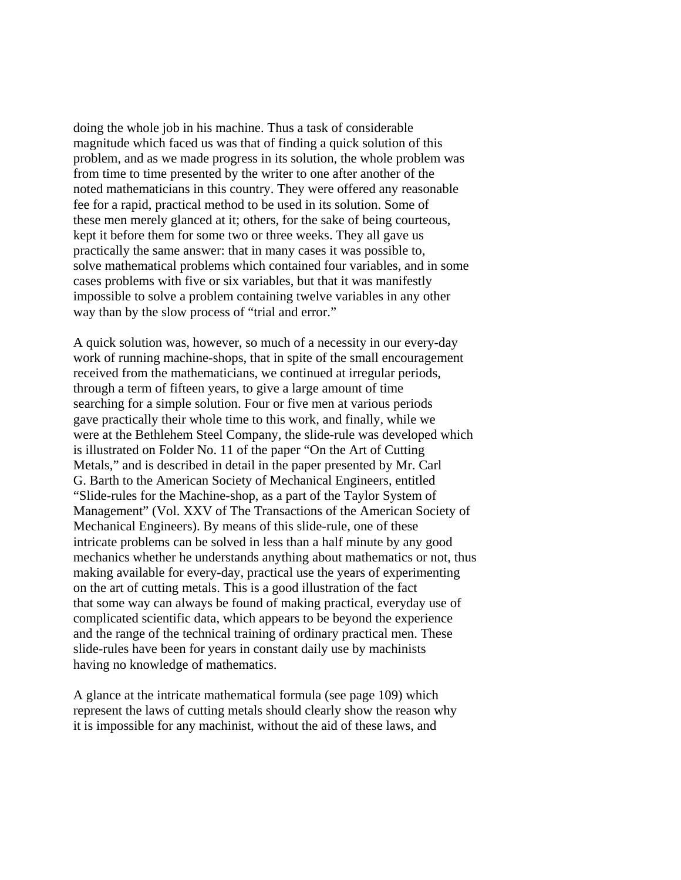doing the whole job in his machine. Thus a task of considerable magnitude which faced us was that of finding a quick solution of this problem, and as we made progress in its solution, the whole problem was from time to time presented by the writer to one after another of the noted mathematicians in this country. They were offered any reasonable fee for a rapid, practical method to be used in its solution. Some of these men merely glanced at it; others, for the sake of being courteous, kept it before them for some two or three weeks. They all gave us practically the same answer: that in many cases it was possible to, solve mathematical problems which contained four variables, and in some cases problems with five or six variables, but that it was manifestly impossible to solve a problem containing twelve variables in any other way than by the slow process of "trial and error."

A quick solution was, however, so much of a necessity in our every-day work of running machine-shops, that in spite of the small encouragement received from the mathematicians, we continued at irregular periods, through a term of fifteen years, to give a large amount of time searching for a simple solution. Four or five men at various periods gave practically their whole time to this work, and finally, while we were at the Bethlehem Steel Company, the slide-rule was developed which is illustrated on Folder No. 11 of the paper "On the Art of Cutting Metals," and is described in detail in the paper presented by Mr. Carl G. Barth to the American Society of Mechanical Engineers, entitled "Slide-rules for the Machine-shop, as a part of the Taylor System of Management" (Vol. XXV of The Transactions of the American Society of Mechanical Engineers). By means of this slide-rule, one of these intricate problems can be solved in less than a half minute by any good mechanics whether he understands anything about mathematics or not, thus making available for every-day, practical use the years of experimenting on the art of cutting metals. This is a good illustration of the fact that some way can always be found of making practical, everyday use of complicated scientific data, which appears to be beyond the experience and the range of the technical training of ordinary practical men. These slide-rules have been for years in constant daily use by machinists having no knowledge of mathematics.

A glance at the intricate mathematical formula (see page 109) which represent the laws of cutting metals should clearly show the reason why it is impossible for any machinist, without the aid of these laws, and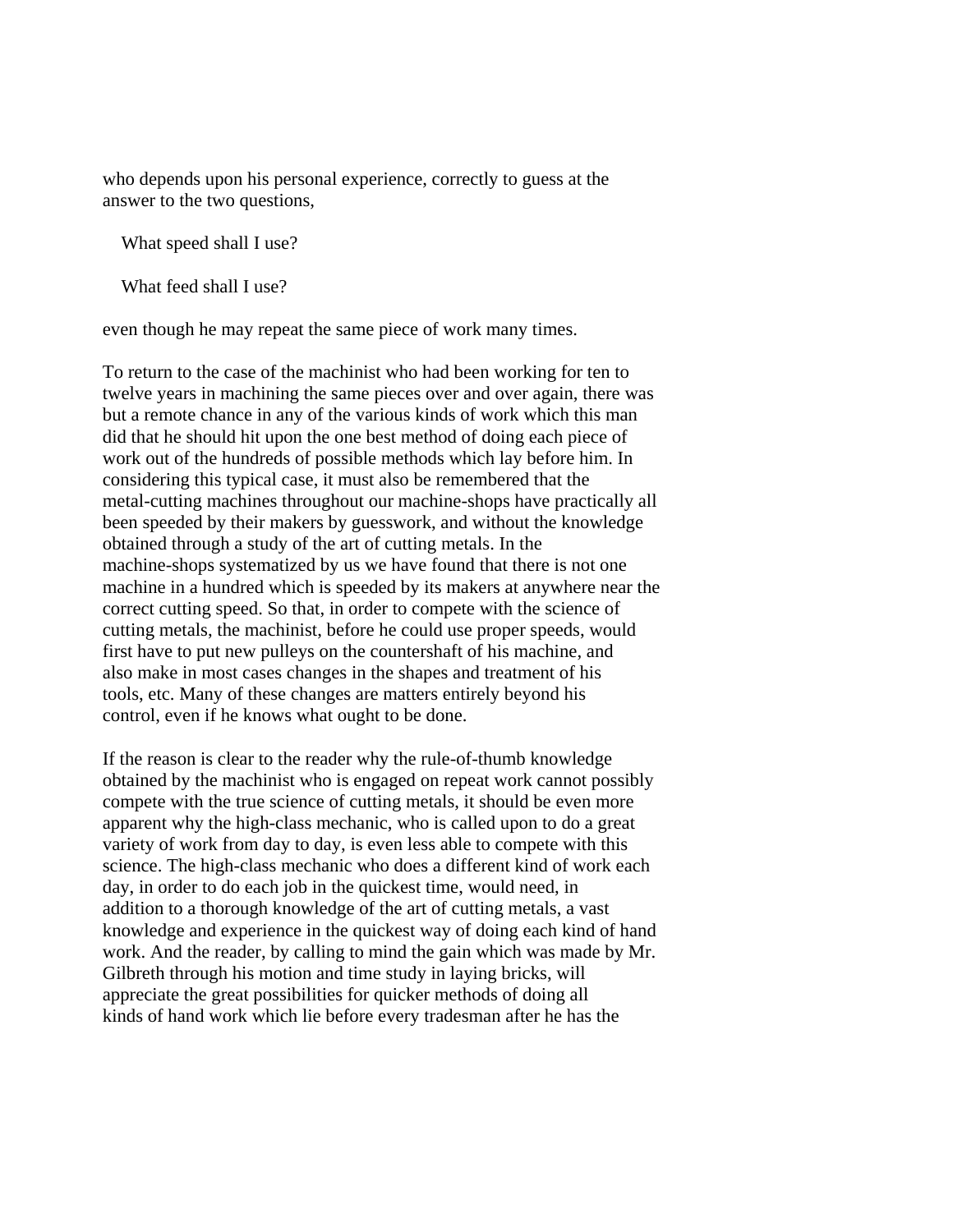who depends upon his personal experience, correctly to guess at the answer to the two questions,

What speed shall I use?

What feed shall I use?

even though he may repeat the same piece of work many times.

To return to the case of the machinist who had been working for ten to twelve years in machining the same pieces over and over again, there was but a remote chance in any of the various kinds of work which this man did that he should hit upon the one best method of doing each piece of work out of the hundreds of possible methods which lay before him. In considering this typical case, it must also be remembered that the metal-cutting machines throughout our machine-shops have practically all been speeded by their makers by guesswork, and without the knowledge obtained through a study of the art of cutting metals. In the machine-shops systematized by us we have found that there is not one machine in a hundred which is speeded by its makers at anywhere near the correct cutting speed. So that, in order to compete with the science of cutting metals, the machinist, before he could use proper speeds, would first have to put new pulleys on the countershaft of his machine, and also make in most cases changes in the shapes and treatment of his tools, etc. Many of these changes are matters entirely beyond his control, even if he knows what ought to be done.

If the reason is clear to the reader why the rule-of-thumb knowledge obtained by the machinist who is engaged on repeat work cannot possibly compete with the true science of cutting metals, it should be even more apparent why the high-class mechanic, who is called upon to do a great variety of work from day to day, is even less able to compete with this science. The high-class mechanic who does a different kind of work each day, in order to do each job in the quickest time, would need, in addition to a thorough knowledge of the art of cutting metals, a vast knowledge and experience in the quickest way of doing each kind of hand work. And the reader, by calling to mind the gain which was made by Mr. Gilbreth through his motion and time study in laying bricks, will appreciate the great possibilities for quicker methods of doing all kinds of hand work which lie before every tradesman after he has the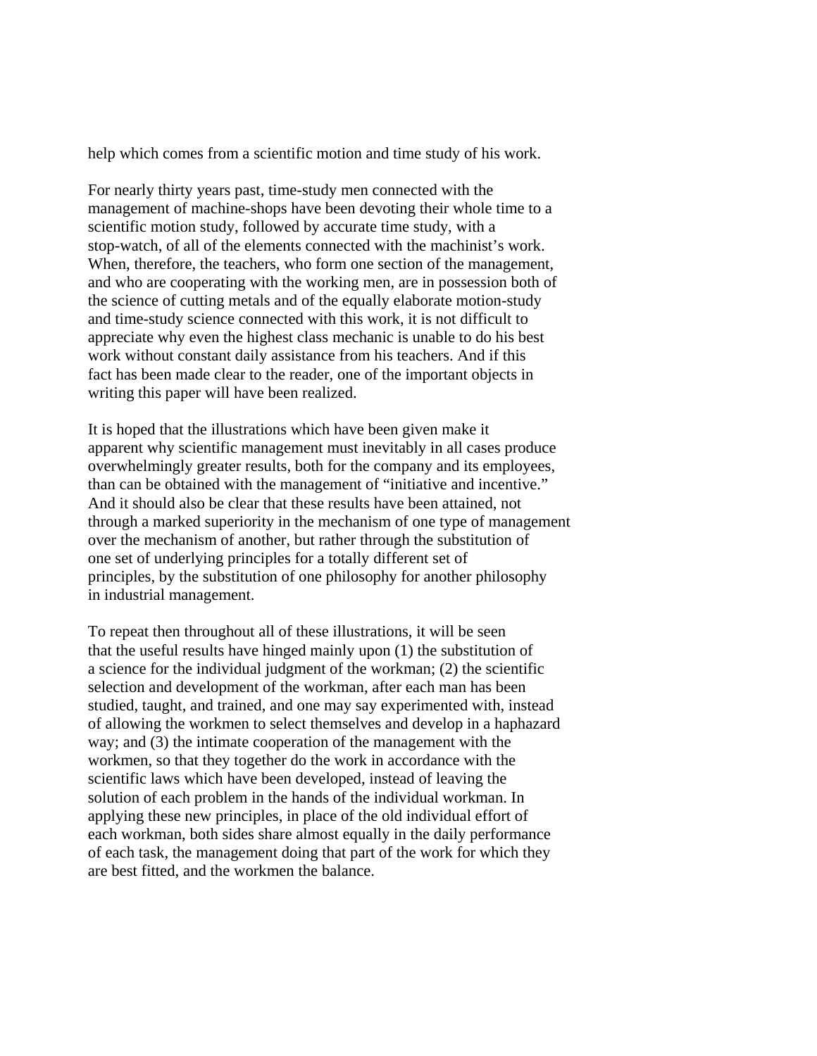help which comes from a scientific motion and time study of his work.

For nearly thirty years past, time-study men connected with the management of machine-shops have been devoting their whole time to a scientific motion study, followed by accurate time study, with a stop-watch, of all of the elements connected with the machinist's work. When, therefore, the teachers, who form one section of the management, and who are cooperating with the working men, are in possession both of the science of cutting metals and of the equally elaborate motion-study and time-study science connected with this work, it is not difficult to appreciate why even the highest class mechanic is unable to do his best work without constant daily assistance from his teachers. And if this fact has been made clear to the reader, one of the important objects in writing this paper will have been realized.

It is hoped that the illustrations which have been given make it apparent why scientific management must inevitably in all cases produce overwhelmingly greater results, both for the company and its employees, than can be obtained with the management of "initiative and incentive." And it should also be clear that these results have been attained, not through a marked superiority in the mechanism of one type of management over the mechanism of another, but rather through the substitution of one set of underlying principles for a totally different set of principles, by the substitution of one philosophy for another philosophy in industrial management.

To repeat then throughout all of these illustrations, it will be seen that the useful results have hinged mainly upon (1) the substitution of a science for the individual judgment of the workman; (2) the scientific selection and development of the workman, after each man has been studied, taught, and trained, and one may say experimented with, instead of allowing the workmen to select themselves and develop in a haphazard way; and (3) the intimate cooperation of the management with the workmen, so that they together do the work in accordance with the scientific laws which have been developed, instead of leaving the solution of each problem in the hands of the individual workman. In applying these new principles, in place of the old individual effort of each workman, both sides share almost equally in the daily performance of each task, the management doing that part of the work for which they are best fitted, and the workmen the balance.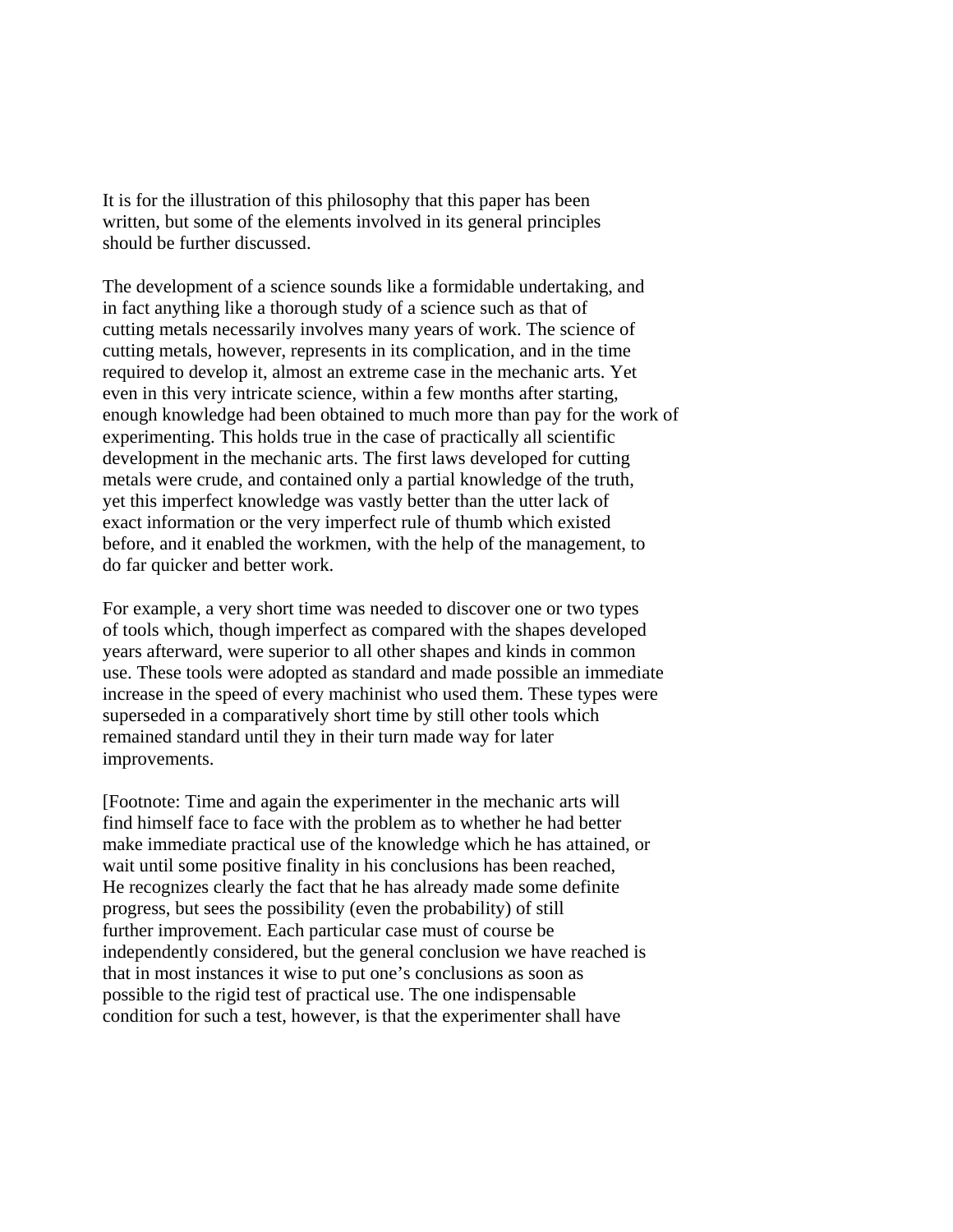It is for the illustration of this philosophy that this paper has been written, but some of the elements involved in its general principles should be further discussed.

The development of a science sounds like a formidable undertaking, and in fact anything like a thorough study of a science such as that of cutting metals necessarily involves many years of work. The science of cutting metals, however, represents in its complication, and in the time required to develop it, almost an extreme case in the mechanic arts. Yet even in this very intricate science, within a few months after starting, enough knowledge had been obtained to much more than pay for the work of experimenting. This holds true in the case of practically all scientific development in the mechanic arts. The first laws developed for cutting metals were crude, and contained only a partial knowledge of the truth, yet this imperfect knowledge was vastly better than the utter lack of exact information or the very imperfect rule of thumb which existed before, and it enabled the workmen, with the help of the management, to do far quicker and better work.

For example, a very short time was needed to discover one or two types of tools which, though imperfect as compared with the shapes developed years afterward, were superior to all other shapes and kinds in common use. These tools were adopted as standard and made possible an immediate increase in the speed of every machinist who used them. These types were superseded in a comparatively short time by still other tools which remained standard until they in their turn made way for later improvements.

[Footnote: Time and again the experimenter in the mechanic arts will find himself face to face with the problem as to whether he had better make immediate practical use of the knowledge which he has attained, or wait until some positive finality in his conclusions has been reached, He recognizes clearly the fact that he has already made some definite progress, but sees the possibility (even the probability) of still further improvement. Each particular case must of course be independently considered, but the general conclusion we have reached is that in most instances it wise to put one's conclusions as soon as possible to the rigid test of practical use. The one indispensable condition for such a test, however, is that the experimenter shall have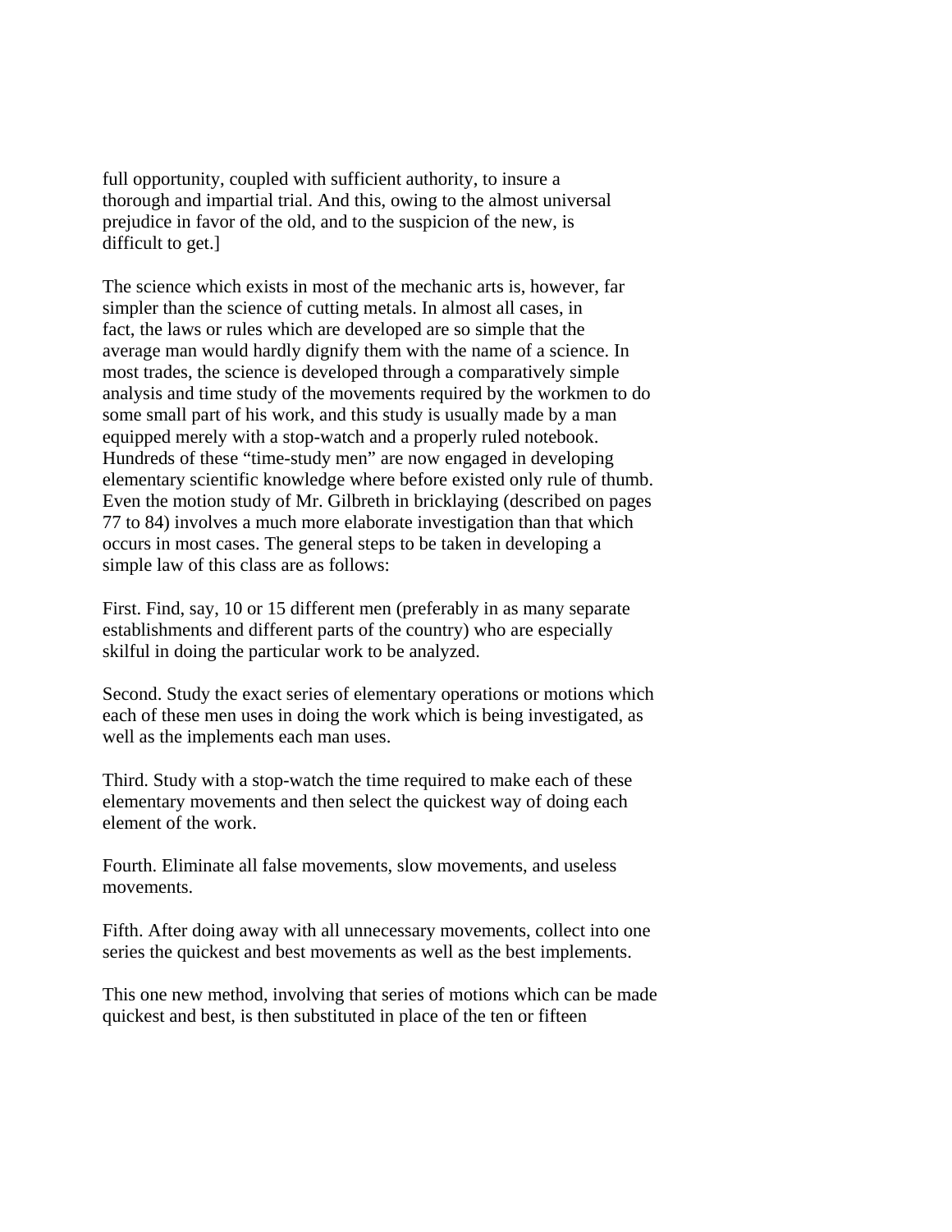full opportunity, coupled with sufficient authority, to insure a thorough and impartial trial. And this, owing to the almost universal prejudice in favor of the old, and to the suspicion of the new, is difficult to get.]

The science which exists in most of the mechanic arts is, however, far simpler than the science of cutting metals. In almost all cases, in fact, the laws or rules which are developed are so simple that the average man would hardly dignify them with the name of a science. In most trades, the science is developed through a comparatively simple analysis and time study of the movements required by the workmen to do some small part of his work, and this study is usually made by a man equipped merely with a stop-watch and a properly ruled notebook. Hundreds of these "time-study men" are now engaged in developing elementary scientific knowledge where before existed only rule of thumb. Even the motion study of Mr. Gilbreth in bricklaying (described on pages 77 to 84) involves a much more elaborate investigation than that which occurs in most cases. The general steps to be taken in developing a simple law of this class are as follows:

First. Find, say, 10 or 15 different men (preferably in as many separate establishments and different parts of the country) who are especially skilful in doing the particular work to be analyzed.

Second. Study the exact series of elementary operations or motions which each of these men uses in doing the work which is being investigated, as well as the implements each man uses.

Third. Study with a stop-watch the time required to make each of these elementary movements and then select the quickest way of doing each element of the work.

Fourth. Eliminate all false movements, slow movements, and useless movements.

Fifth. After doing away with all unnecessary movements, collect into one series the quickest and best movements as well as the best implements.

This one new method, involving that series of motions which can be made quickest and best, is then substituted in place of the ten or fifteen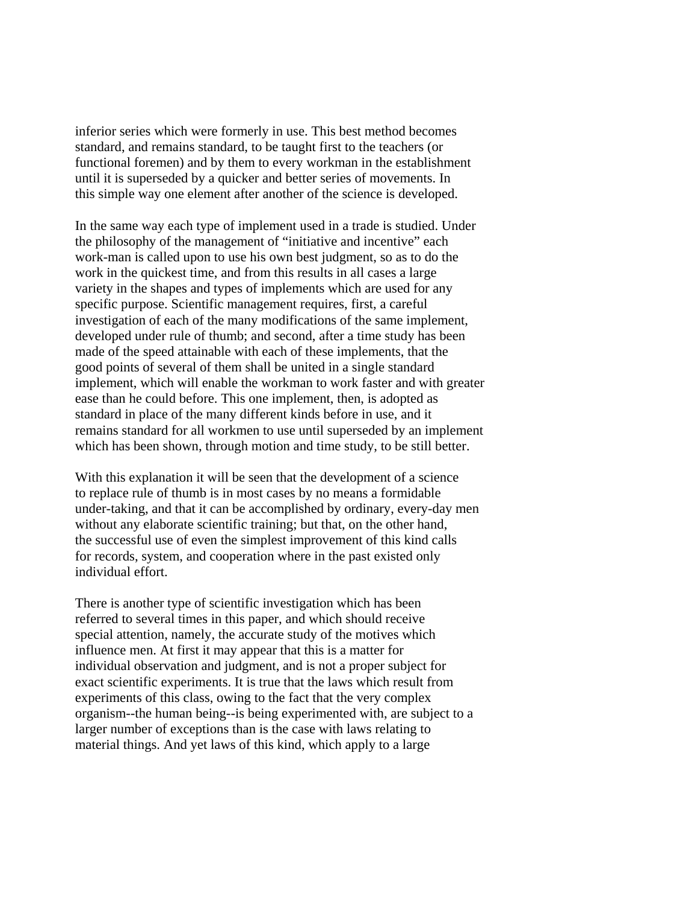inferior series which were formerly in use. This best method becomes standard, and remains standard, to be taught first to the teachers (or functional foremen) and by them to every workman in the establishment until it is superseded by a quicker and better series of movements. In this simple way one element after another of the science is developed.

In the same way each type of implement used in a trade is studied. Under the philosophy of the management of "initiative and incentive" each work-man is called upon to use his own best judgment, so as to do the work in the quickest time, and from this results in all cases a large variety in the shapes and types of implements which are used for any specific purpose. Scientific management requires, first, a careful investigation of each of the many modifications of the same implement, developed under rule of thumb; and second, after a time study has been made of the speed attainable with each of these implements, that the good points of several of them shall be united in a single standard implement, which will enable the workman to work faster and with greater ease than he could before. This one implement, then, is adopted as standard in place of the many different kinds before in use, and it remains standard for all workmen to use until superseded by an implement which has been shown, through motion and time study, to be still better.

With this explanation it will be seen that the development of a science to replace rule of thumb is in most cases by no means a formidable under-taking, and that it can be accomplished by ordinary, every-day men without any elaborate scientific training; but that, on the other hand, the successful use of even the simplest improvement of this kind calls for records, system, and cooperation where in the past existed only individual effort.

There is another type of scientific investigation which has been referred to several times in this paper, and which should receive special attention, namely, the accurate study of the motives which influence men. At first it may appear that this is a matter for individual observation and judgment, and is not a proper subject for exact scientific experiments. It is true that the laws which result from experiments of this class, owing to the fact that the very complex organism--the human being--is being experimented with, are subject to a larger number of exceptions than is the case with laws relating to material things. And yet laws of this kind, which apply to a large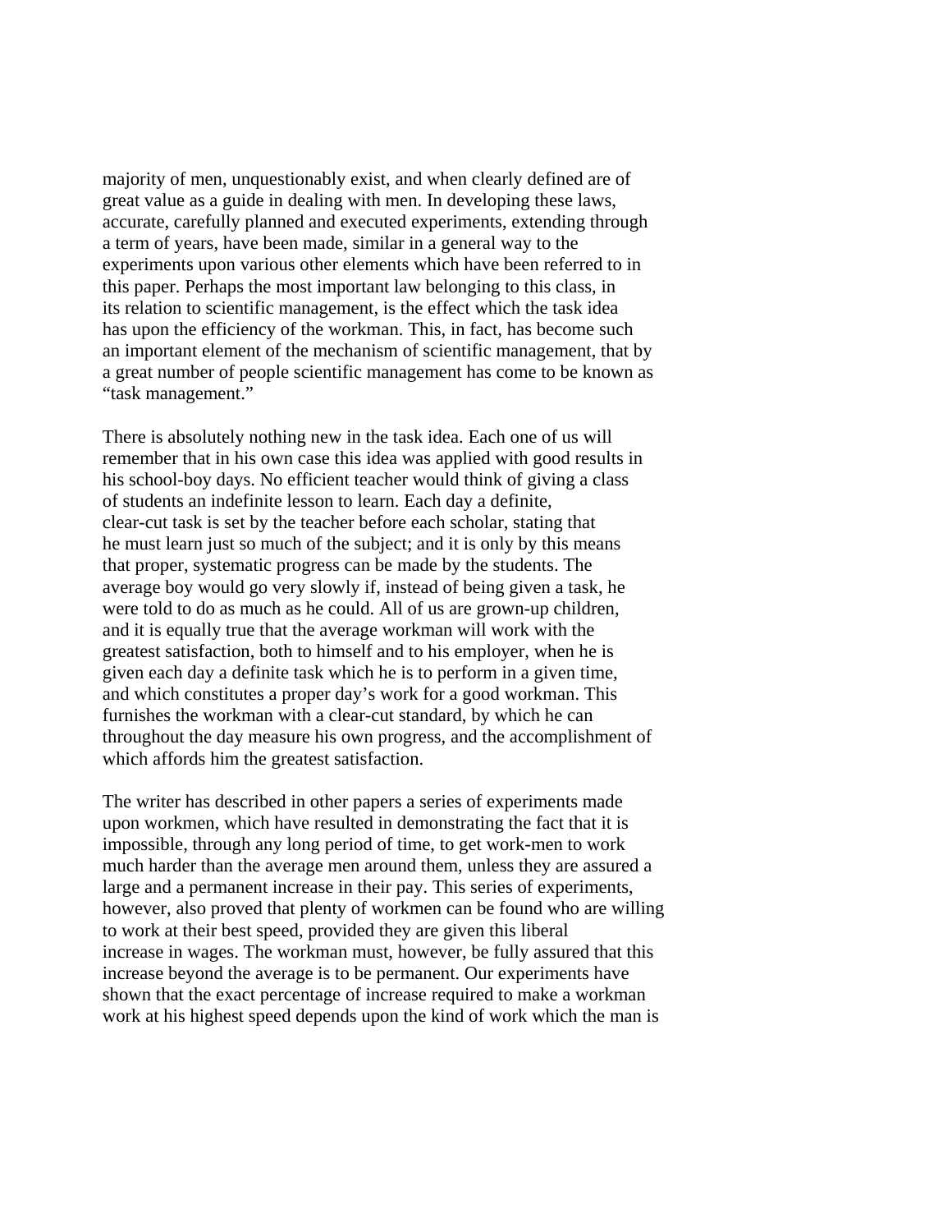majority of men, unquestionably exist, and when clearly defined are of great value as a guide in dealing with men. In developing these laws, accurate, carefully planned and executed experiments, extending through a term of years, have been made, similar in a general way to the experiments upon various other elements which have been referred to in this paper. Perhaps the most important law belonging to this class, in its relation to scientific management, is the effect which the task idea has upon the efficiency of the workman. This, in fact, has become such an important element of the mechanism of scientific management, that by a great number of people scientific management has come to be known as "task management."

There is absolutely nothing new in the task idea. Each one of us will remember that in his own case this idea was applied with good results in his school-boy days. No efficient teacher would think of giving a class of students an indefinite lesson to learn. Each day a definite, clear-cut task is set by the teacher before each scholar, stating that he must learn just so much of the subject; and it is only by this means that proper, systematic progress can be made by the students. The average boy would go very slowly if, instead of being given a task, he were told to do as much as he could. All of us are grown-up children, and it is equally true that the average workman will work with the greatest satisfaction, both to himself and to his employer, when he is given each day a definite task which he is to perform in a given time, and which constitutes a proper day's work for a good workman. This furnishes the workman with a clear-cut standard, by which he can throughout the day measure his own progress, and the accomplishment of which affords him the greatest satisfaction.

The writer has described in other papers a series of experiments made upon workmen, which have resulted in demonstrating the fact that it is impossible, through any long period of time, to get work-men to work much harder than the average men around them, unless they are assured a large and a permanent increase in their pay. This series of experiments, however, also proved that plenty of workmen can be found who are willing to work at their best speed, provided they are given this liberal increase in wages. The workman must, however, be fully assured that this increase beyond the average is to be permanent. Our experiments have shown that the exact percentage of increase required to make a workman work at his highest speed depends upon the kind of work which the man is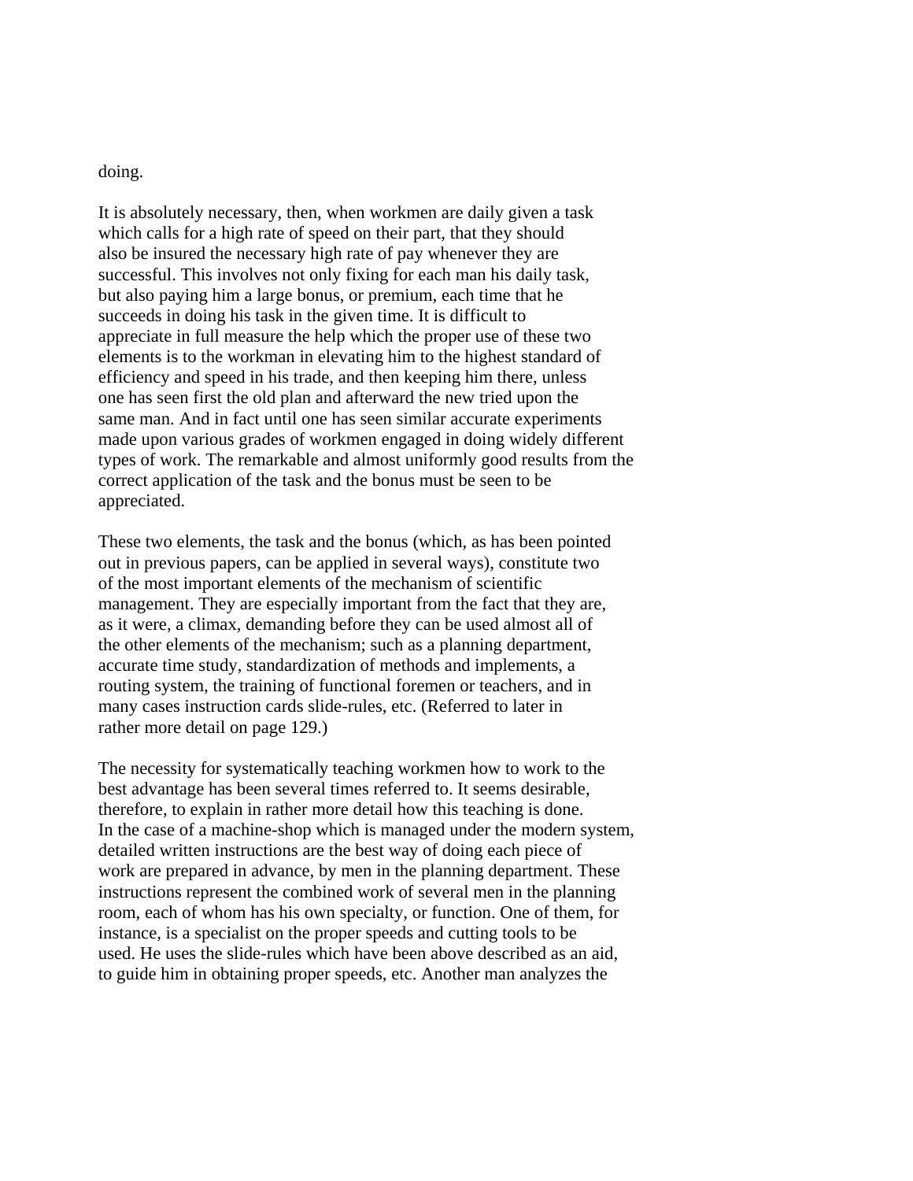doing.

It is absolutely necessary, then, when workmen are daily given a task which calls for a high rate of speed on their part, that they should also be insured the necessary high rate of pay whenever they are successful. This involves not only fixing for each man his daily task, but also paying him a large bonus, or premium, each time that he succeeds in doing his task in the given time. It is difficult to appreciate in full measure the help which the proper use of these two elements is to the workman in elevating him to the highest standard of efficiency and speed in his trade, and then keeping him there, unless one has seen first the old plan and afterward the new tried upon the same man. And in fact until one has seen similar accurate experiments made upon various grades of workmen engaged in doing widely different types of work. The remarkable and almost uniformly good results from the correct application of the task and the bonus must be seen to be appreciated.

These two elements, the task and the bonus (which, as has been pointed out in previous papers, can be applied in several ways), constitute two of the most important elements of the mechanism of scientific management. They are especially important from the fact that they are, as it were, a climax, demanding before they can be used almost all of the other elements of the mechanism; such as a planning department, accurate time study, standardization of methods and implements, a routing system, the training of functional foremen or teachers, and in many cases instruction cards slide-rules, etc. (Referred to later in rather more detail on page 129.)

The necessity for systematically teaching workmen how to work to the best advantage has been several times referred to. It seems desirable, therefore, to explain in rather more detail how this teaching is done. In the case of a machine-shop which is managed under the modern system, detailed written instructions are the best way of doing each piece of work are prepared in advance, by men in the planning department. These instructions represent the combined work of several men in the planning room, each of whom has his own specialty, or function. One of them, for instance, is a specialist on the proper speeds and cutting tools to be used. He uses the slide-rules which have been above described as an aid, to guide him in obtaining proper speeds, etc. Another man analyzes the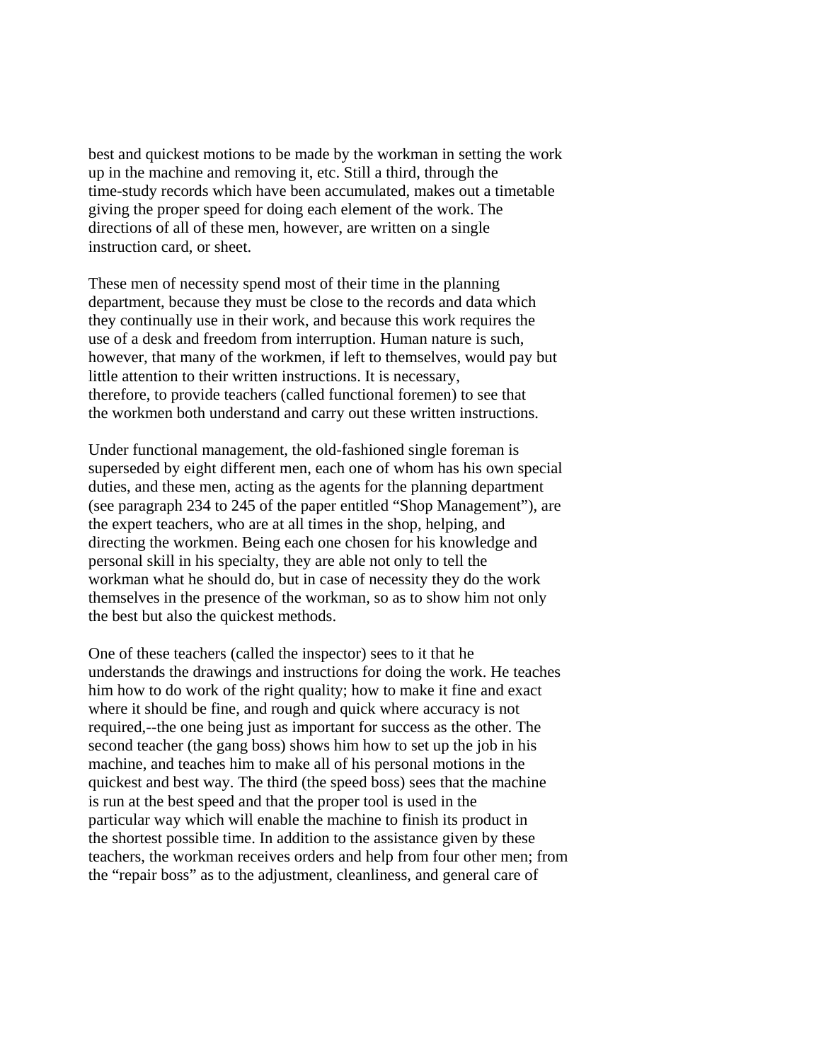best and quickest motions to be made by the workman in setting the work up in the machine and removing it, etc. Still a third, through the time-study records which have been accumulated, makes out a timetable giving the proper speed for doing each element of the work. The directions of all of these men, however, are written on a single instruction card, or sheet.

These men of necessity spend most of their time in the planning department, because they must be close to the records and data which they continually use in their work, and because this work requires the use of a desk and freedom from interruption. Human nature is such, however, that many of the workmen, if left to themselves, would pay but little attention to their written instructions. It is necessary, therefore, to provide teachers (called functional foremen) to see that the workmen both understand and carry out these written instructions.

Under functional management, the old-fashioned single foreman is superseded by eight different men, each one of whom has his own special duties, and these men, acting as the agents for the planning department (see paragraph 234 to 245 of the paper entitled "Shop Management"), are the expert teachers, who are at all times in the shop, helping, and directing the workmen. Being each one chosen for his knowledge and personal skill in his specialty, they are able not only to tell the workman what he should do, but in case of necessity they do the work themselves in the presence of the workman, so as to show him not only the best but also the quickest methods.

One of these teachers (called the inspector) sees to it that he understands the drawings and instructions for doing the work. He teaches him how to do work of the right quality; how to make it fine and exact where it should be fine, and rough and quick where accuracy is not required,--the one being just as important for success as the other. The second teacher (the gang boss) shows him how to set up the job in his machine, and teaches him to make all of his personal motions in the quickest and best way. The third (the speed boss) sees that the machine is run at the best speed and that the proper tool is used in the particular way which will enable the machine to finish its product in the shortest possible time. In addition to the assistance given by these teachers, the workman receives orders and help from four other men; from the "repair boss" as to the adjustment, cleanliness, and general care of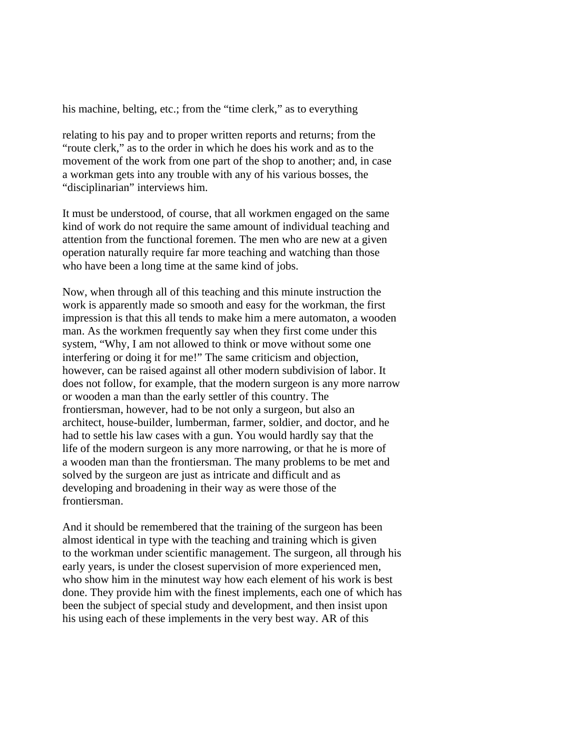his machine, belting, etc.; from the "time clerk," as to everything

relating to his pay and to proper written reports and returns; from the "route clerk," as to the order in which he does his work and as to the movement of the work from one part of the shop to another; and, in case a workman gets into any trouble with any of his various bosses, the "disciplinarian" interviews him.

It must be understood, of course, that all workmen engaged on the same kind of work do not require the same amount of individual teaching and attention from the functional foremen. The men who are new at a given operation naturally require far more teaching and watching than those who have been a long time at the same kind of jobs.

Now, when through all of this teaching and this minute instruction the work is apparently made so smooth and easy for the workman, the first impression is that this all tends to make him a mere automaton, a wooden man. As the workmen frequently say when they first come under this system, "Why, I am not allowed to think or move without some one interfering or doing it for me!" The same criticism and objection, however, can be raised against all other modern subdivision of labor. It does not follow, for example, that the modern surgeon is any more narrow or wooden a man than the early settler of this country. The frontiersman, however, had to be not only a surgeon, but also an architect, house-builder, lumberman, farmer, soldier, and doctor, and he had to settle his law cases with a gun. You would hardly say that the life of the modern surgeon is any more narrowing, or that he is more of a wooden man than the frontiersman. The many problems to be met and solved by the surgeon are just as intricate and difficult and as developing and broadening in their way as were those of the frontiersman.

And it should be remembered that the training of the surgeon has been almost identical in type with the teaching and training which is given to the workman under scientific management. The surgeon, all through his early years, is under the closest supervision of more experienced men, who show him in the minutest way how each element of his work is best done. They provide him with the finest implements, each one of which has been the subject of special study and development, and then insist upon his using each of these implements in the very best way. AR of this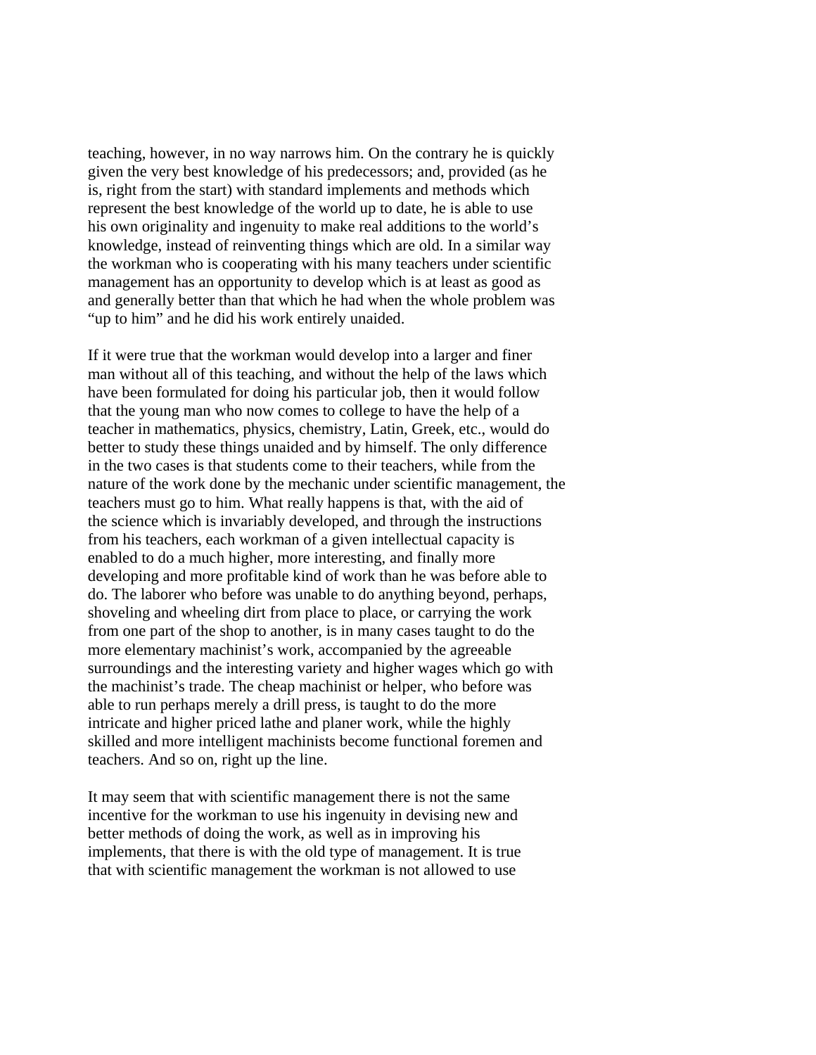teaching, however, in no way narrows him. On the contrary he is quickly given the very best knowledge of his predecessors; and, provided (as he is, right from the start) with standard implements and methods which represent the best knowledge of the world up to date, he is able to use his own originality and ingenuity to make real additions to the world's knowledge, instead of reinventing things which are old. In a similar way the workman who is cooperating with his many teachers under scientific management has an opportunity to develop which is at least as good as and generally better than that which he had when the whole problem was "up to him" and he did his work entirely unaided.

If it were true that the workman would develop into a larger and finer man without all of this teaching, and without the help of the laws which have been formulated for doing his particular job, then it would follow that the young man who now comes to college to have the help of a teacher in mathematics, physics, chemistry, Latin, Greek, etc., would do better to study these things unaided and by himself. The only difference in the two cases is that students come to their teachers, while from the nature of the work done by the mechanic under scientific management, the teachers must go to him. What really happens is that, with the aid of the science which is invariably developed, and through the instructions from his teachers, each workman of a given intellectual capacity is enabled to do a much higher, more interesting, and finally more developing and more profitable kind of work than he was before able to do. The laborer who before was unable to do anything beyond, perhaps, shoveling and wheeling dirt from place to place, or carrying the work from one part of the shop to another, is in many cases taught to do the more elementary machinist's work, accompanied by the agreeable surroundings and the interesting variety and higher wages which go with the machinist's trade. The cheap machinist or helper, who before was able to run perhaps merely a drill press, is taught to do the more intricate and higher priced lathe and planer work, while the highly skilled and more intelligent machinists become functional foremen and teachers. And so on, right up the line.

It may seem that with scientific management there is not the same incentive for the workman to use his ingenuity in devising new and better methods of doing the work, as well as in improving his implements, that there is with the old type of management. It is true that with scientific management the workman is not allowed to use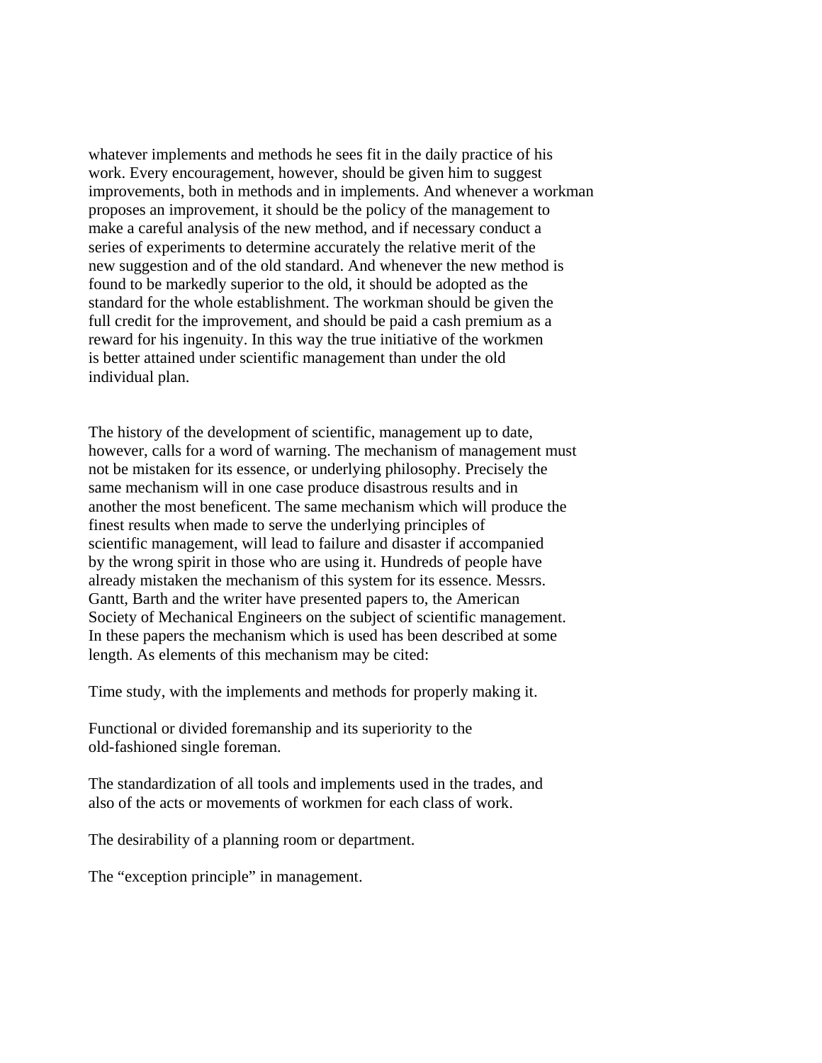whatever implements and methods he sees fit in the daily practice of his work. Every encouragement, however, should be given him to suggest improvements, both in methods and in implements. And whenever a workman proposes an improvement, it should be the policy of the management to make a careful analysis of the new method, and if necessary conduct a series of experiments to determine accurately the relative merit of the new suggestion and of the old standard. And whenever the new method is found to be markedly superior to the old, it should be adopted as the standard for the whole establishment. The workman should be given the full credit for the improvement, and should be paid a cash premium as a reward for his ingenuity. In this way the true initiative of the workmen is better attained under scientific management than under the old individual plan.

The history of the development of scientific, management up to date, however, calls for a word of warning. The mechanism of management must not be mistaken for its essence, or underlying philosophy. Precisely the same mechanism will in one case produce disastrous results and in another the most beneficent. The same mechanism which will produce the finest results when made to serve the underlying principles of scientific management, will lead to failure and disaster if accompanied by the wrong spirit in those who are using it. Hundreds of people have already mistaken the mechanism of this system for its essence. Messrs. Gantt, Barth and the writer have presented papers to, the American Society of Mechanical Engineers on the subject of scientific management. In these papers the mechanism which is used has been described at some length. As elements of this mechanism may be cited:

Time study, with the implements and methods for properly making it.

Functional or divided foremanship and its superiority to the old-fashioned single foreman.

The standardization of all tools and implements used in the trades, and also of the acts or movements of workmen for each class of work.

The desirability of a planning room or department.

The "exception principle" in management.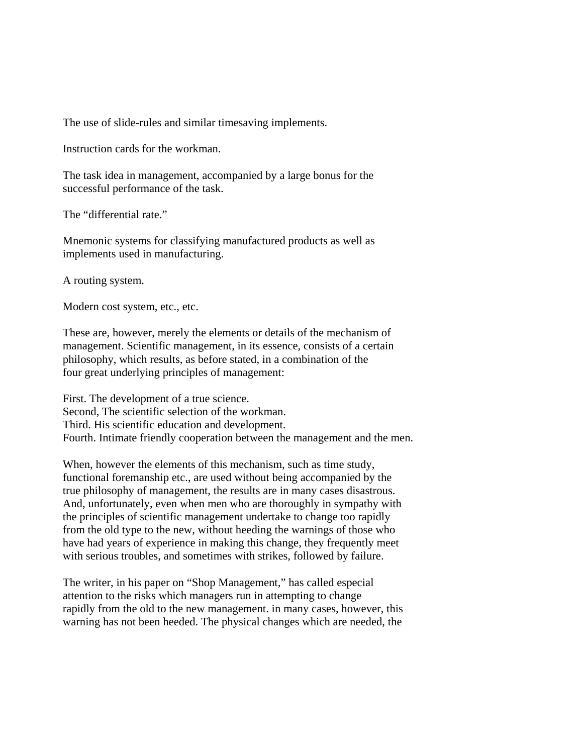The use of slide-rules and similar timesaving implements.

Instruction cards for the workman.

The task idea in management, accompanied by a large bonus for the successful performance of the task.

The “differential rate.”

Mnemonic systems for classifying manufactured products as well as implements used in manufacturing.

A routing system.

Modern cost system, etc., etc.

These are, however, merely the elements or details of the mechanism of management. Scientific management, in its essence, consists of a certain philosophy, which results, as before stated, in a combination of the four great underlying principles of management:

First. The development of a true science.
Second, The scientific selection of the workman.
Third. His scientific education and development.
Fourth. Intimate friendly cooperation between the management and the men.

When, however the elements of this mechanism, such as time study, functional foremanship etc., are used without being accompanied by the true philosophy of management, the results are in many cases disastrous. And, unfortunately, even when men who are thoroughly in sympathy with the principles of scientific management undertake to change too rapidly from the old type to the new, without heeding the warnings of those who have had years of experience in making this change, they frequently meet with serious troubles, and sometimes with strikes, followed by failure.

The writer, in his paper on “Shop Management,” has called especial attention to the risks which managers run in attempting to change rapidly from the old to the new management. in many cases, however, this warning has not been heeded. The physical changes which are needed, the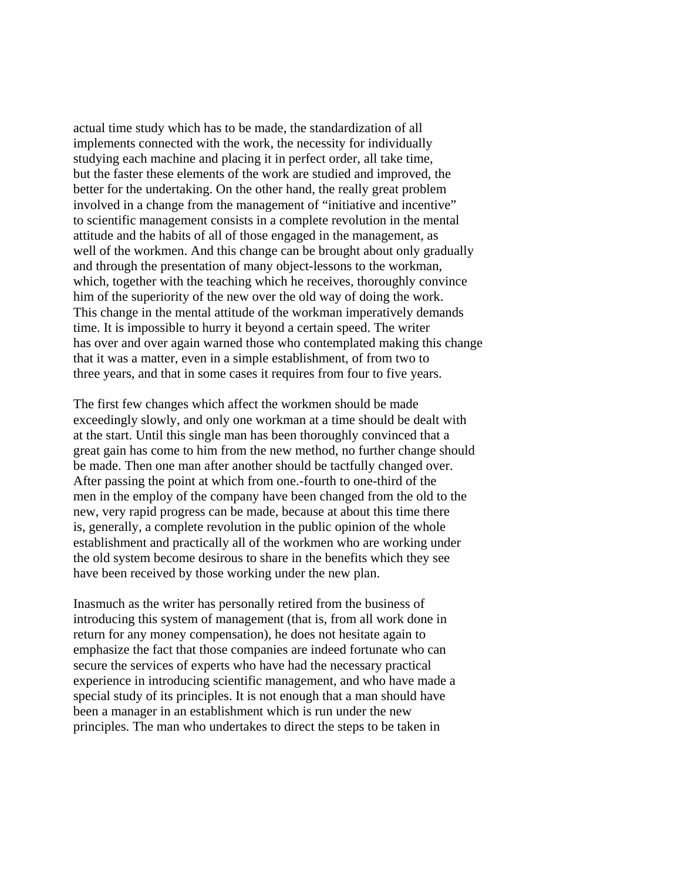actual time study which has to be made, the standardization of all implements connected with the work, the necessity for individually studying each machine and placing it in perfect order, all take time, but the faster these elements of the work are studied and improved, the better for the undertaking. On the other hand, the really great problem involved in a change from the management of "initiative and incentive" to scientific management consists in a complete revolution in the mental attitude and the habits of all of those engaged in the management, as well of the workmen. And this change can be brought about only gradually and through the presentation of many object-lessons to the workman, which, together with the teaching which he receives, thoroughly convince him of the superiority of the new over the old way of doing the work. This change in the mental attitude of the workman imperatively demands time. It is impossible to hurry it beyond a certain speed. The writer has over and over again warned those who contemplated making this change that it was a matter, even in a simple establishment, of from two to three years, and that in some cases it requires from four to five years.

The first few changes which affect the workmen should be made exceedingly slowly, and only one workman at a time should be dealt with at the start. Until this single man has been thoroughly convinced that a great gain has come to him from the new method, no further change should be made. Then one man after another should be tactfully changed over. After passing the point at which from one.-fourth to one-third of the men in the employ of the company have been changed from the old to the new, very rapid progress can be made, because at about this time there is, generally, a complete revolution in the public opinion of the whole establishment and practically all of the workmen who are working under the old system become desirous to share in the benefits which they see have been received by those working under the new plan.

Inasmuch as the writer has personally retired from the business of introducing this system of management (that is, from all work done in return for any money compensation), he does not hesitate again to emphasize the fact that those companies are indeed fortunate who can secure the services of experts who have had the necessary practical experience in introducing scientific management, and who have made a special study of its principles. It is not enough that a man should have been a manager in an establishment which is run under the new principles. The man who undertakes to direct the steps to be taken in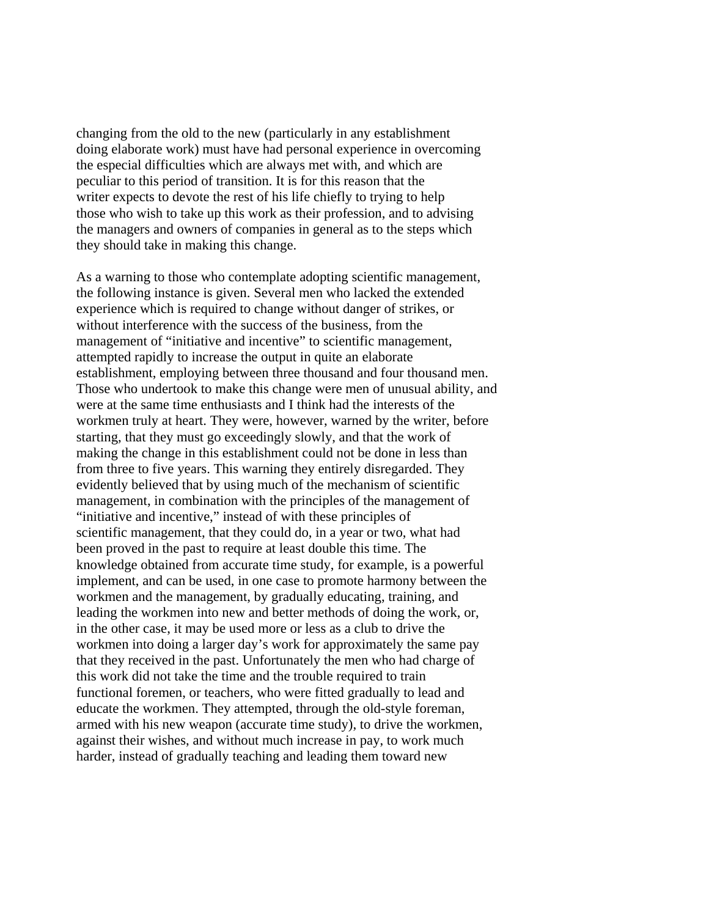changing from the old to the new (particularly in any establishment doing elaborate work) must have had personal experience in overcoming the especial difficulties which are always met with, and which are peculiar to this period of transition. It is for this reason that the writer expects to devote the rest of his life chiefly to trying to help those who wish to take up this work as their profession, and to advising the managers and owners of companies in general as to the steps which they should take in making this change.

As a warning to those who contemplate adopting scientific management, the following instance is given. Several men who lacked the extended experience which is required to change without danger of strikes, or without interference with the success of the business, from the management of "initiative and incentive" to scientific management, attempted rapidly to increase the output in quite an elaborate establishment, employing between three thousand and four thousand men. Those who undertook to make this change were men of unusual ability, and were at the same time enthusiasts and I think had the interests of the workmen truly at heart. They were, however, warned by the writer, before starting, that they must go exceedingly slowly, and that the work of making the change in this establishment could not be done in less than from three to five years. This warning they entirely disregarded. They evidently believed that by using much of the mechanism of scientific management, in combination with the principles of the management of "initiative and incentive," instead of with these principles of scientific management, that they could do, in a year or two, what had been proved in the past to require at least double this time. The knowledge obtained from accurate time study, for example, is a powerful implement, and can be used, in one case to promote harmony between the workmen and the management, by gradually educating, training, and leading the workmen into new and better methods of doing the work, or, in the other case, it may be used more or less as a club to drive the workmen into doing a larger day's work for approximately the same pay that they received in the past. Unfortunately the men who had charge of this work did not take the time and the trouble required to train functional foremen, or teachers, who were fitted gradually to lead and educate the workmen. They attempted, through the old-style foreman, armed with his new weapon (accurate time study), to drive the workmen, against their wishes, and without much increase in pay, to work much harder, instead of gradually teaching and leading them toward new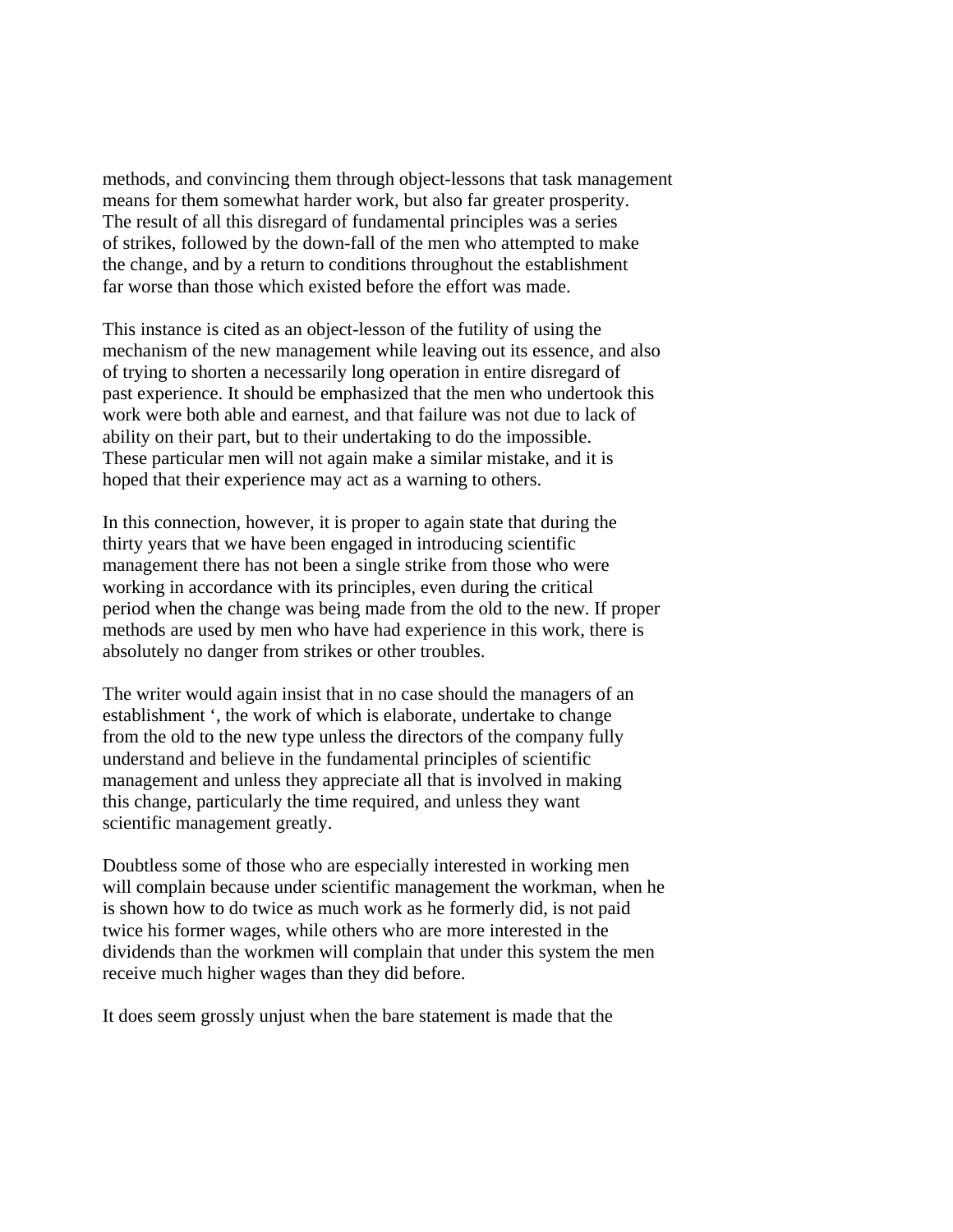methods, and convincing them through object-lessons that task management means for them somewhat harder work, but also far greater prosperity. The result of all this disregard of fundamental principles was a series of strikes, followed by the down-fall of the men who attempted to make the change, and by a return to conditions throughout the establishment far worse than those which existed before the effort was made.

This instance is cited as an object-lesson of the futility of using the mechanism of the new management while leaving out its essence, and also of trying to shorten a necessarily long operation in entire disregard of past experience. It should be emphasized that the men who undertook this work were both able and earnest, and that failure was not due to lack of ability on their part, but to their undertaking to do the impossible. These particular men will not again make a similar mistake, and it is hoped that their experience may act as a warning to others.

In this connection, however, it is proper to again state that during the thirty years that we have been engaged in introducing scientific management there has not been a single strike from those who were working in accordance with its principles, even during the critical period when the change was being made from the old to the new. If proper methods are used by men who have had experience in this work, there is absolutely no danger from strikes or other troubles.

The writer would again insist that in no case should the managers of an establishment ‘, the work of which is elaborate, undertake to change from the old to the new type unless the directors of the company fully understand and believe in the fundamental principles of scientific management and unless they appreciate all that is involved in making this change, particularly the time required, and unless they want scientific management greatly.

Doubtless some of those who are especially interested in working men will complain because under scientific management the workman, when he is shown how to do twice as much work as he formerly did, is not paid twice his former wages, while others who are more interested in the dividends than the workmen will complain that under this system the men receive much higher wages than they did before.

It does seem grossly unjust when the bare statement is made that the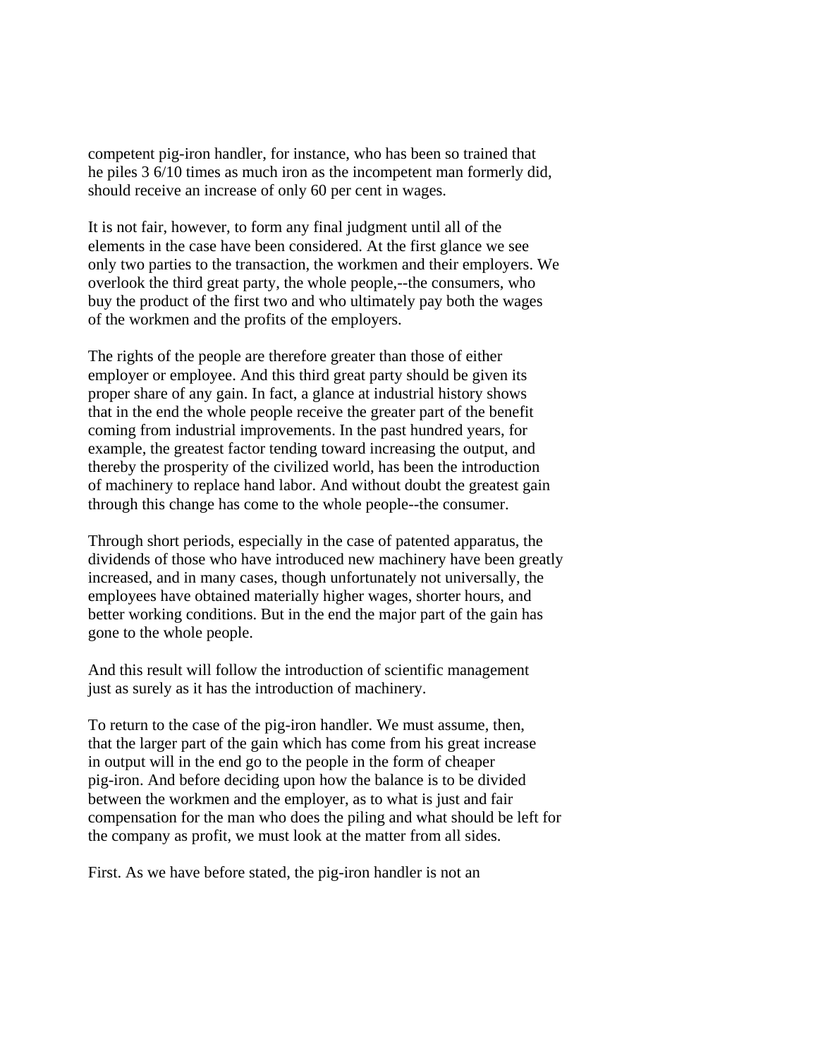competent pig-iron handler, for instance, who has been so trained that he piles 3 6/10 times as much iron as the incompetent man formerly did, should receive an increase of only 60 per cent in wages.

It is not fair, however, to form any final judgment until all of the elements in the case have been considered. At the first glance we see only two parties to the transaction, the workmen and their employers. We overlook the third great party, the whole people,--the consumers, who buy the product of the first two and who ultimately pay both the wages of the workmen and the profits of the employers.

The rights of the people are therefore greater than those of either employer or employee. And this third great party should be given its proper share of any gain. In fact, a glance at industrial history shows that in the end the whole people receive the greater part of the benefit coming from industrial improvements. In the past hundred years, for example, the greatest factor tending toward increasing the output, and thereby the prosperity of the civilized world, has been the introduction of machinery to replace hand labor. And without doubt the greatest gain through this change has come to the whole people--the consumer.

Through short periods, especially in the case of patented apparatus, the dividends of those who have introduced new machinery have been greatly increased, and in many cases, though unfortunately not universally, the employees have obtained materially higher wages, shorter hours, and better working conditions. But in the end the major part of the gain has gone to the whole people.

And this result will follow the introduction of scientific management just as surely as it has the introduction of machinery.

To return to the case of the pig-iron handler. We must assume, then, that the larger part of the gain which has come from his great increase in output will in the end go to the people in the form of cheaper pig-iron. And before deciding upon how the balance is to be divided between the workmen and the employer, as to what is just and fair compensation for the man who does the piling and what should be left for the company as profit, we must look at the matter from all sides.

First. As we have before stated, the pig-iron handler is not an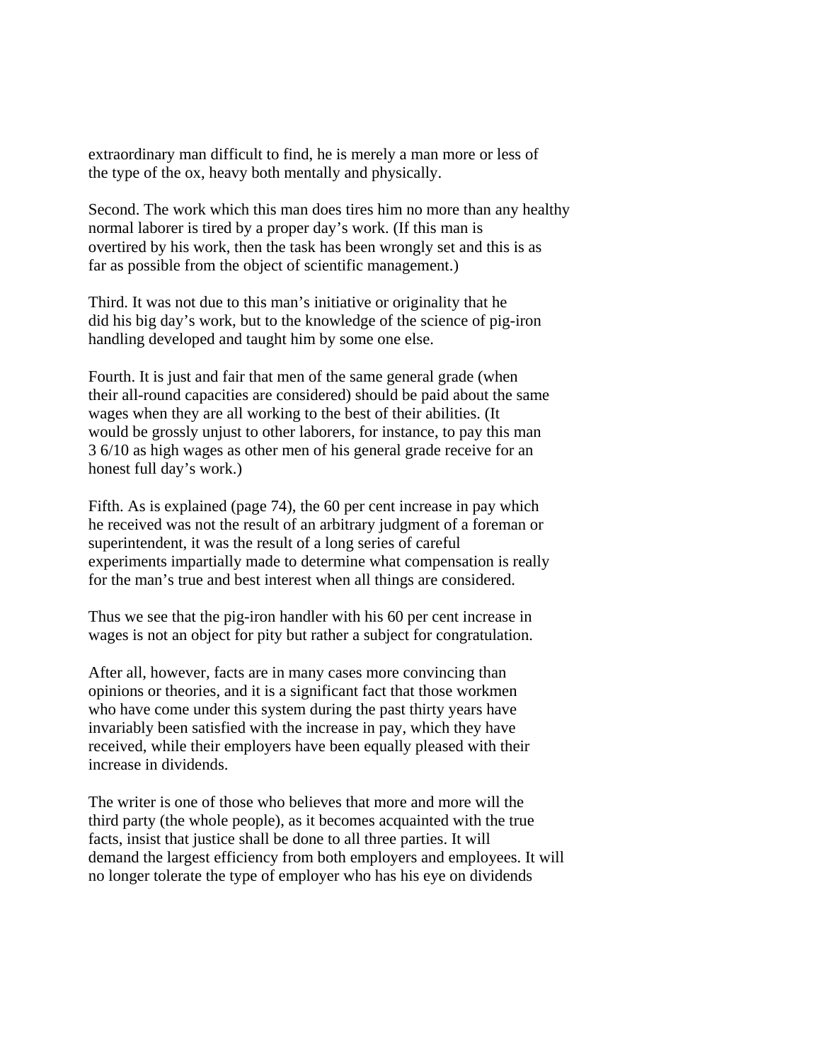extraordinary man difficult to find, he is merely a man more or less of the type of the ox, heavy both mentally and physically.

Second. The work which this man does tires him no more than any healthy normal laborer is tired by a proper day's work. (If this man is overtired by his work, then the task has been wrongly set and this is as far as possible from the object of scientific management.)

Third. It was not due to this man's initiative or originality that he did his big day's work, but to the knowledge of the science of pig-iron handling developed and taught him by some one else.

Fourth. It is just and fair that men of the same general grade (when their all-round capacities are considered) should be paid about the same wages when they are all working to the best of their abilities. (It would be grossly unjust to other laborers, for instance, to pay this man 3 6/10 as high wages as other men of his general grade receive for an honest full day's work.)

Fifth. As is explained (page 74), the 60 per cent increase in pay which he received was not the result of an arbitrary judgment of a foreman or superintendent, it was the result of a long series of careful experiments impartially made to determine what compensation is really for the man's true and best interest when all things are considered.

Thus we see that the pig-iron handler with his 60 per cent increase in wages is not an object for pity but rather a subject for congratulation.

After all, however, facts are in many cases more convincing than opinions or theories, and it is a significant fact that those workmen who have come under this system during the past thirty years have invariably been satisfied with the increase in pay, which they have received, while their employers have been equally pleased with their increase in dividends.

The writer is one of those who believes that more and more will the third party (the whole people), as it becomes acquainted with the true facts, insist that justice shall be done to all three parties. It will demand the largest efficiency from both employers and employees. It will no longer tolerate the type of employer who has his eye on dividends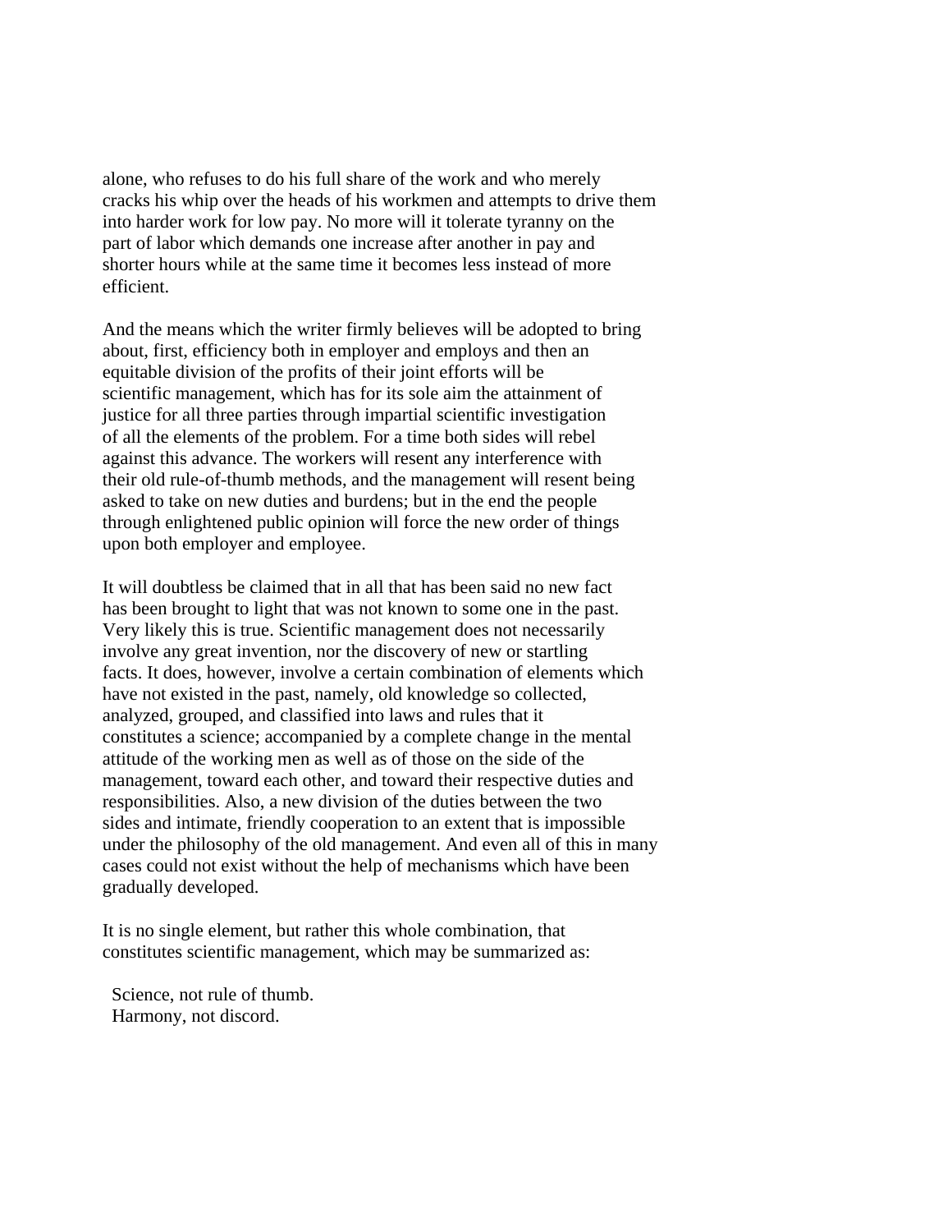alone, who refuses to do his full share of the work and who merely cracks his whip over the heads of his workmen and attempts to drive them into harder work for low pay. No more will it tolerate tyranny on the part of labor which demands one increase after another in pay and shorter hours while at the same time it becomes less instead of more efficient.

And the means which the writer firmly believes will be adopted to bring about, first, efficiency both in employer and employs and then an equitable division of the profits of their joint efforts will be scientific management, which has for its sole aim the attainment of justice for all three parties through impartial scientific investigation of all the elements of the problem. For a time both sides will rebel against this advance. The workers will resent any interference with their old rule-of-thumb methods, and the management will resent being asked to take on new duties and burdens; but in the end the people through enlightened public opinion will force the new order of things upon both employer and employee.

It will doubtless be claimed that in all that has been said no new fact has been brought to light that was not known to some one in the past. Very likely this is true. Scientific management does not necessarily involve any great invention, nor the discovery of new or startling facts. It does, however, involve a certain combination of elements which have not existed in the past, namely, old knowledge so collected, analyzed, grouped, and classified into laws and rules that it constitutes a science; accompanied by a complete change in the mental attitude of the working men as well as of those on the side of the management, toward each other, and toward their respective duties and responsibilities. Also, a new division of the duties between the two sides and intimate, friendly cooperation to an extent that is impossible under the philosophy of the old management. And even all of this in many cases could not exist without the help of mechanisms which have been gradually developed.

It is no single element, but rather this whole combination, that constitutes scientific management, which may be summarized as:

Science, not rule of thumb.
Harmony, not discord.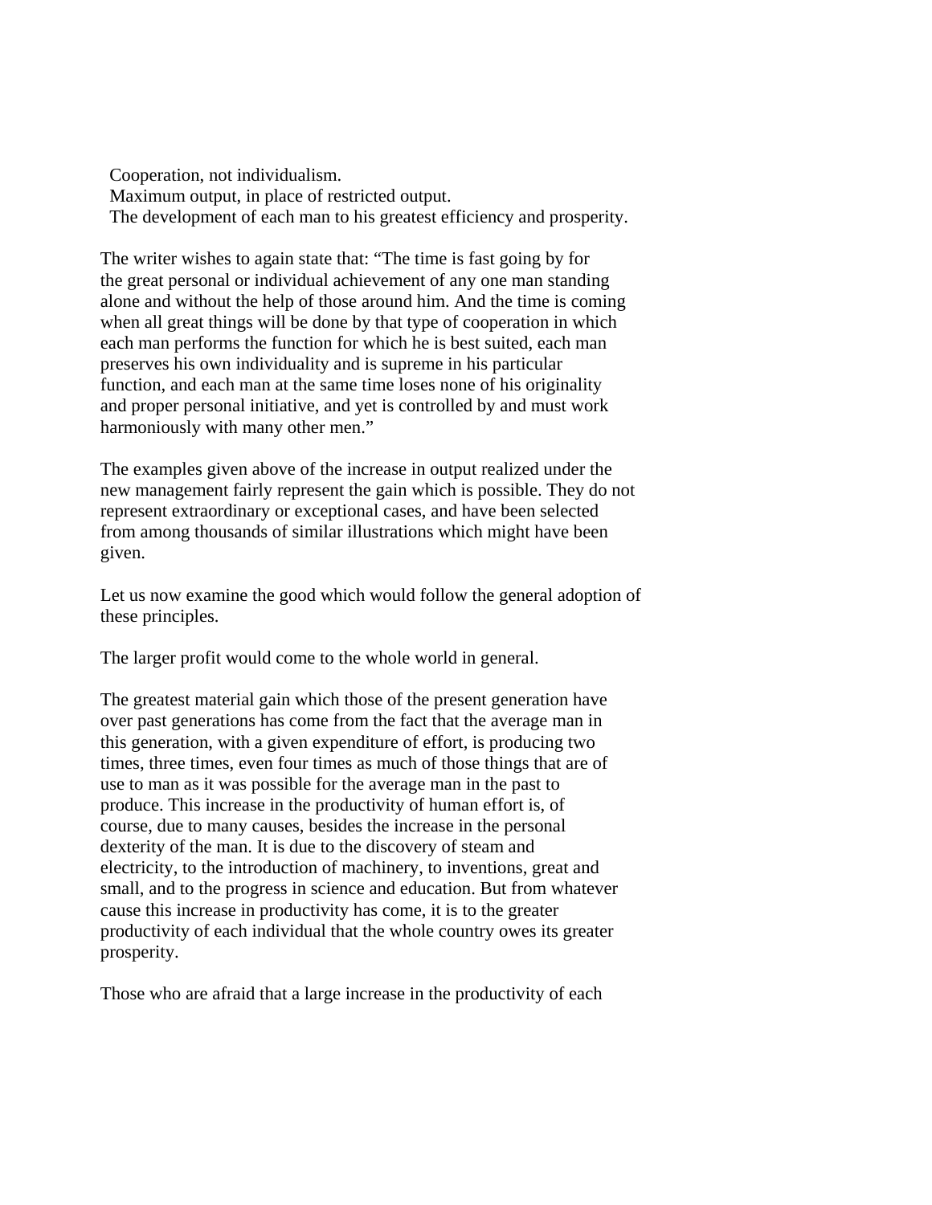Cooperation, not individualism.
Maximum output, in place of restricted output.
The development of each man to his greatest efficiency and prosperity.

The writer wishes to again state that: “The time is fast going by for the great personal or individual achievement of any one man standing alone and without the help of those around him. And the time is coming when all great things will be done by that type of cooperation in which each man performs the function for which he is best suited, each man preserves his own individuality and is supreme in his particular function, and each man at the same time loses none of his originality and proper personal initiative, and yet is controlled by and must work harmoniously with many other men.”

The examples given above of the increase in output realized under the new management fairly represent the gain which is possible. They do not represent extraordinary or exceptional cases, and have been selected from among thousands of similar illustrations which might have been given.

Let us now examine the good which would follow the general adoption of these principles.

The larger profit would come to the whole world in general.

The greatest material gain which those of the present generation have over past generations has come from the fact that the average man in this generation, with a given expenditure of effort, is producing two times, three times, even four times as much of those things that are of use to man as it was possible for the average man in the past to produce. This increase in the productivity of human effort is, of course, due to many causes, besides the increase in the personal dexterity of the man. It is due to the discovery of steam and electricity, to the introduction of machinery, to inventions, great and small, and to the progress in science and education. But from whatever cause this increase in productivity has come, it is to the greater productivity of each individual that the whole country owes its greater prosperity.

Those who are afraid that a large increase in the productivity of each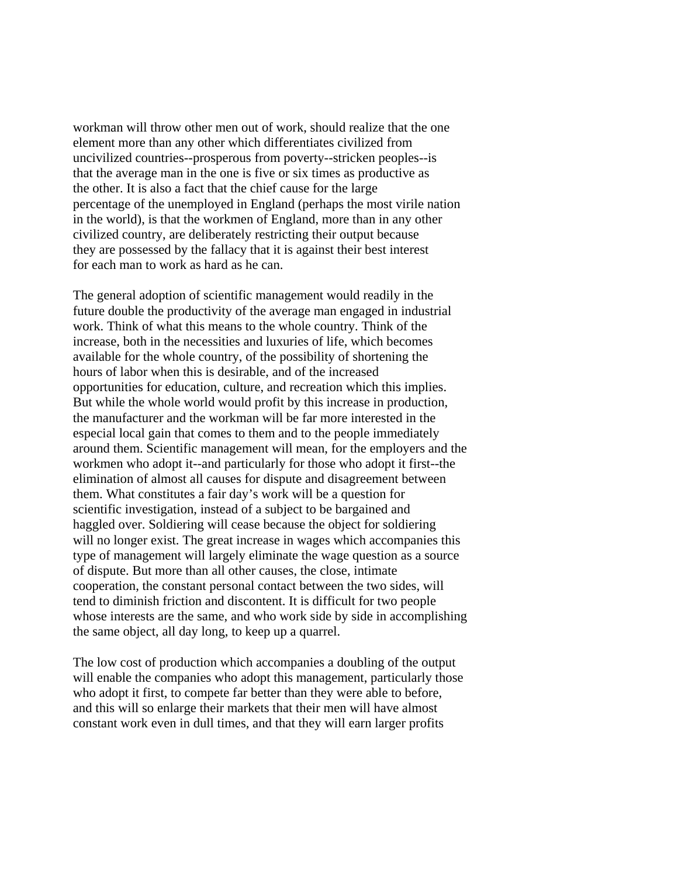workman will throw other men out of work, should realize that the one element more than any other which differentiates civilized from uncivilized countries--prosperous from poverty--stricken peoples--is that the average man in the one is five or six times as productive as the other. It is also a fact that the chief cause for the large percentage of the unemployed in England (perhaps the most virile nation in the world), is that the workmen of England, more than in any other civilized country, are deliberately restricting their output because they are possessed by the fallacy that it is against their best interest for each man to work as hard as he can.

The general adoption of scientific management would readily in the future double the productivity of the average man engaged in industrial work. Think of what this means to the whole country. Think of the increase, both in the necessities and luxuries of life, which becomes available for the whole country, of the possibility of shortening the hours of labor when this is desirable, and of the increased opportunities for education, culture, and recreation which this implies. But while the whole world would profit by this increase in production, the manufacturer and the workman will be far more interested in the especial local gain that comes to them and to the people immediately around them. Scientific management will mean, for the employers and the workmen who adopt it--and particularly for those who adopt it first--the elimination of almost all causes for dispute and disagreement between them. What constitutes a fair day's work will be a question for scientific investigation, instead of a subject to be bargained and haggled over. Soldiering will cease because the object for soldiering will no longer exist. The great increase in wages which accompanies this type of management will largely eliminate the wage question as a source of dispute. But more than all other causes, the close, intimate cooperation, the constant personal contact between the two sides, will tend to diminish friction and discontent. It is difficult for two people whose interests are the same, and who work side by side in accomplishing the same object, all day long, to keep up a quarrel.

The low cost of production which accompanies a doubling of the output will enable the companies who adopt this management, particularly those who adopt it first, to compete far better than they were able to before, and this will so enlarge their markets that their men will have almost constant work even in dull times, and that they will earn larger profits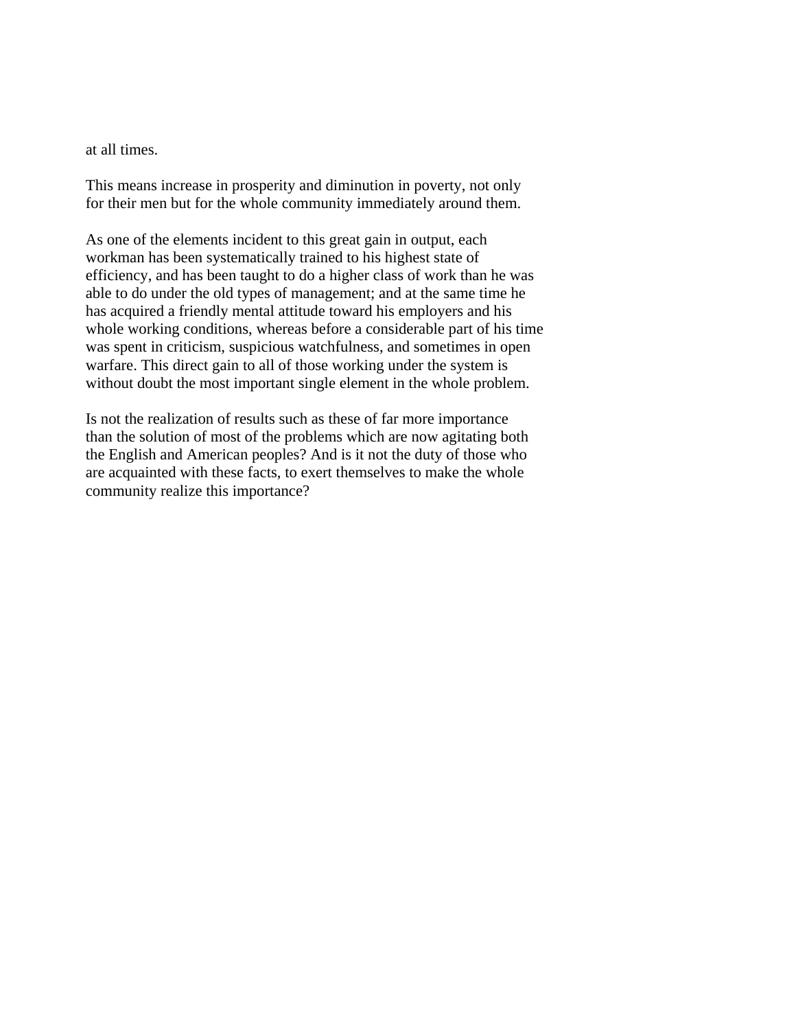at all times.

This means increase in prosperity and diminution in poverty, not only for their men but for the whole community immediately around them.

As one of the elements incident to this great gain in output, each workman has been systematically trained to his highest state of efficiency, and has been taught to do a higher class of work than he was able to do under the old types of management; and at the same time he has acquired a friendly mental attitude toward his employers and his whole working conditions, whereas before a considerable part of his time was spent in criticism, suspicious watchfulness, and sometimes in open warfare. This direct gain to all of those working under the system is without doubt the most important single element in the whole problem.

Is not the realization of results such as these of far more importance than the solution of most of the problems which are now agitating both the English and American peoples? And is it not the duty of those who are acquainted with these facts, to exert themselves to make the whole community realize this importance?